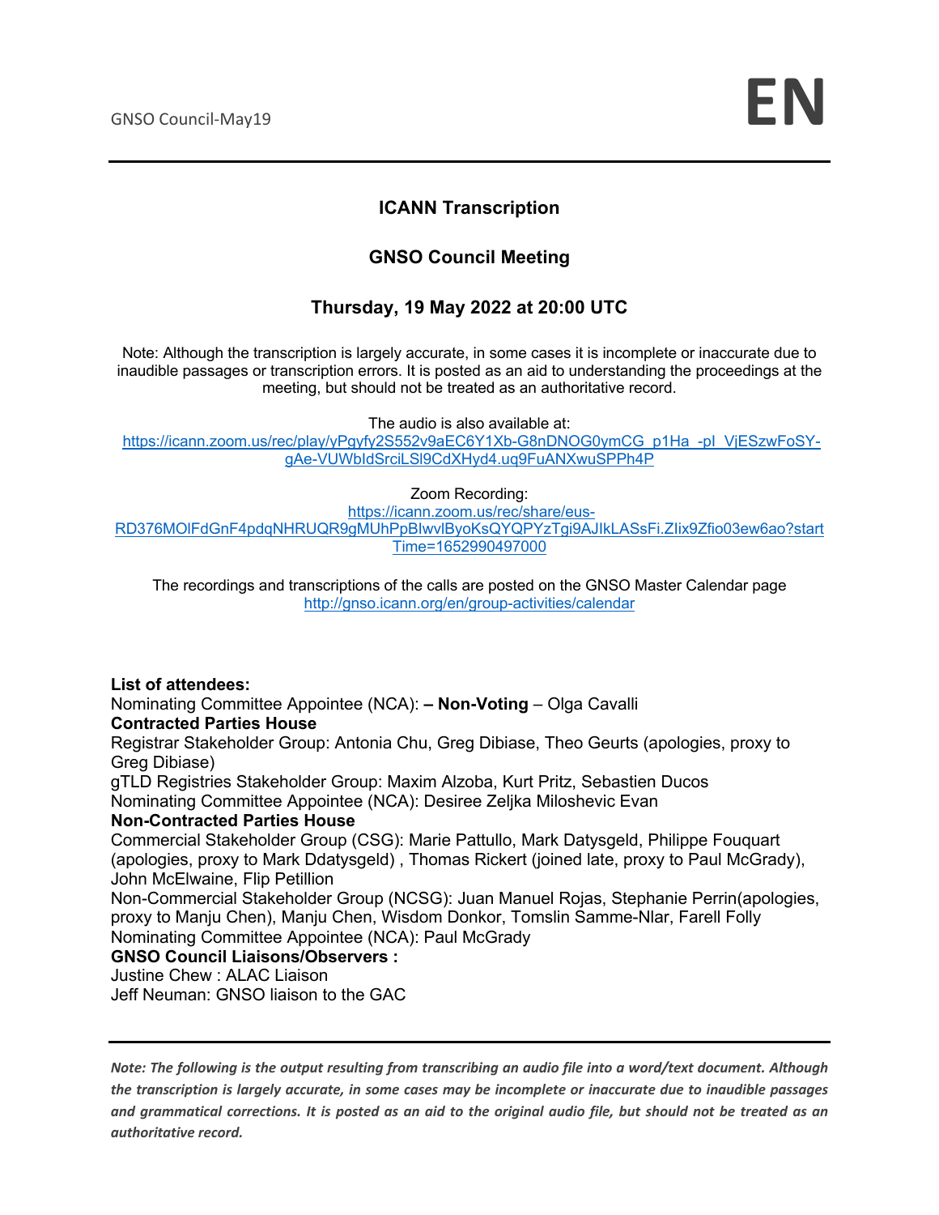## ICANN Transcription

## GNSO Council Meeting

## Thursday, 19 May 2022 at 20:00 UTC

Note: Although the transcription is largely accurate, in some cases it is incomplete or inaccurate due to inaudible passages or transcription errors. It is posted as an aid to understanding the proceedings at the meeting, but should not be treated as an authoritative record.

The audio is also available at:
https://icann.zoom.us/rec/play/yPgyfy2S552v9aEC6Y1Xb-G8nDNOG0ymCG_p1Ha_-pI_VjESzwFoSY-gAe-VUWbIdSrciLSl9CdXHyd4.uq9FuANXwuSPPh4P

Zoom Recording:
https://icann.zoom.us/rec/share/eus-RD376MOlFdGnF4pdqNHRUQR9gMUhPpBIwvlByoKsQYQPYzTgi9AJlkLASsFi.ZIix9Zfio03ew6ao?startTime=1652990497000

The recordings and transcriptions of the calls are posted on the GNSO Master Calendar page
http://gnso.icann.org/en/group-activities/calendar

**List of attendees:**
Nominating Committee Appointee (NCA): **– Non-Voting** – Olga Cavalli
**Contracted Parties House**
Registrar Stakeholder Group: Antonia Chu, Greg Dibiase, Theo Geurts (apologies, proxy to Greg Dibiase)
gTLD Registries Stakeholder Group: Maxim Alzoba, Kurt Pritz, Sebastien Ducos
Nominating Committee Appointee (NCA): Desiree Zeljka Miloshevic Evan
**Non-Contracted Parties House**
Commercial Stakeholder Group (CSG): Marie Pattullo, Mark Datysgeld, Philippe Fouquart (apologies, proxy to Mark Ddatysgeld) , Thomas Rickert (joined late, proxy to Paul McGrady), John McElwaine, Flip Petillion
Non-Commercial Stakeholder Group (NCSG): Juan Manuel Rojas, Stephanie Perrin(apologies, proxy to Manju Chen), Manju Chen, Wisdom Donkor, Tomslin Samme-Nlar, Farell Folly
Nominating Committee Appointee (NCA): Paul McGrady
**GNSO Council Liaisons/Observers :**
Justine Chew : ALAC Liaison
Jeff Neuman: GNSO liaison to the GAC

***Note: The following is the output resulting from transcribing an audio file into a word/text document. Although the transcription is largely accurate, in some cases may be incomplete or inaccurate due to inaudible passages and grammatical corrections. It is posted as an aid to the original audio file, but should not be treated as an authoritative record.***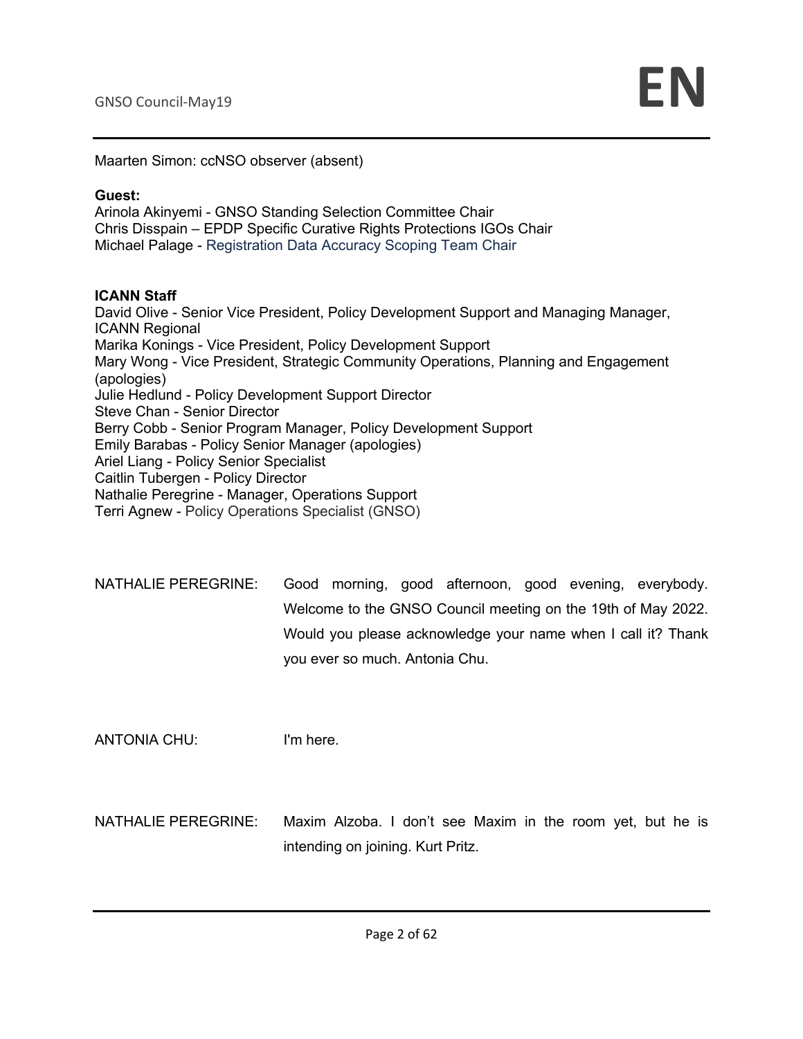Maarten Simon: ccNSO observer (absent)

**Guest:**
Arinola Akinyemi - GNSO Standing Selection Committee Chair
Chris Disspain – EPDP Specific Curative Rights Protections IGOs Chair
Michael Palage - Registration Data Accuracy Scoping Team Chair

**ICANN Staff**
David Olive - Senior Vice President, Policy Development Support and Managing Manager, ICANN Regional
Marika Konings - Vice President, Policy Development Support
Mary Wong - Vice President, Strategic Community Operations, Planning and Engagement (apologies)
Julie Hedlund - Policy Development Support Director
Steve Chan - Senior Director
Berry Cobb - Senior Program Manager, Policy Development Support
Emily Barabas - Policy Senior Manager (apologies)
Ariel Liang - Policy Senior Specialist
Caitlin Tubergen - Policy Director
Nathalie Peregrine - Manager, Operations Support
Terri Agnew - Policy Operations Specialist (GNSO)

NATHALIE PEREGRINE: Good morning, good afternoon, good evening, everybody. Welcome to the GNSO Council meeting on the 19th of May 2022. Would you please acknowledge your name when I call it? Thank you ever so much. Antonia Chu.

ANTONIA CHU: I'm here.

NATHALIE PEREGRINE: Maxim Alzoba. I don't see Maxim in the room yet, but he is intending on joining. Kurt Pritz.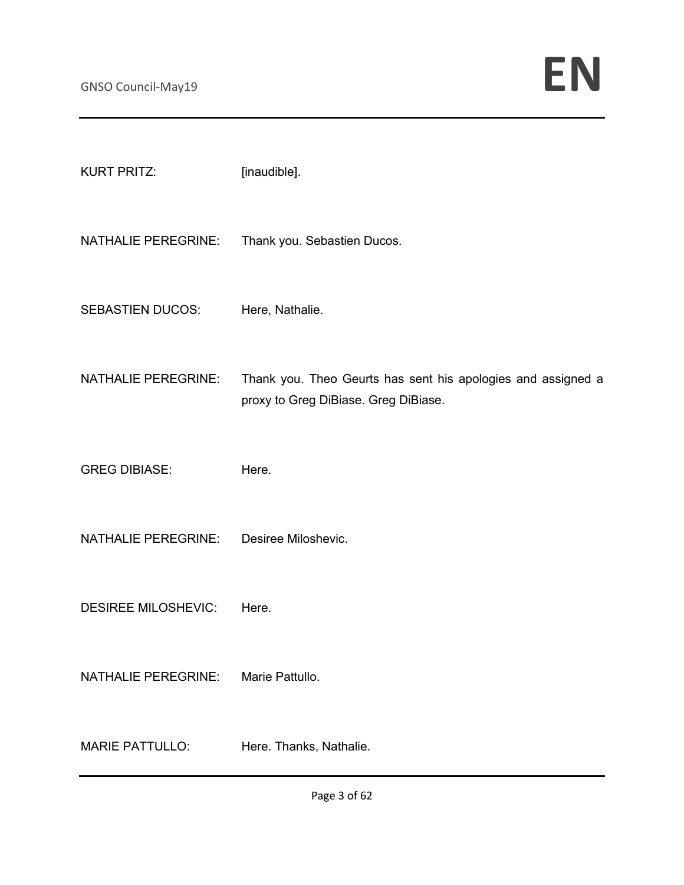KURT PRITZ: [inaudible].

NATHALIE PEREGRINE: Thank you. Sebastien Ducos.

SEBASTIEN DUCOS: Here, Nathalie.

NATHALIE PEREGRINE: Thank you. Theo Geurts has sent his apologies and assigned a proxy to Greg DiBiase. Greg DiBiase.

GREG DIBIASE: Here.

NATHALIE PEREGRINE: Desiree Miloshevic.

DESIREE MILOSHEVIC: Here.

NATHALIE PEREGRINE: Marie Pattullo.

MARIE PATTULLO: Here. Thanks, Nathalie.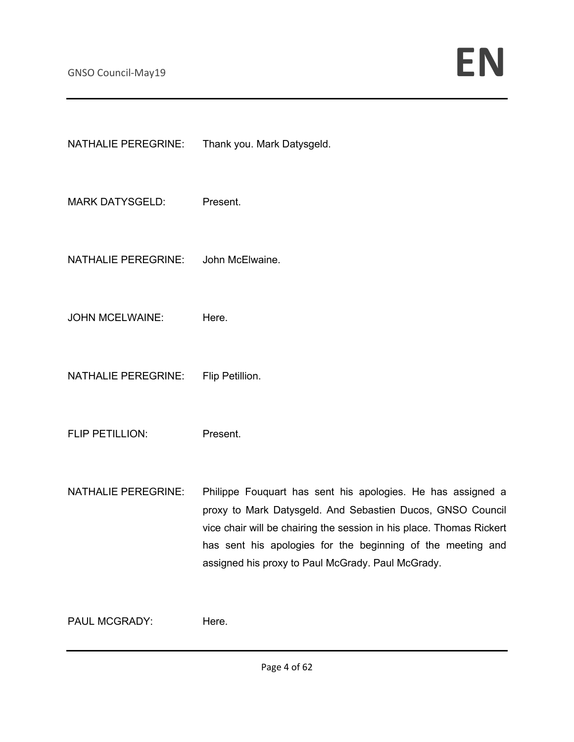NATHALIE PEREGRINE: Thank you. Mark Datysgeld.

MARK DATYSGELD: Present.

NATHALIE PEREGRINE: John McElwaine.

JOHN MCELWAINE: Here.

NATHALIE PEREGRINE: Flip Petillion.

FLIP PETILLION: Present.

NATHALIE PEREGRINE: Philippe Fouquart has sent his apologies. He has assigned a proxy to Mark Datysgeld. And Sebastien Ducos, GNSO Council vice chair will be chairing the session in his place. Thomas Rickert has sent his apologies for the beginning of the meeting and assigned his proxy to Paul McGrady. Paul McGrady.

PAUL MCGRADY: Here.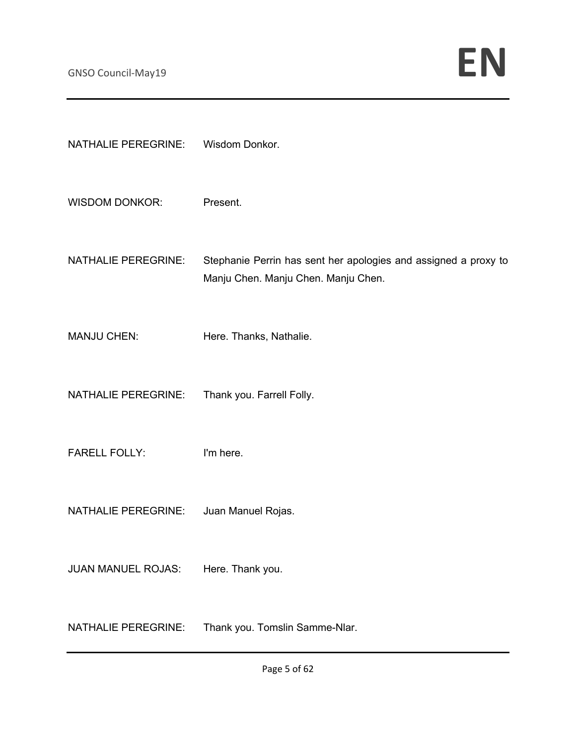NATHALIE PEREGRINE: Wisdom Donkor.

WISDOM DONKOR: Present.

NATHALIE PEREGRINE: Stephanie Perrin has sent her apologies and assigned a proxy to Manju Chen. Manju Chen. Manju Chen.

MANJU CHEN: Here. Thanks, Nathalie.

NATHALIE PEREGRINE: Thank you. Farrell Folly.

FARELL FOLLY: I'm here.

NATHALIE PEREGRINE: Juan Manuel Rojas.

JUAN MANUEL ROJAS: Here. Thank you.

NATHALIE PEREGRINE: Thank you. Tomslin Samme-Nlar.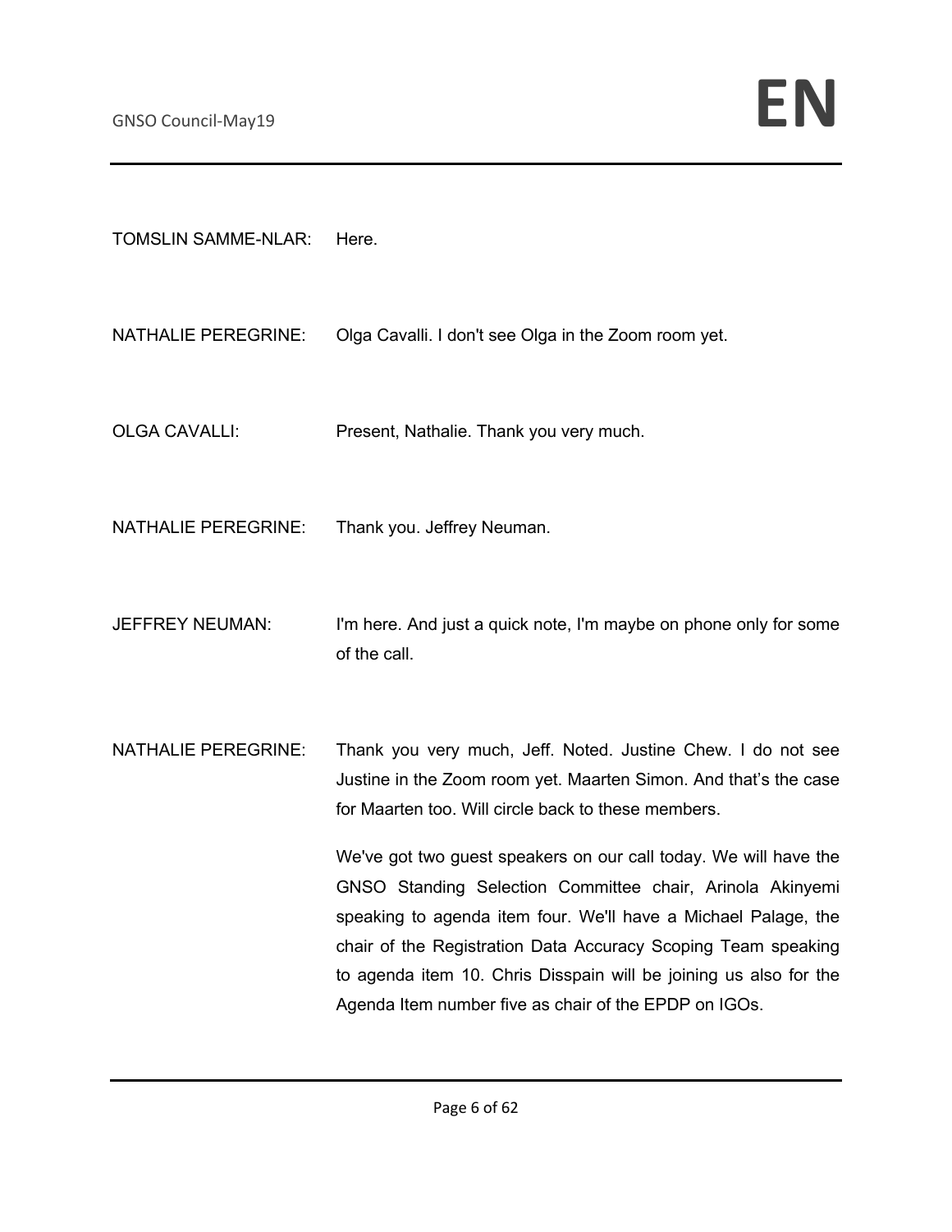TOMSLIN SAMME-NLAR: Here.

NATHALIE PEREGRINE: Olga Cavalli. I don't see Olga in the Zoom room yet.

OLGA CAVALLI: Present, Nathalie. Thank you very much.

NATHALIE PEREGRINE: Thank you. Jeffrey Neuman.

JEFFREY NEUMAN: I'm here. And just a quick note, I'm maybe on phone only for some of the call.

NATHALIE PEREGRINE: Thank you very much, Jeff. Noted. Justine Chew. I do not see Justine in the Zoom room yet. Maarten Simon. And that's the case for Maarten too. Will circle back to these members.

We've got two guest speakers on our call today. We will have the GNSO Standing Selection Committee chair, Arinola Akinyemi speaking to agenda item four. We'll have a Michael Palage, the chair of the Registration Data Accuracy Scoping Team speaking to agenda item 10. Chris Disspain will be joining us also for the Agenda Item number five as chair of the EPDP on IGOs.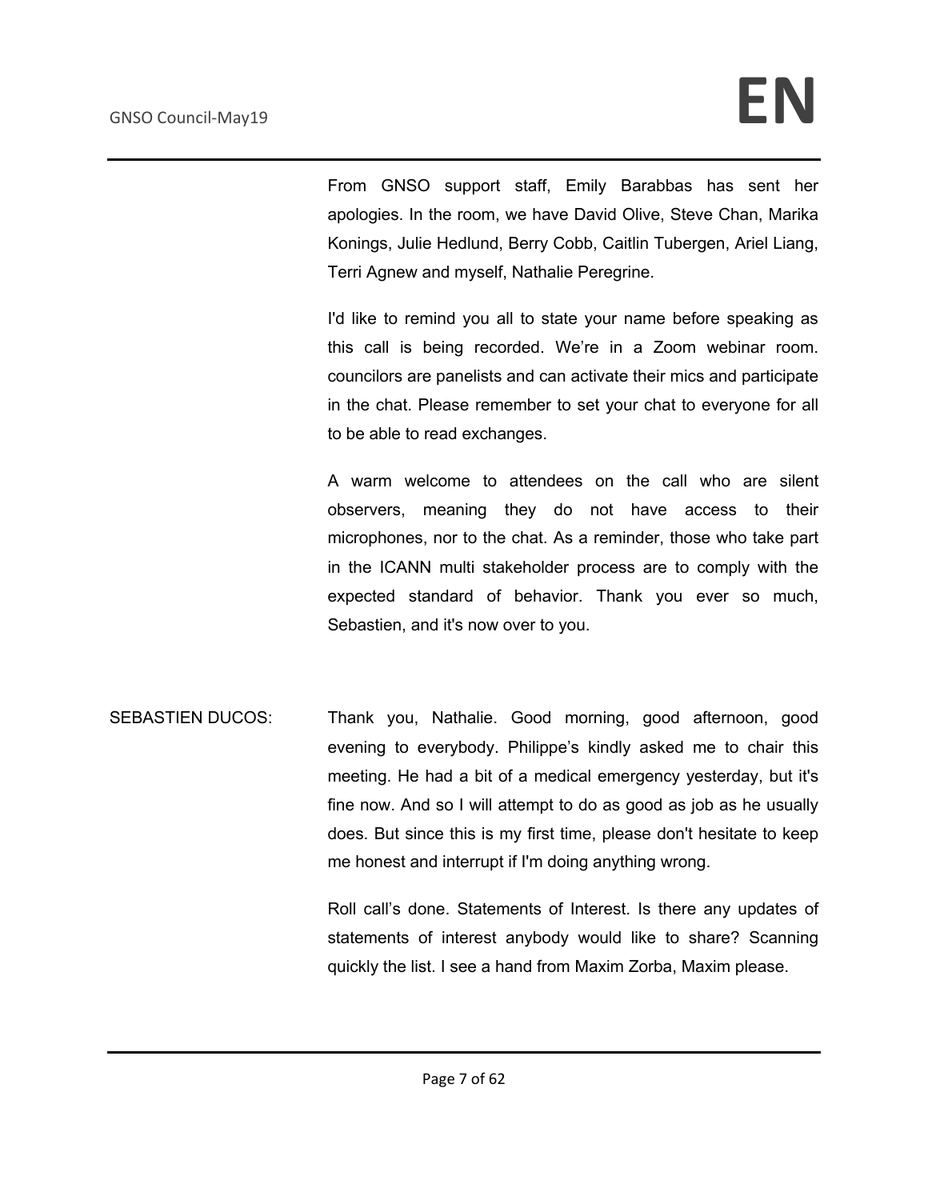From GNSO support staff, Emily Barabbas has sent her apologies. In the room, we have David Olive, Steve Chan, Marika Konings, Julie Hedlund, Berry Cobb, Caitlin Tubergen, Ariel Liang, Terri Agnew and myself, Nathalie Peregrine.

I'd like to remind you all to state your name before speaking as this call is being recorded. We're in a Zoom webinar room. councilors are panelists and can activate their mics and participate in the chat. Please remember to set your chat to everyone for all to be able to read exchanges.

A warm welcome to attendees on the call who are silent observers, meaning they do not have access to their microphones, nor to the chat. As a reminder, those who take part in the ICANN multi stakeholder process are to comply with the expected standard of behavior. Thank you ever so much, Sebastien, and it's now over to you.

SEBASTIEN DUCOS: Thank you, Nathalie. Good morning, good afternoon, good evening to everybody. Philippe's kindly asked me to chair this meeting. He had a bit of a medical emergency yesterday, but it's fine now. And so I will attempt to do as good as job as he usually does. But since this is my first time, please don't hesitate to keep me honest and interrupt if I'm doing anything wrong.

Roll call's done. Statements of Interest. Is there any updates of statements of interest anybody would like to share? Scanning quickly the list. I see a hand from Maxim Zorba, Maxim please.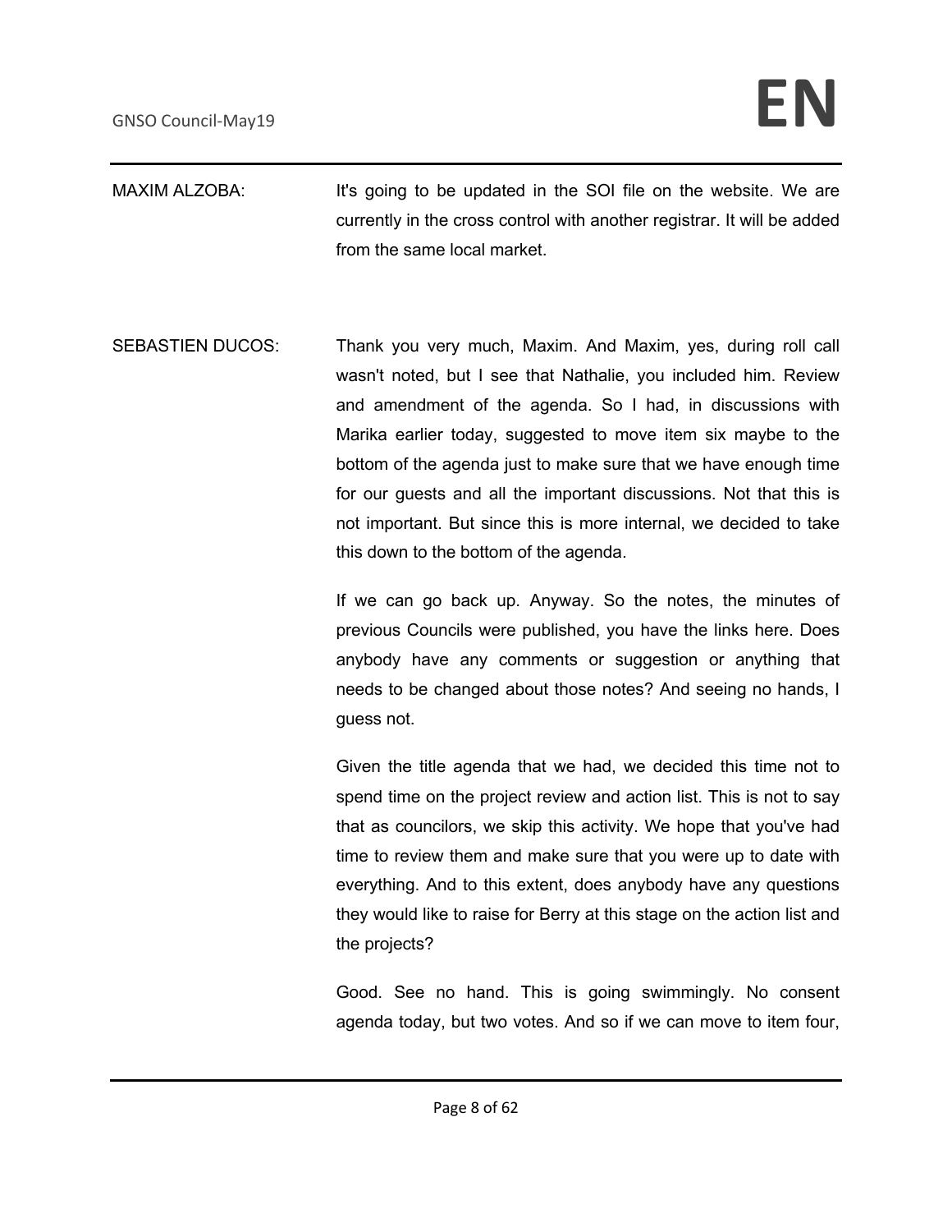MAXIM ALZOBA: It's going to be updated in the SOI file on the website. We are currently in the cross control with another registrar. It will be added from the same local market.

SEBASTIEN DUCOS: Thank you very much, Maxim. And Maxim, yes, during roll call wasn't noted, but I see that Nathalie, you included him. Review and amendment of the agenda. So I had, in discussions with Marika earlier today, suggested to move item six maybe to the bottom of the agenda just to make sure that we have enough time for our guests and all the important discussions. Not that this is not important. But since this is more internal, we decided to take this down to the bottom of the agenda.

If we can go back up. Anyway. So the notes, the minutes of previous Councils were published, you have the links here. Does anybody have any comments or suggestion or anything that needs to be changed about those notes? And seeing no hands, I guess not.

Given the title agenda that we had, we decided this time not to spend time on the project review and action list. This is not to say that as councilors, we skip this activity. We hope that you've had time to review them and make sure that you were up to date with everything. And to this extent, does anybody have any questions they would like to raise for Berry at this stage on the action list and the projects?

Good. See no hand. This is going swimmingly. No consent agenda today, but two votes. And so if we can move to item four,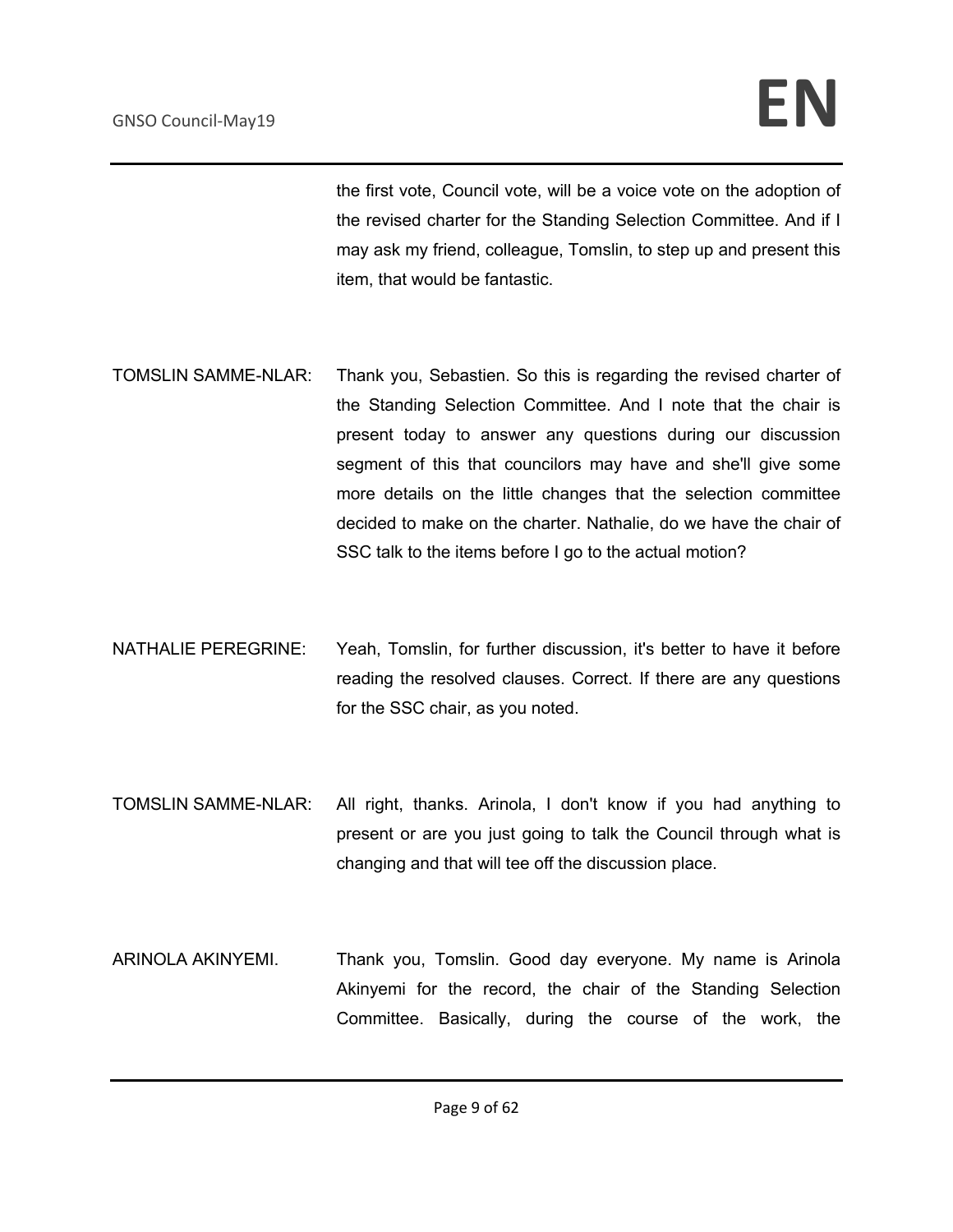the first vote, Council vote, will be a voice vote on the adoption of the revised charter for the Standing Selection Committee. And if I may ask my friend, colleague, Tomslin, to step up and present this item, that would be fantastic.

TOMSLIN SAMME-NLAR: Thank you, Sebastien. So this is regarding the revised charter of the Standing Selection Committee. And I note that the chair is present today to answer any questions during our discussion segment of this that councilors may have and she'll give some more details on the little changes that the selection committee decided to make on the charter. Nathalie, do we have the chair of SSC talk to the items before I go to the actual motion?

NATHALIE PEREGRINE: Yeah, Tomslin, for further discussion, it's better to have it before reading the resolved clauses. Correct. If there are any questions for the SSC chair, as you noted.

TOMSLIN SAMME-NLAR: All right, thanks. Arinola, I don't know if you had anything to present or are you just going to talk the Council through what is changing and that will tee off the discussion place.

ARINOLA AKINYEMI. Thank you, Tomslin. Good day everyone. My name is Arinola Akinyemi for the record, the chair of the Standing Selection Committee. Basically, during the course of the work, the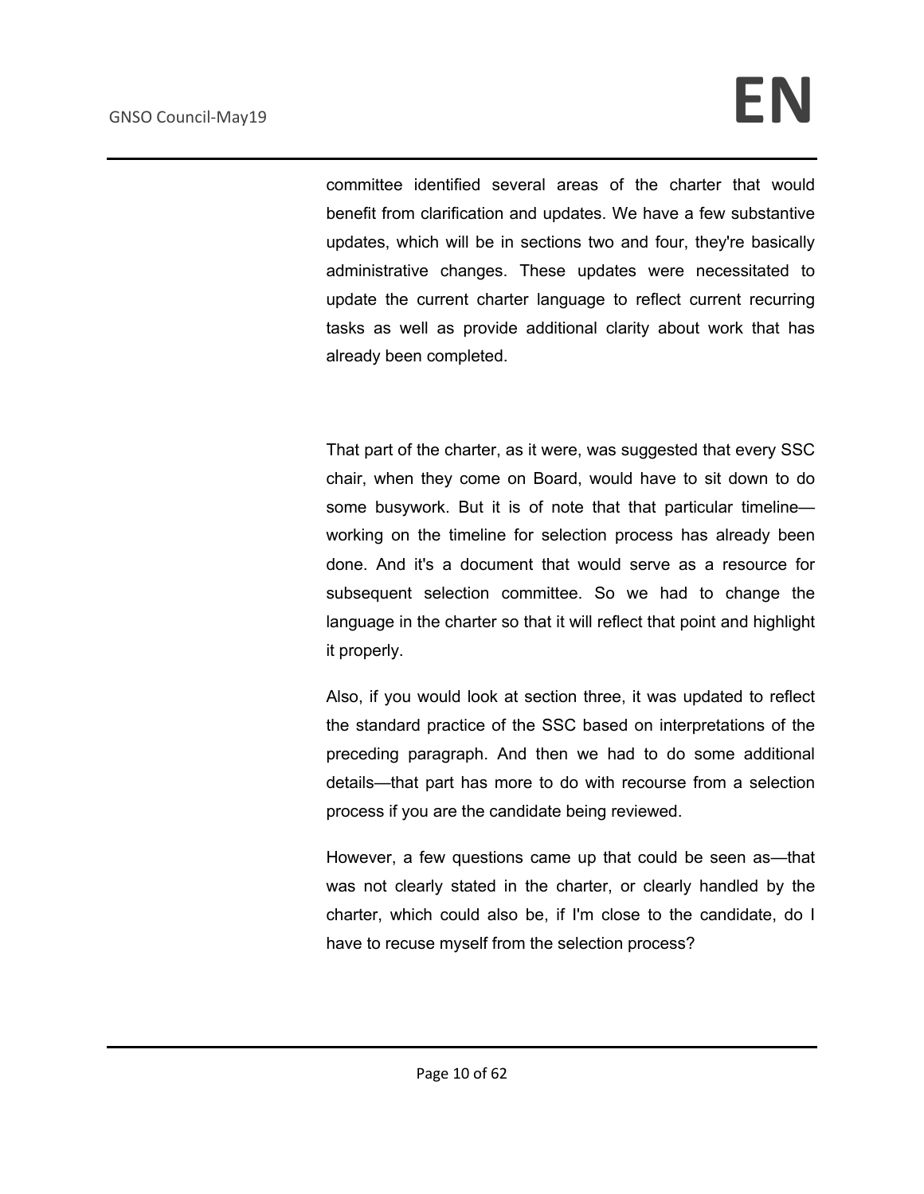committee identified several areas of the charter that would benefit from clarification and updates. We have a few substantive updates, which will be in sections two and four, they're basically administrative changes. These updates were necessitated to update the current charter language to reflect current recurring tasks as well as provide additional clarity about work that has already been completed.

That part of the charter, as it were, was suggested that every SSC chair, when they come on Board, would have to sit down to do some busywork. But it is of note that that particular timeline—working on the timeline for selection process has already been done. And it's a document that would serve as a resource for subsequent selection committee. So we had to change the language in the charter so that it will reflect that point and highlight it properly.

Also, if you would look at section three, it was updated to reflect the standard practice of the SSC based on interpretations of the preceding paragraph. And then we had to do some additional details—that part has more to do with recourse from a selection process if you are the candidate being reviewed.

However, a few questions came up that could be seen as—that was not clearly stated in the charter, or clearly handled by the charter, which could also be, if I'm close to the candidate, do I have to recuse myself from the selection process?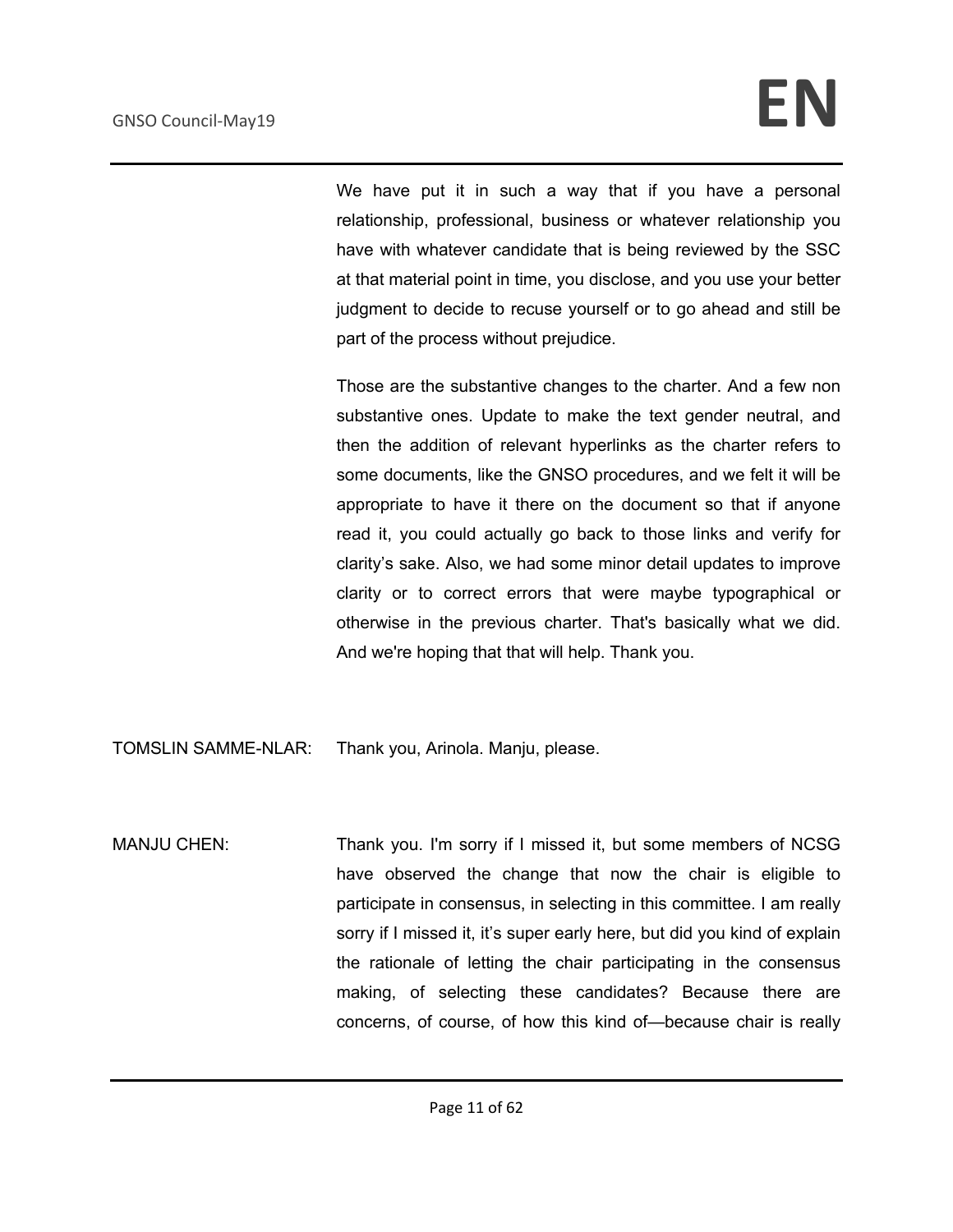We have put it in such a way that if you have a personal relationship, professional, business or whatever relationship you have with whatever candidate that is being reviewed by the SSC at that material point in time, you disclose, and you use your better judgment to decide to recuse yourself or to go ahead and still be part of the process without prejudice.

Those are the substantive changes to the charter. And a few non substantive ones. Update to make the text gender neutral, and then the addition of relevant hyperlinks as the charter refers to some documents, like the GNSO procedures, and we felt it will be appropriate to have it there on the document so that if anyone read it, you could actually go back to those links and verify for clarity's sake. Also, we had some minor detail updates to improve clarity or to correct errors that were maybe typographical or otherwise in the previous charter. That's basically what we did. And we're hoping that that will help. Thank you.

TOMSLIN SAMME-NLAR: Thank you, Arinola. Manju, please.

MANJU CHEN: Thank you. I'm sorry if I missed it, but some members of NCSG have observed the change that now the chair is eligible to participate in consensus, in selecting in this committee. I am really sorry if I missed it, it's super early here, but did you kind of explain the rationale of letting the chair participating in the consensus making, of selecting these candidates? Because there are concerns, of course, of how this kind of—because chair is really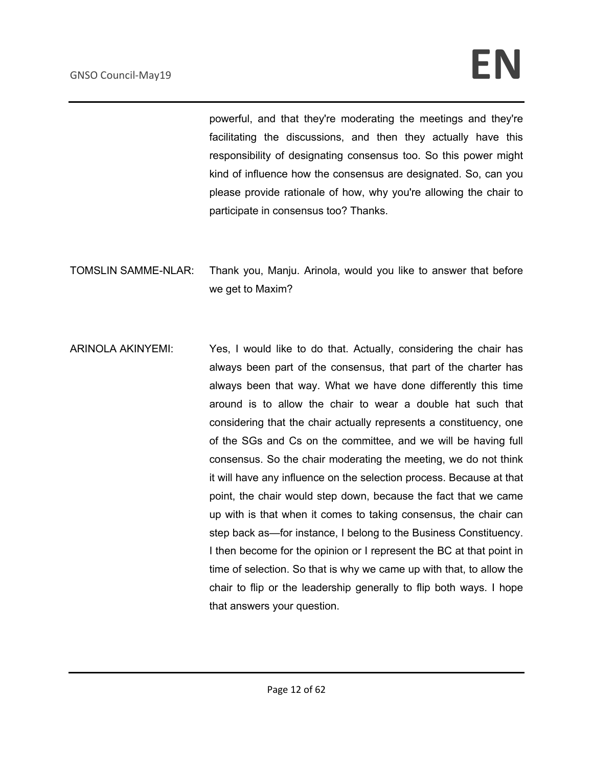powerful, and that they're moderating the meetings and they're facilitating the discussions, and then they actually have this responsibility of designating consensus too. So this power might kind of influence how the consensus are designated. So, can you please provide rationale of how, why you're allowing the chair to participate in consensus too? Thanks.

TOMSLIN SAMME-NLAR: Thank you, Manju. Arinola, would you like to answer that before we get to Maxim?

ARINOLA AKINYEMI: Yes, I would like to do that. Actually, considering the chair has always been part of the consensus, that part of the charter has always been that way. What we have done differently this time around is to allow the chair to wear a double hat such that considering that the chair actually represents a constituency, one of the SGs and Cs on the committee, and we will be having full consensus. So the chair moderating the meeting, we do not think it will have any influence on the selection process. Because at that point, the chair would step down, because the fact that we came up with is that when it comes to taking consensus, the chair can step back as—for instance, I belong to the Business Constituency. I then become for the opinion or I represent the BC at that point in time of selection. So that is why we came up with that, to allow the chair to flip or the leadership generally to flip both ways. I hope that answers your question.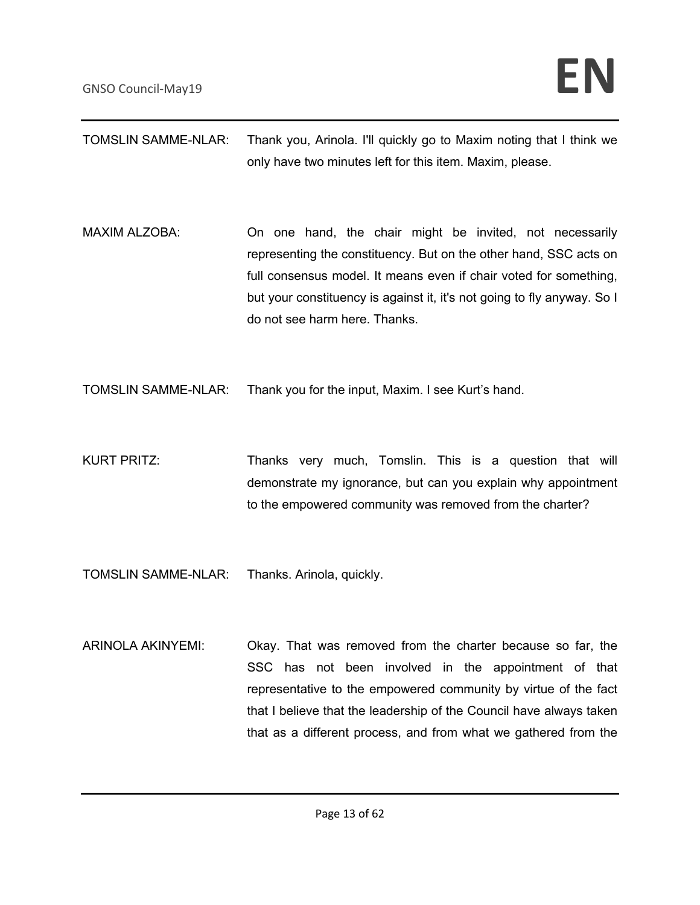TOMSLIN SAMME-NLAR: Thank you, Arinola. I'll quickly go to Maxim noting that I think we only have two minutes left for this item. Maxim, please.

MAXIM ALZOBA: On one hand, the chair might be invited, not necessarily representing the constituency. But on the other hand, SSC acts on full consensus model. It means even if chair voted for something, but your constituency is against it, it's not going to fly anyway. So I do not see harm here. Thanks.

TOMSLIN SAMME-NLAR: Thank you for the input, Maxim. I see Kurt's hand.

KURT PRITZ: Thanks very much, Tomslin. This is a question that will demonstrate my ignorance, but can you explain why appointment to the empowered community was removed from the charter?

TOMSLIN SAMME-NLAR: Thanks. Arinola, quickly.

ARINOLA AKINYEMI: Okay. That was removed from the charter because so far, the SSC has not been involved in the appointment of that representative to the empowered community by virtue of the fact that I believe that the leadership of the Council have always taken that as a different process, and from what we gathered from the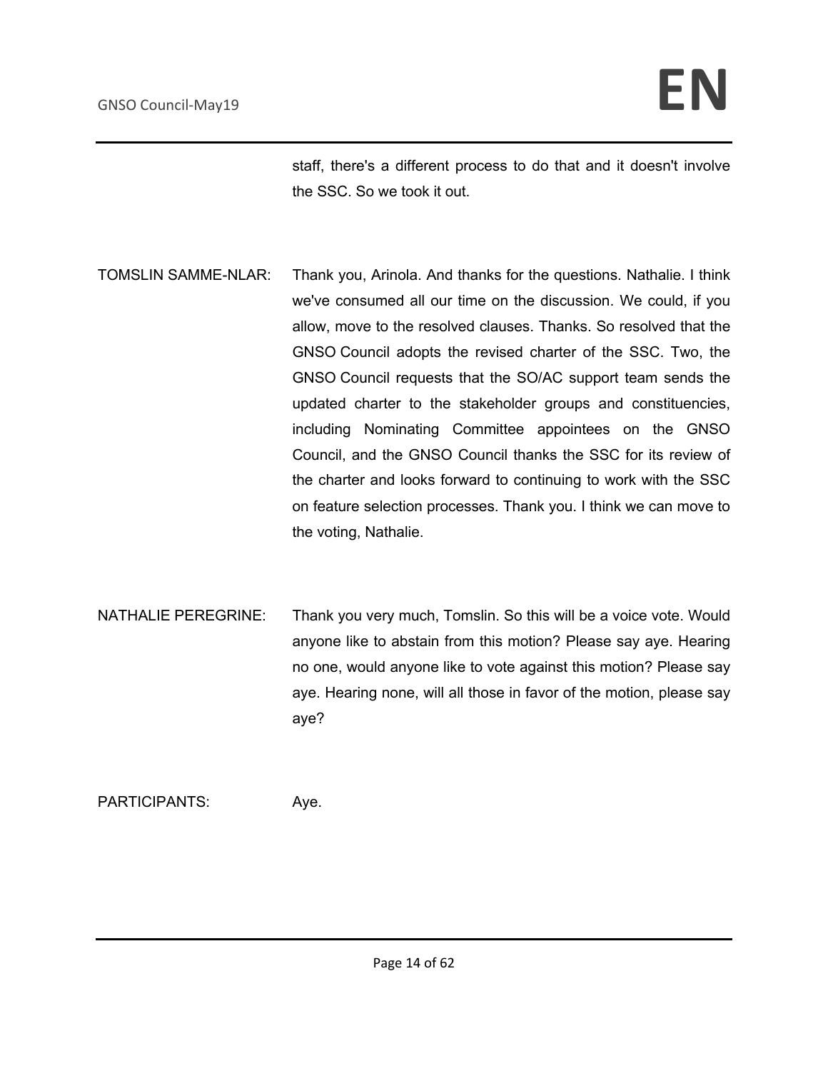staff, there's a different process to do that and it doesn't involve the SSC. So we took it out.

TOMSLIN SAMME-NLAR: Thank you, Arinola. And thanks for the questions. Nathalie. I think we've consumed all our time on the discussion. We could, if you allow, move to the resolved clauses. Thanks. So resolved that the GNSO Council adopts the revised charter of the SSC. Two, the GNSO Council requests that the SO/AC support team sends the updated charter to the stakeholder groups and constituencies, including Nominating Committee appointees on the GNSO Council, and the GNSO Council thanks the SSC for its review of the charter and looks forward to continuing to work with the SSC on feature selection processes. Thank you. I think we can move to the voting, Nathalie.

NATHALIE PEREGRINE: Thank you very much, Tomslin. So this will be a voice vote. Would anyone like to abstain from this motion? Please say aye. Hearing no one, would anyone like to vote against this motion? Please say aye. Hearing none, will all those in favor of the motion, please say aye?

PARTICIPANTS: Aye.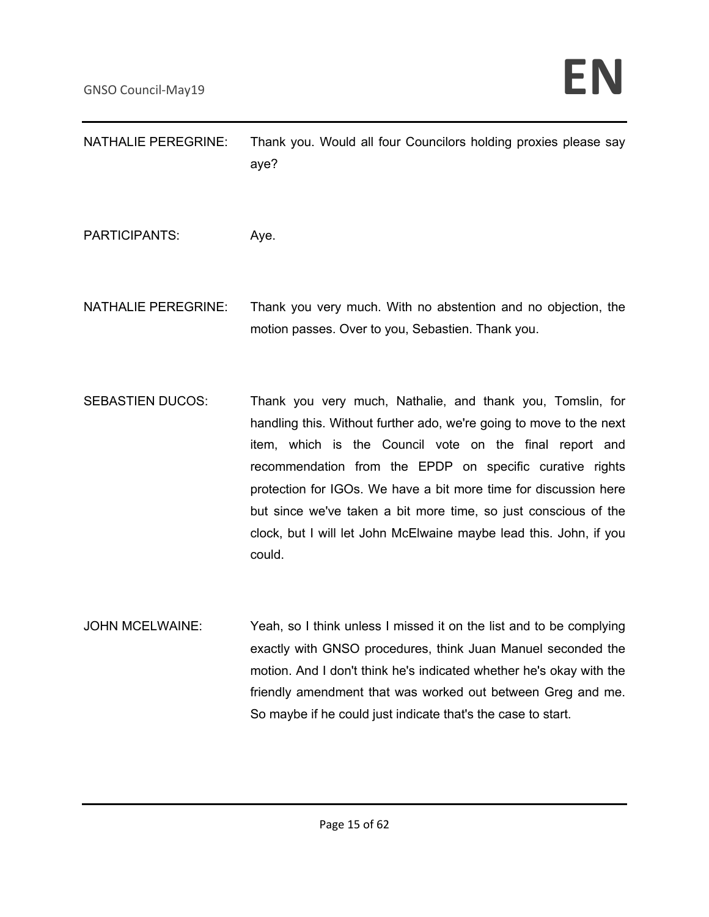NATHALIE PEREGRINE: Thank you. Would all four Councilors holding proxies please say aye?

PARTICIPANTS: Aye.

NATHALIE PEREGRINE: Thank you very much. With no abstention and no objection, the motion passes. Over to you, Sebastien. Thank you.

SEBASTIEN DUCOS: Thank you very much, Nathalie, and thank you, Tomslin, for handling this. Without further ado, we're going to move to the next item, which is the Council vote on the final report and recommendation from the EPDP on specific curative rights protection for IGOs. We have a bit more time for discussion here but since we've taken a bit more time, so just conscious of the clock, but I will let John McElwaine maybe lead this. John, if you could.

JOHN MCELWAINE: Yeah, so I think unless I missed it on the list and to be complying exactly with GNSO procedures, think Juan Manuel seconded the motion. And I don't think he's indicated whether he's okay with the friendly amendment that was worked out between Greg and me. So maybe if he could just indicate that's the case to start.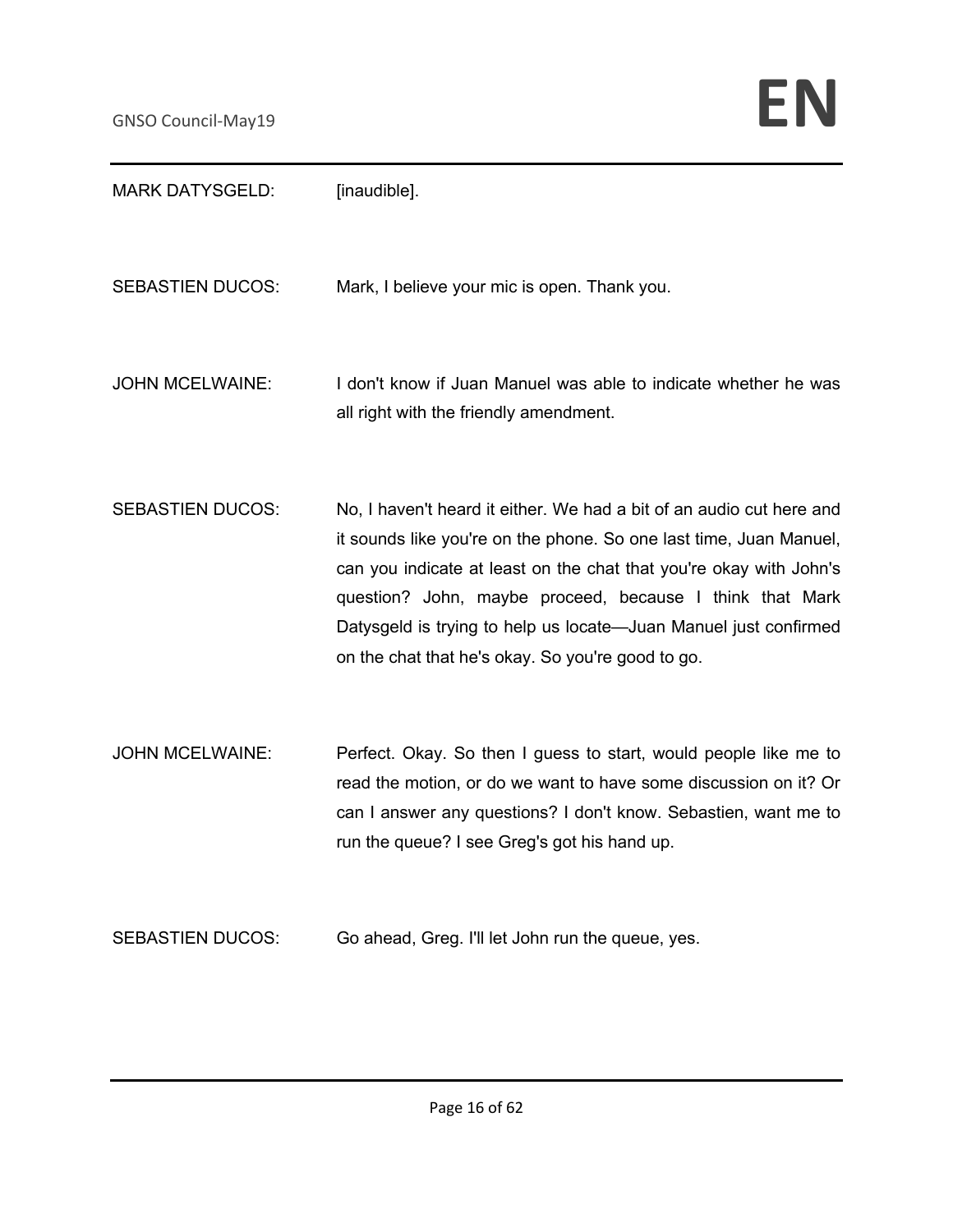MARK DATYSGELD: [inaudible].

SEBASTIEN DUCOS: Mark, I believe your mic is open. Thank you.

JOHN MCELWAINE: I don't know if Juan Manuel was able to indicate whether he was all right with the friendly amendment.

SEBASTIEN DUCOS: No, I haven't heard it either. We had a bit of an audio cut here and it sounds like you're on the phone. So one last time, Juan Manuel, can you indicate at least on the chat that you're okay with John's question? John, maybe proceed, because I think that Mark Datysgeld is trying to help us locate—Juan Manuel just confirmed on the chat that he's okay. So you're good to go.

JOHN MCELWAINE: Perfect. Okay. So then I guess to start, would people like me to read the motion, or do we want to have some discussion on it? Or can I answer any questions? I don't know. Sebastien, want me to run the queue? I see Greg's got his hand up.

SEBASTIEN DUCOS: Go ahead, Greg. I'll let John run the queue, yes.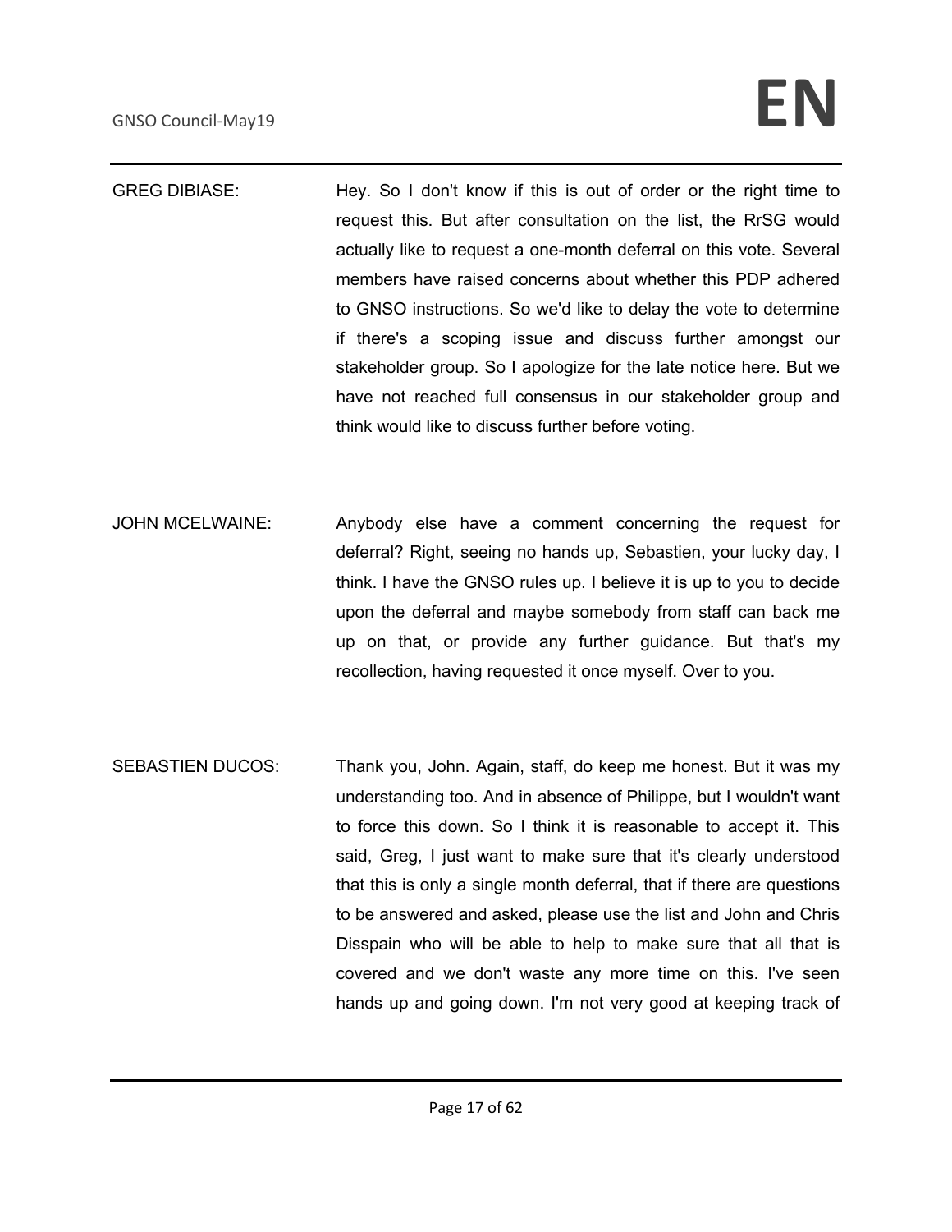GREG DIBIASE: Hey. So I don't know if this is out of order or the right time to request this. But after consultation on the list, the RrSG would actually like to request a one-month deferral on this vote. Several members have raised concerns about whether this PDP adhered to GNSO instructions. So we'd like to delay the vote to determine if there's a scoping issue and discuss further amongst our stakeholder group. So I apologize for the late notice here. But we have not reached full consensus in our stakeholder group and think would like to discuss further before voting.

JOHN MCELWAINE: Anybody else have a comment concerning the request for deferral? Right, seeing no hands up, Sebastien, your lucky day, I think. I have the GNSO rules up. I believe it is up to you to decide upon the deferral and maybe somebody from staff can back me up on that, or provide any further guidance. But that's my recollection, having requested it once myself. Over to you.

SEBASTIEN DUCOS: Thank you, John. Again, staff, do keep me honest. But it was my understanding too. And in absence of Philippe, but I wouldn't want to force this down. So I think it is reasonable to accept it. This said, Greg, I just want to make sure that it's clearly understood that this is only a single month deferral, that if there are questions to be answered and asked, please use the list and John and Chris Disspain who will be able to help to make sure that all that is covered and we don't waste any more time on this. I've seen hands up and going down. I'm not very good at keeping track of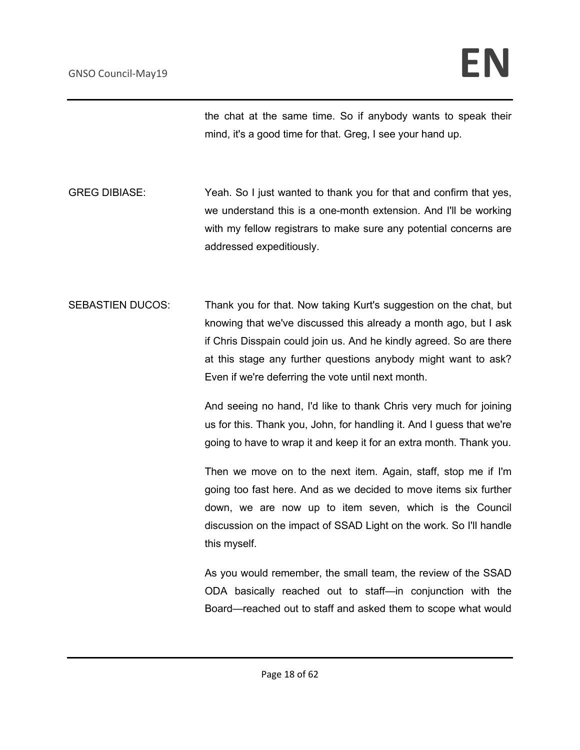the chat at the same time. So if anybody wants to speak their mind, it's a good time for that. Greg, I see your hand up.

GREG DIBIASE: Yeah. So I just wanted to thank you for that and confirm that yes, we understand this is a one-month extension. And I'll be working with my fellow registrars to make sure any potential concerns are addressed expeditiously.

SEBASTIEN DUCOS: Thank you for that. Now taking Kurt's suggestion on the chat, but knowing that we've discussed this already a month ago, but I ask if Chris Disspain could join us. And he kindly agreed. So are there at this stage any further questions anybody might want to ask? Even if we're deferring the vote until next month.

And seeing no hand, I'd like to thank Chris very much for joining us for this. Thank you, John, for handling it. And I guess that we're going to have to wrap it and keep it for an extra month. Thank you.

Then we move on to the next item. Again, staff, stop me if I'm going too fast here. And as we decided to move items six further down, we are now up to item seven, which is the Council discussion on the impact of SSAD Light on the work. So I'll handle this myself.

As you would remember, the small team, the review of the SSAD ODA basically reached out to staff—in conjunction with the Board—reached out to staff and asked them to scope what would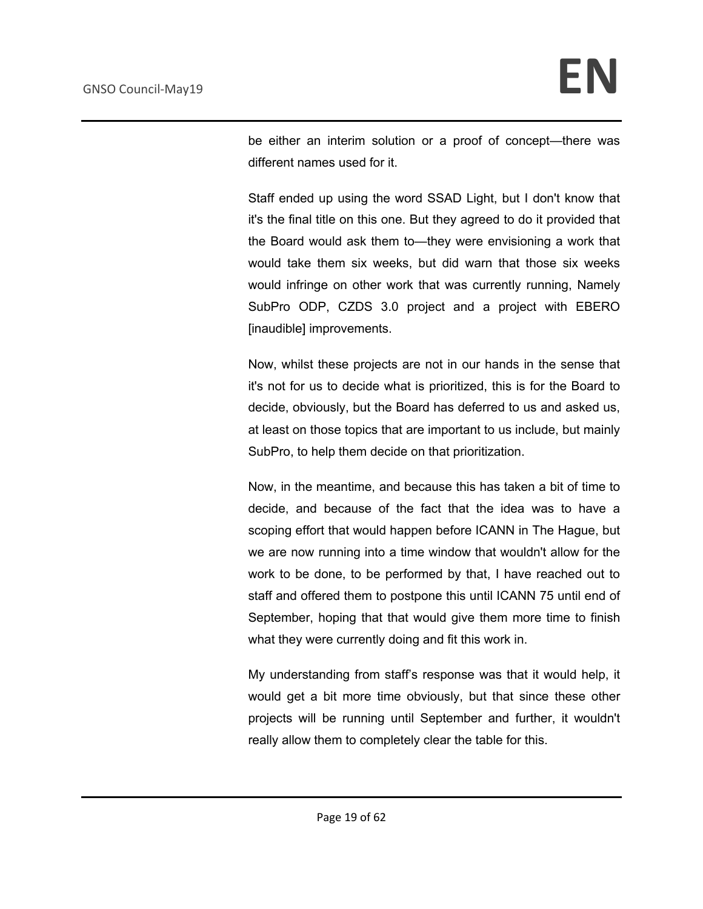be either an interim solution or a proof of concept—there was different names used for it.

Staff ended up using the word SSAD Light, but I don't know that it's the final title on this one. But they agreed to do it provided that the Board would ask them to—they were envisioning a work that would take them six weeks, but did warn that those six weeks would infringe on other work that was currently running, Namely SubPro ODP, CZDS 3.0 project and a project with EBERO [inaudible] improvements.

Now, whilst these projects are not in our hands in the sense that it's not for us to decide what is prioritized, this is for the Board to decide, obviously, but the Board has deferred to us and asked us, at least on those topics that are important to us include, but mainly SubPro, to help them decide on that prioritization.

Now, in the meantime, and because this has taken a bit of time to decide, and because of the fact that the idea was to have a scoping effort that would happen before ICANN in The Hague, but we are now running into a time window that wouldn't allow for the work to be done, to be performed by that, I have reached out to staff and offered them to postpone this until ICANN 75 until end of September, hoping that that would give them more time to finish what they were currently doing and fit this work in.

My understanding from staff's response was that it would help, it would get a bit more time obviously, but that since these other projects will be running until September and further, it wouldn't really allow them to completely clear the table for this.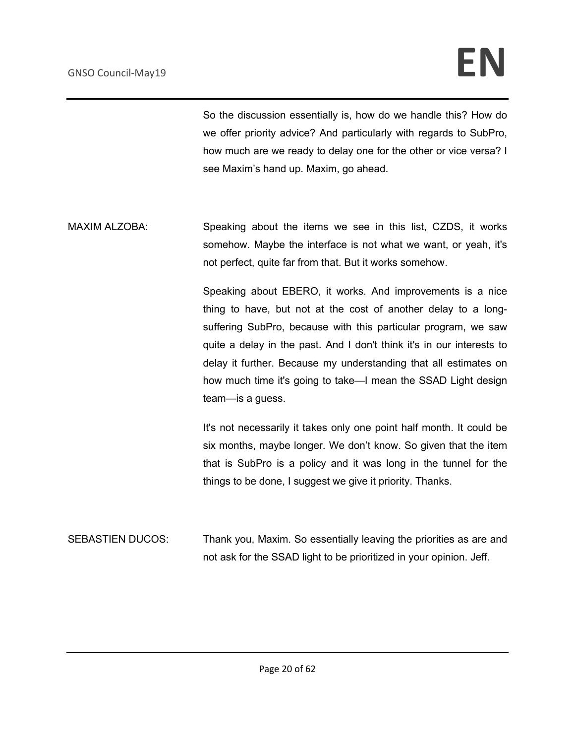So the discussion essentially is, how do we handle this? How do we offer priority advice? And particularly with regards to SubPro, how much are we ready to delay one for the other or vice versa? I see Maxim's hand up. Maxim, go ahead.

MAXIM ALZOBA: Speaking about the items we see in this list, CZDS, it works somehow. Maybe the interface is not what we want, or yeah, it's not perfect, quite far from that. But it works somehow.

Speaking about EBERO, it works. And improvements is a nice thing to have, but not at the cost of another delay to a long-suffering SubPro, because with this particular program, we saw quite a delay in the past. And I don't think it's in our interests to delay it further. Because my understanding that all estimates on how much time it's going to take—I mean the SSAD Light design team—is a guess.

It's not necessarily it takes only one point half month. It could be six months, maybe longer. We don't know. So given that the item that is SubPro is a policy and it was long in the tunnel for the things to be done, I suggest we give it priority. Thanks.

SEBASTIEN DUCOS: Thank you, Maxim. So essentially leaving the priorities as are and not ask for the SSAD light to be prioritized in your opinion. Jeff.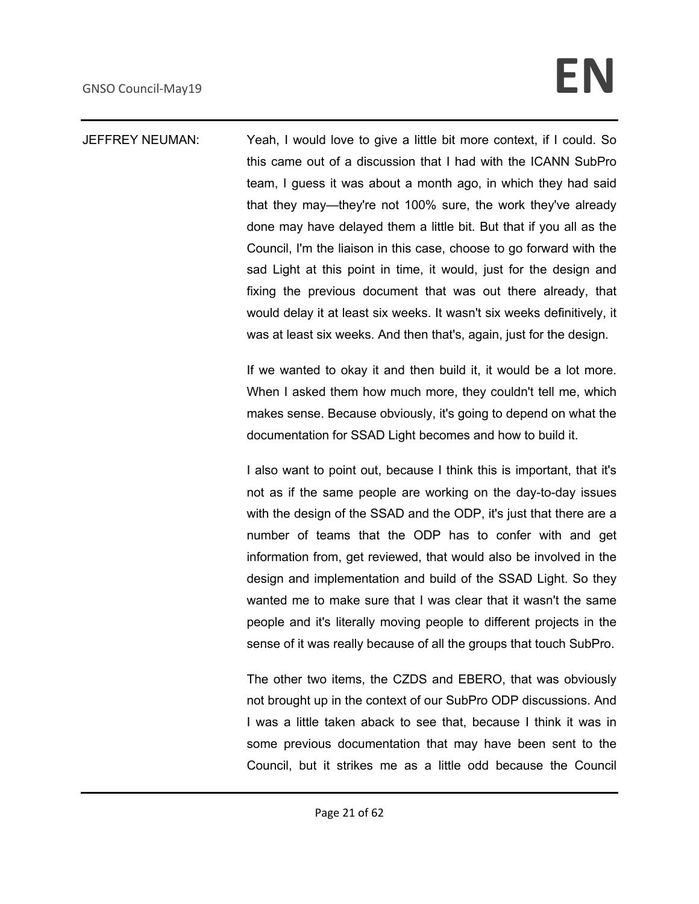JEFFREY NEUMAN: Yeah, I would love to give a little bit more context, if I could. So this came out of a discussion that I had with the ICANN SubPro team, I guess it was about a month ago, in which they had said that they may—they're not 100% sure, the work they've already done may have delayed them a little bit. But that if you all as the Council, I'm the liaison in this case, choose to go forward with the sad Light at this point in time, it would, just for the design and fixing the previous document that was out there already, that would delay it at least six weeks. It wasn't six weeks definitively, it was at least six weeks. And then that's, again, just for the design.

If we wanted to okay it and then build it, it would be a lot more. When I asked them how much more, they couldn't tell me, which makes sense. Because obviously, it's going to depend on what the documentation for SSAD Light becomes and how to build it.

I also want to point out, because I think this is important, that it's not as if the same people are working on the day-to-day issues with the design of the SSAD and the ODP, it's just that there are a number of teams that the ODP has to confer with and get information from, get reviewed, that would also be involved in the design and implementation and build of the SSAD Light. So they wanted me to make sure that I was clear that it wasn't the same people and it's literally moving people to different projects in the sense of it was really because of all the groups that touch SubPro.

The other two items, the CZDS and EBERO, that was obviously not brought up in the context of our SubPro ODP discussions. And I was a little taken aback to see that, because I think it was in some previous documentation that may have been sent to the Council, but it strikes me as a little odd because the Council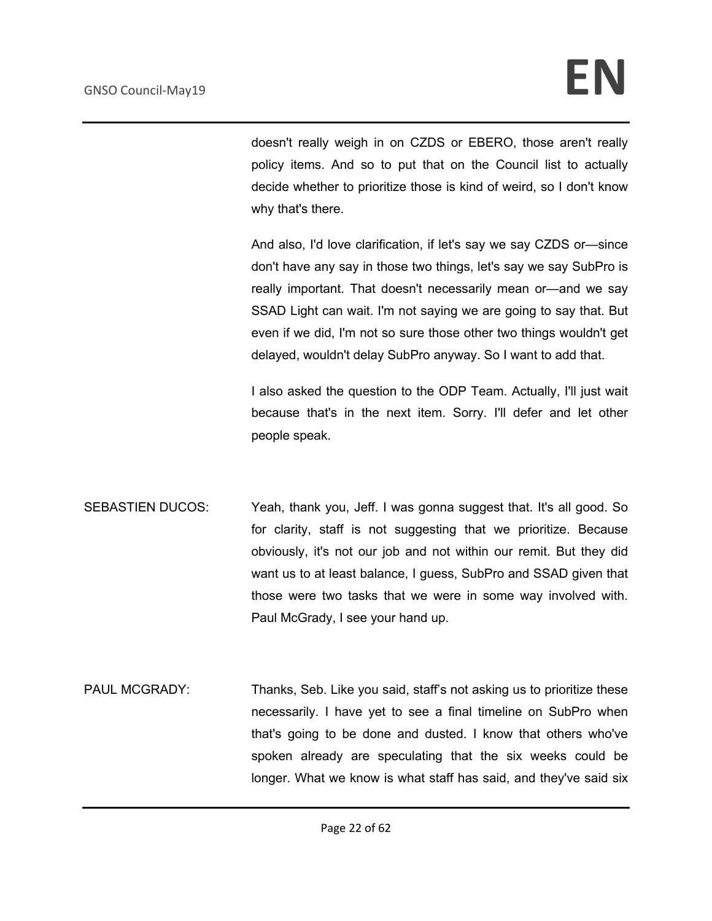doesn't really weigh in on CZDS or EBERO, those aren't really policy items. And so to put that on the Council list to actually decide whether to prioritize those is kind of weird, so I don't know why that's there.

And also, I'd love clarification, if let's say we say CZDS or—since don't have any say in those two things, let's say we say SubPro is really important. That doesn't necessarily mean or—and we say SSAD Light can wait. I'm not saying we are going to say that. But even if we did, I'm not so sure those other two things wouldn't get delayed, wouldn't delay SubPro anyway. So I want to add that.

I also asked the question to the ODP Team. Actually, I'll just wait because that's in the next item. Sorry. I'll defer and let other people speak.

SEBASTIEN DUCOS: Yeah, thank you, Jeff. I was gonna suggest that. It's all good. So for clarity, staff is not suggesting that we prioritize. Because obviously, it's not our job and not within our remit. But they did want us to at least balance, I guess, SubPro and SSAD given that those were two tasks that we were in some way involved with. Paul McGrady, I see your hand up.

PAUL MCGRADY: Thanks, Seb. Like you said, staff's not asking us to prioritize these necessarily. I have yet to see a final timeline on SubPro when that's going to be done and dusted. I know that others who've spoken already are speculating that the six weeks could be longer. What we know is what staff has said, and they've said six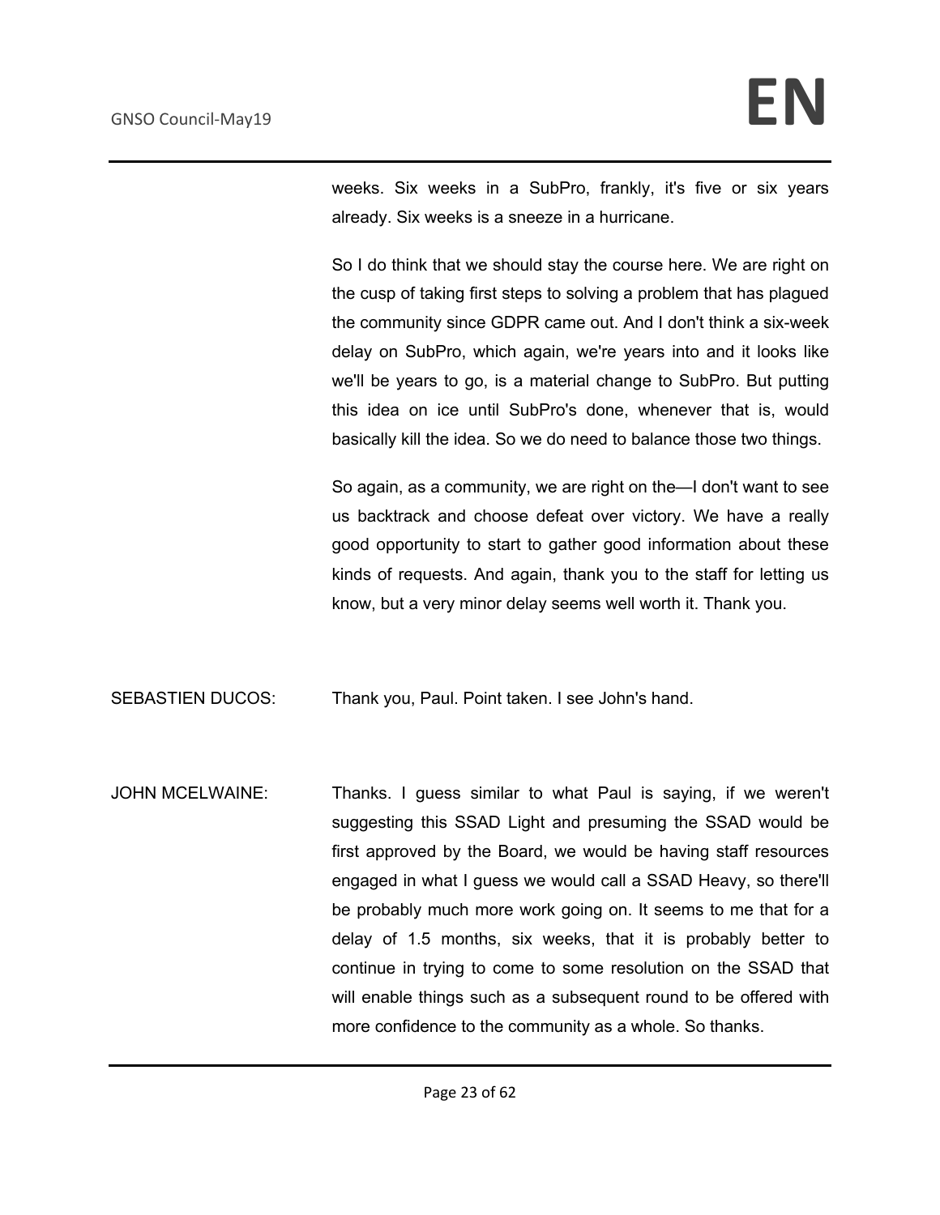weeks. Six weeks in a SubPro, frankly, it's five or six years already. Six weeks is a sneeze in a hurricane.

So I do think that we should stay the course here. We are right on the cusp of taking first steps to solving a problem that has plagued the community since GDPR came out. And I don't think a six-week delay on SubPro, which again, we're years into and it looks like we'll be years to go, is a material change to SubPro. But putting this idea on ice until SubPro's done, whenever that is, would basically kill the idea. So we do need to balance those two things.

So again, as a community, we are right on the—I don't want to see us backtrack and choose defeat over victory. We have a really good opportunity to start to gather good information about these kinds of requests. And again, thank you to the staff for letting us know, but a very minor delay seems well worth it. Thank you.

SEBASTIEN DUCOS: Thank you, Paul. Point taken. I see John's hand.

JOHN MCELWAINE: Thanks. I guess similar to what Paul is saying, if we weren't suggesting this SSAD Light and presuming the SSAD would be first approved by the Board, we would be having staff resources engaged in what I guess we would call a SSAD Heavy, so there'll be probably much more work going on. It seems to me that for a delay of 1.5 months, six weeks, that it is probably better to continue in trying to come to some resolution on the SSAD that will enable things such as a subsequent round to be offered with more confidence to the community as a whole. So thanks.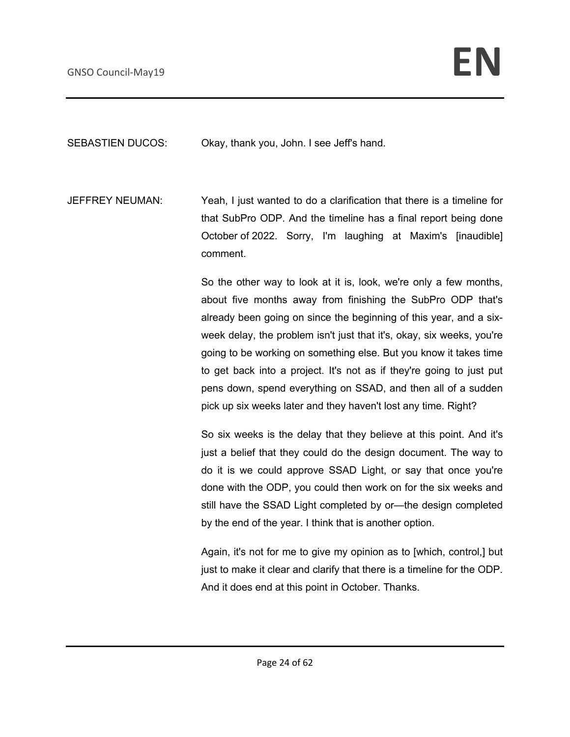SEBASTIEN DUCOS: Okay, thank you, John. I see Jeff's hand.

JEFFREY NEUMAN: Yeah, I just wanted to do a clarification that there is a timeline for that SubPro ODP. And the timeline has a final report being done October of 2022. Sorry, I'm laughing at Maxim's [inaudible] comment.

So the other way to look at it is, look, we're only a few months, about five months away from finishing the SubPro ODP that's already been going on since the beginning of this year, and a six-week delay, the problem isn't just that it's, okay, six weeks, you're going to be working on something else. But you know it takes time to get back into a project. It's not as if they're going to just put pens down, spend everything on SSAD, and then all of a sudden pick up six weeks later and they haven't lost any time. Right?

So six weeks is the delay that they believe at this point. And it's just a belief that they could do the design document. The way to do it is we could approve SSAD Light, or say that once you're done with the ODP, you could then work on for the six weeks and still have the SSAD Light completed by or—the design completed by the end of the year. I think that is another option.

Again, it's not for me to give my opinion as to [which, control,] but just to make it clear and clarify that there is a timeline for the ODP. And it does end at this point in October. Thanks.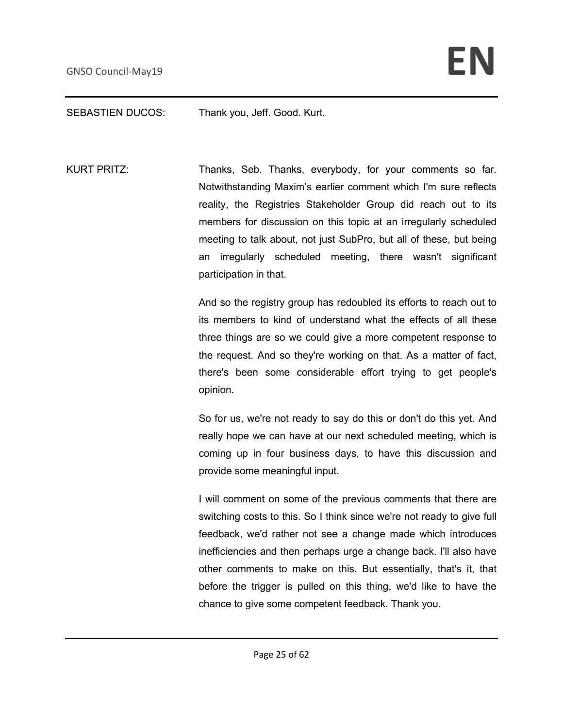SEBASTIEN DUCOS: Thank you, Jeff. Good. Kurt.

KURT PRITZ: Thanks, Seb. Thanks, everybody, for your comments so far. Notwithstanding Maxim's earlier comment which I'm sure reflects reality, the Registries Stakeholder Group did reach out to its members for discussion on this topic at an irregularly scheduled meeting to talk about, not just SubPro, but all of these, but being an irregularly scheduled meeting, there wasn't significant participation in that.

And so the registry group has redoubled its efforts to reach out to its members to kind of understand what the effects of all these three things are so we could give a more competent response to the request. And so they're working on that. As a matter of fact, there's been some considerable effort trying to get people's opinion.

So for us, we're not ready to say do this or don't do this yet. And really hope we can have at our next scheduled meeting, which is coming up in four business days, to have this discussion and provide some meaningful input.

I will comment on some of the previous comments that there are switching costs to this. So I think since we're not ready to give full feedback, we'd rather not see a change made which introduces inefficiencies and then perhaps urge a change back. I'll also have other comments to make on this. But essentially, that's it, that before the trigger is pulled on this thing, we'd like to have the chance to give some competent feedback. Thank you.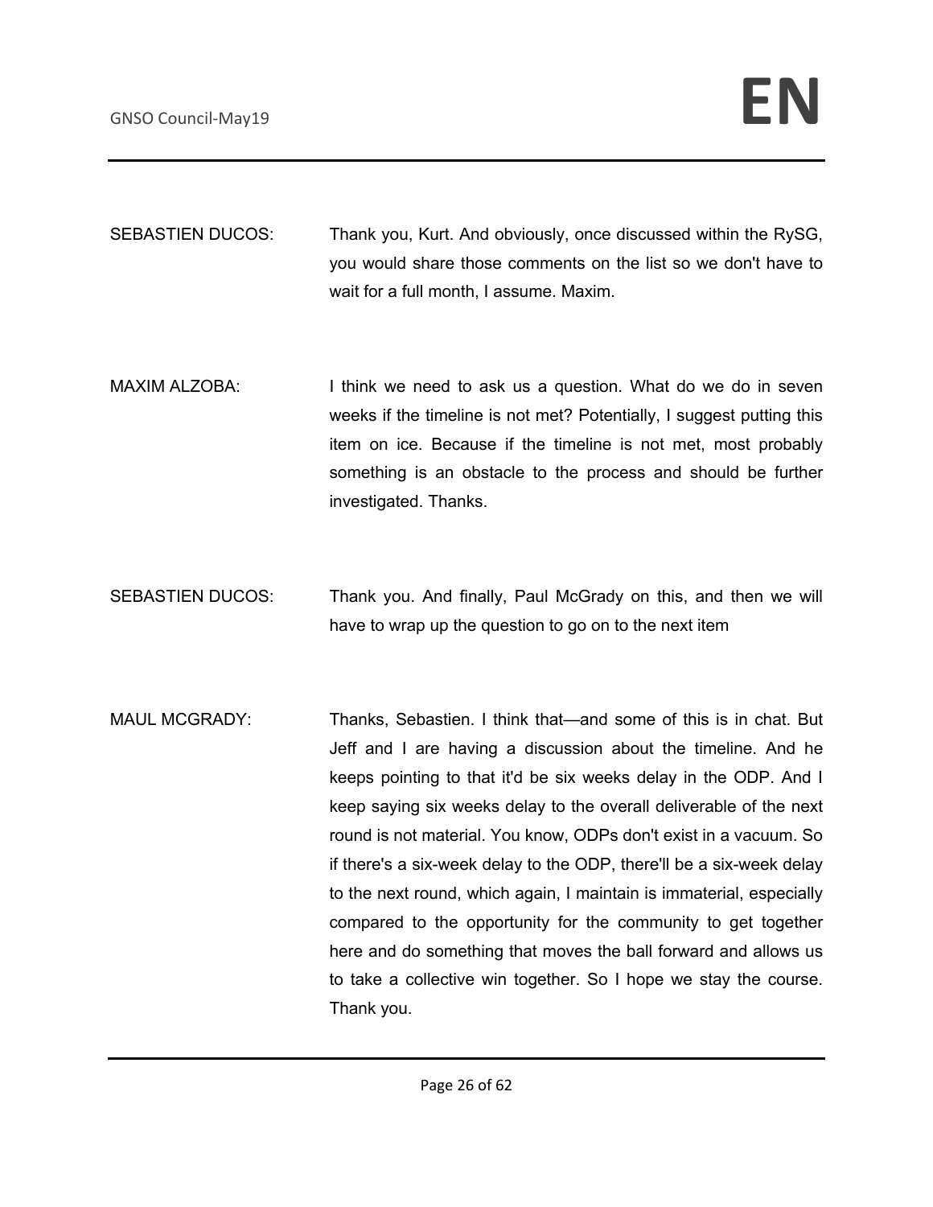SEBASTIEN DUCOS: Thank you, Kurt. And obviously, once discussed within the RySG, you would share those comments on the list so we don't have to wait for a full month, I assume. Maxim.

MAXIM ALZOBA: I think we need to ask us a question. What do we do in seven weeks if the timeline is not met? Potentially, I suggest putting this item on ice. Because if the timeline is not met, most probably something is an obstacle to the process and should be further investigated. Thanks.

SEBASTIEN DUCOS: Thank you. And finally, Paul McGrady on this, and then we will have to wrap up the question to go on to the next item

MAUL MCGRADY: Thanks, Sebastien. I think that—and some of this is in chat. But Jeff and I are having a discussion about the timeline. And he keeps pointing to that it'd be six weeks delay in the ODP. And I keep saying six weeks delay to the overall deliverable of the next round is not material. You know, ODPs don't exist in a vacuum. So if there's a six-week delay to the ODP, there'll be a six-week delay to the next round, which again, I maintain is immaterial, especially compared to the opportunity for the community to get together here and do something that moves the ball forward and allows us to take a collective win together. So I hope we stay the course. Thank you.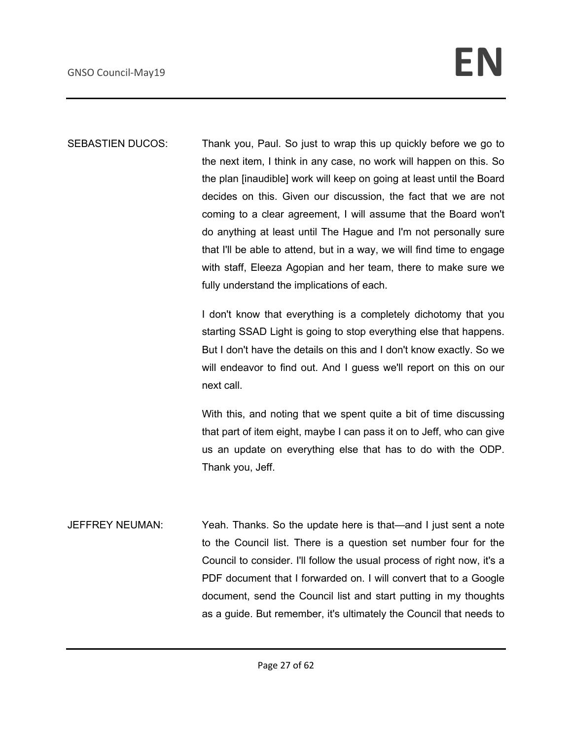SEBASTIEN DUCOS: Thank you, Paul. So just to wrap this up quickly before we go to the next item, I think in any case, no work will happen on this. So the plan [inaudible] work will keep on going at least until the Board decides on this. Given our discussion, the fact that we are not coming to a clear agreement, I will assume that the Board won't do anything at least until The Hague and I'm not personally sure that I'll be able to attend, but in a way, we will find time to engage with staff, Eleeza Agopian and her team, there to make sure we fully understand the implications of each.

I don't know that everything is a completely dichotomy that you starting SSAD Light is going to stop everything else that happens. But I don't have the details on this and I don't know exactly. So we will endeavor to find out. And I guess we'll report on this on our next call.

With this, and noting that we spent quite a bit of time discussing that part of item eight, maybe I can pass it on to Jeff, who can give us an update on everything else that has to do with the ODP. Thank you, Jeff.

JEFFREY NEUMAN: Yeah. Thanks. So the update here is that—and I just sent a note to the Council list. There is a question set number four for the Council to consider. I'll follow the usual process of right now, it's a PDF document that I forwarded on. I will convert that to a Google document, send the Council list and start putting in my thoughts as a guide. But remember, it's ultimately the Council that needs to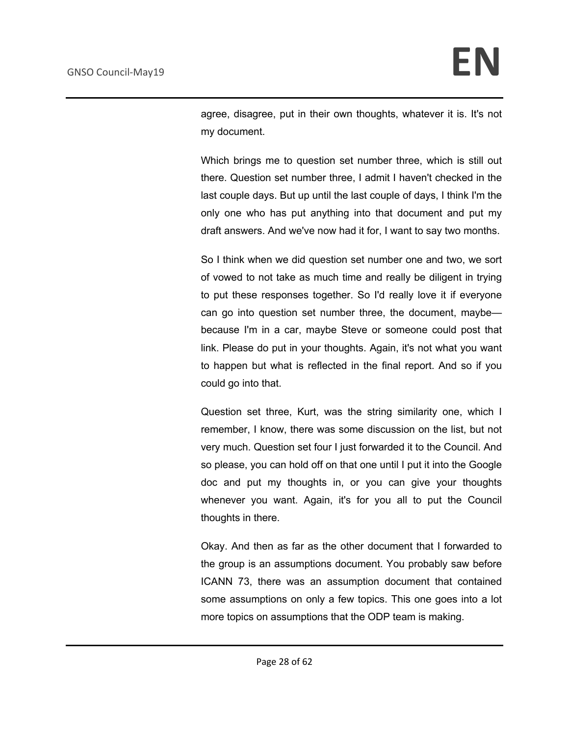agree, disagree, put in their own thoughts, whatever it is. It's not my document.

Which brings me to question set number three, which is still out there. Question set number three, I admit I haven't checked in the last couple days. But up until the last couple of days, I think I'm the only one who has put anything into that document and put my draft answers. And we've now had it for, I want to say two months.

So I think when we did question set number one and two, we sort of vowed to not take as much time and really be diligent in trying to put these responses together. So I'd really love it if everyone can go into question set number three, the document, maybe— because I'm in a car, maybe Steve or someone could post that link. Please do put in your thoughts. Again, it's not what you want to happen but what is reflected in the final report. And so if you could go into that.

Question set three, Kurt, was the string similarity one, which I remember, I know, there was some discussion on the list, but not very much. Question set four I just forwarded it to the Council. And so please, you can hold off on that one until I put it into the Google doc and put my thoughts in, or you can give your thoughts whenever you want. Again, it's for you all to put the Council thoughts in there.

Okay. And then as far as the other document that I forwarded to the group is an assumptions document. You probably saw before ICANN 73, there was an assumption document that contained some assumptions on only a few topics. This one goes into a lot more topics on assumptions that the ODP team is making.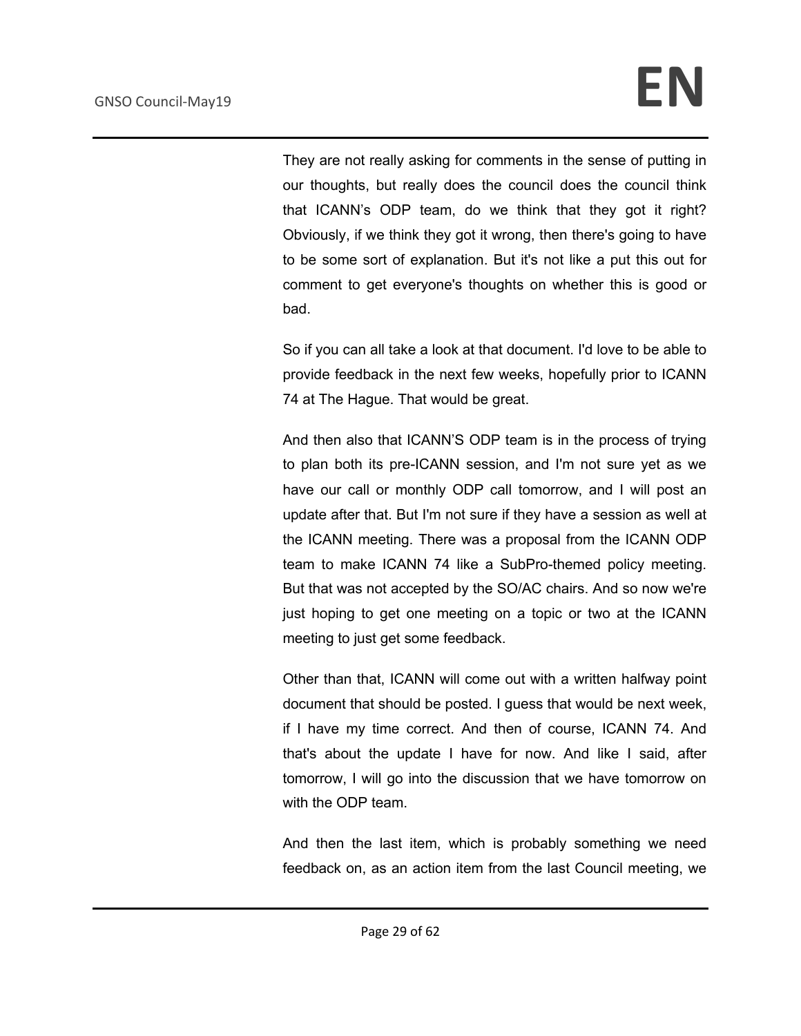They are not really asking for comments in the sense of putting in our thoughts, but really does the council does the council think that ICANN's ODP team, do we think that they got it right? Obviously, if we think they got it wrong, then there's going to have to be some sort of explanation. But it's not like a put this out for comment to get everyone's thoughts on whether this is good or bad.

So if you can all take a look at that document. I'd love to be able to provide feedback in the next few weeks, hopefully prior to ICANN 74 at The Hague. That would be great.

And then also that ICANN'S ODP team is in the process of trying to plan both its pre-ICANN session, and I'm not sure yet as we have our call or monthly ODP call tomorrow, and I will post an update after that. But I'm not sure if they have a session as well at the ICANN meeting. There was a proposal from the ICANN ODP team to make ICANN 74 like a SubPro-themed policy meeting. But that was not accepted by the SO/AC chairs. And so now we're just hoping to get one meeting on a topic or two at the ICANN meeting to just get some feedback.

Other than that, ICANN will come out with a written halfway point document that should be posted. I guess that would be next week, if I have my time correct. And then of course, ICANN 74. And that's about the update I have for now. And like I said, after tomorrow, I will go into the discussion that we have tomorrow on with the ODP team.

And then the last item, which is probably something we need feedback on, as an action item from the last Council meeting, we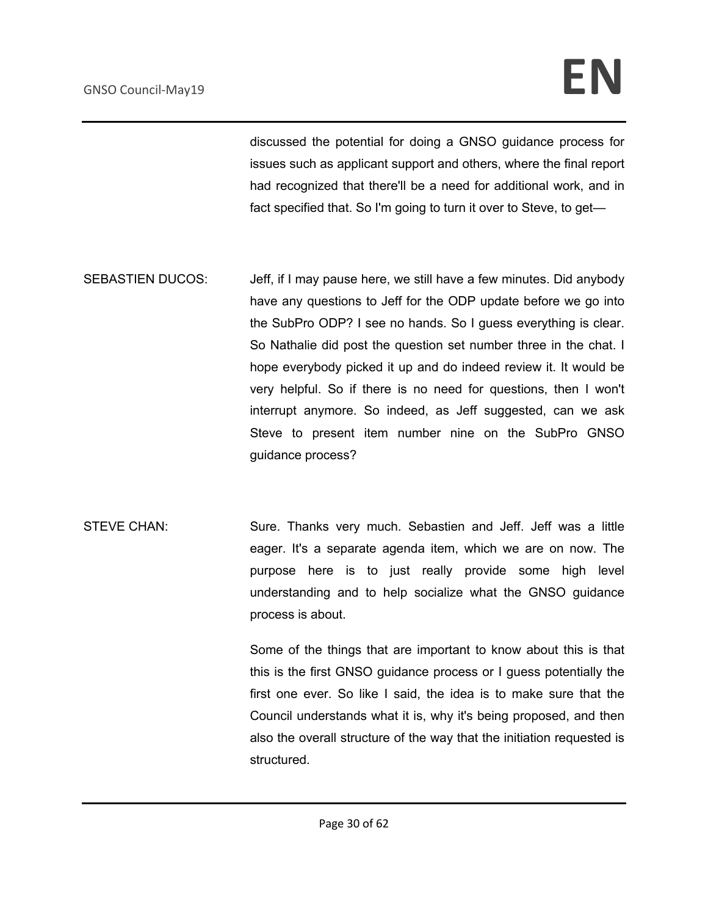discussed the potential for doing a GNSO guidance process for issues such as applicant support and others, where the final report had recognized that there'll be a need for additional work, and in fact specified that. So I'm going to turn it over to Steve, to get—

SEBASTIEN DUCOS: Jeff, if I may pause here, we still have a few minutes. Did anybody have any questions to Jeff for the ODP update before we go into the SubPro ODP? I see no hands. So I guess everything is clear. So Nathalie did post the question set number three in the chat. I hope everybody picked it up and do indeed review it. It would be very helpful. So if there is no need for questions, then I won't interrupt anymore. So indeed, as Jeff suggested, can we ask Steve to present item number nine on the SubPro GNSO guidance process?

STEVE CHAN: Sure. Thanks very much. Sebastien and Jeff. Jeff was a little eager. It's a separate agenda item, which we are on now. The purpose here is to just really provide some high level understanding and to help socialize what the GNSO guidance process is about.

Some of the things that are important to know about this is that this is the first GNSO guidance process or I guess potentially the first one ever. So like I said, the idea is to make sure that the Council understands what it is, why it's being proposed, and then also the overall structure of the way that the initiation requested is structured.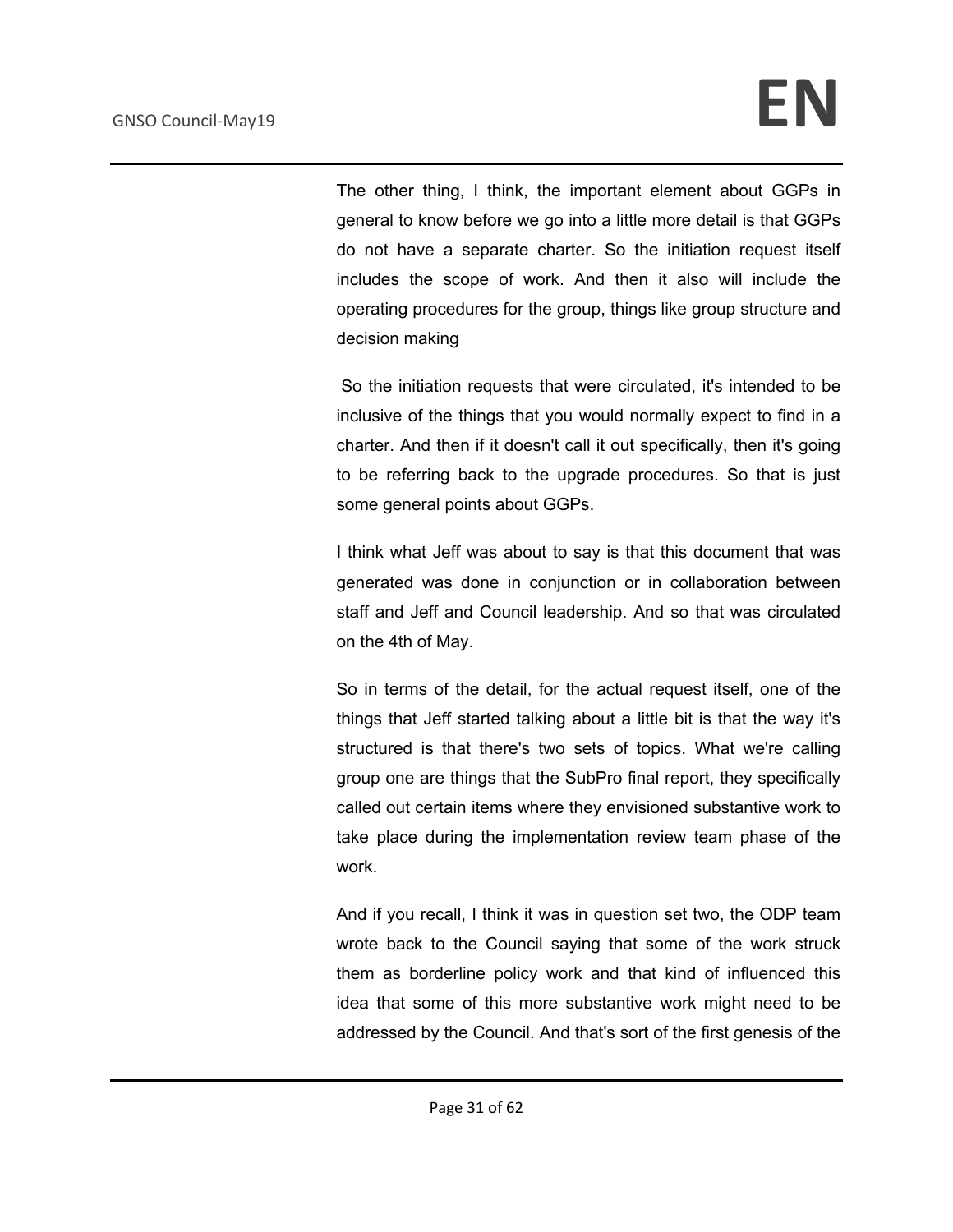The other thing, I think, the important element about GGPs in general to know before we go into a little more detail is that GGPs do not have a separate charter. So the initiation request itself includes the scope of work. And then it also will include the operating procedures for the group, things like group structure and decision making

So the initiation requests that were circulated, it's intended to be inclusive of the things that you would normally expect to find in a charter. And then if it doesn't call it out specifically, then it's going to be referring back to the upgrade procedures. So that is just some general points about GGPs.

I think what Jeff was about to say is that this document that was generated was done in conjunction or in collaboration between staff and Jeff and Council leadership. And so that was circulated on the 4th of May.

So in terms of the detail, for the actual request itself, one of the things that Jeff started talking about a little bit is that the way it's structured is that there's two sets of topics. What we're calling group one are things that the SubPro final report, they specifically called out certain items where they envisioned substantive work to take place during the implementation review team phase of the work.

And if you recall, I think it was in question set two, the ODP team wrote back to the Council saying that some of the work struck them as borderline policy work and that kind of influenced this idea that some of this more substantive work might need to be addressed by the Council. And that's sort of the first genesis of the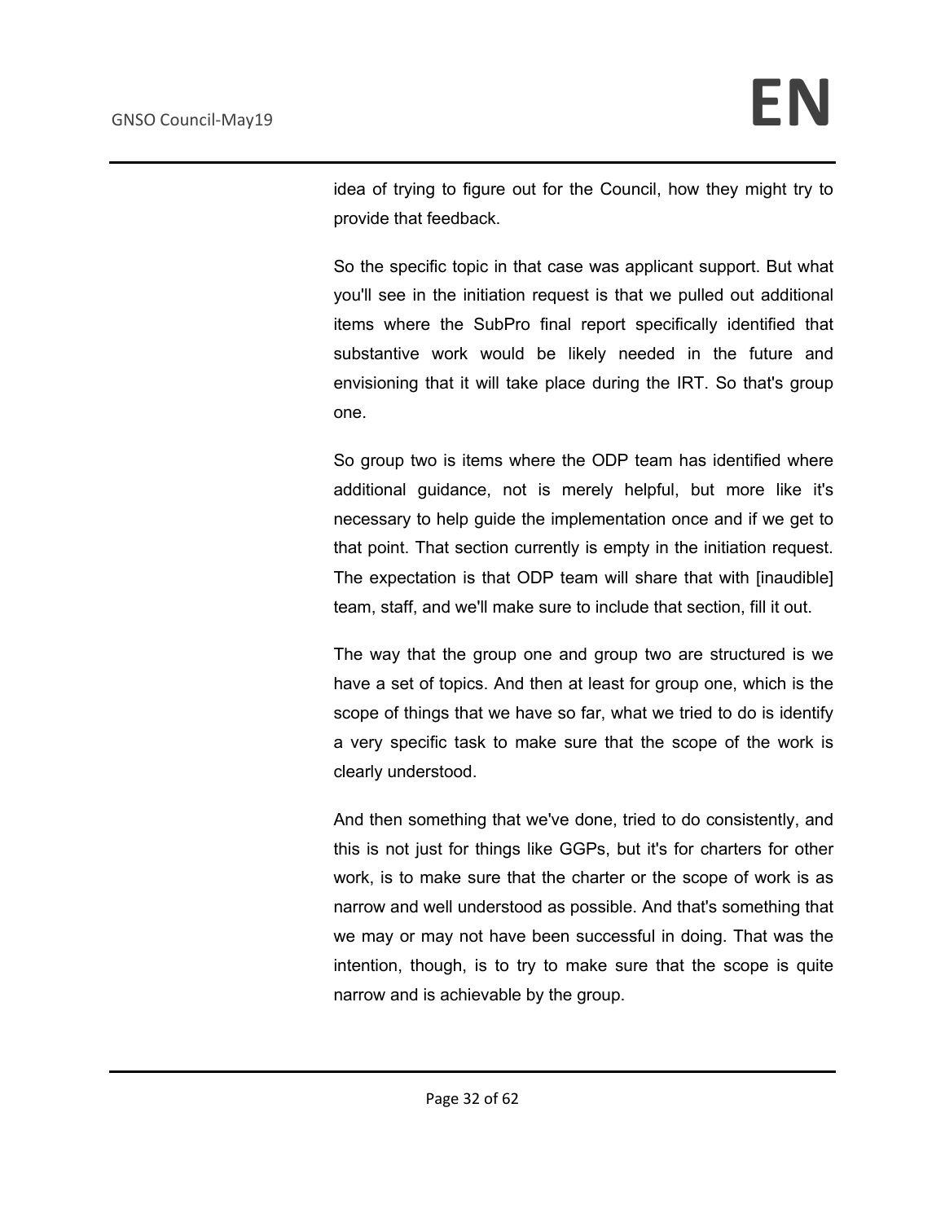idea of trying to figure out for the Council, how they might try to provide that feedback.

So the specific topic in that case was applicant support. But what you'll see in the initiation request is that we pulled out additional items where the SubPro final report specifically identified that substantive work would be likely needed in the future and envisioning that it will take place during the IRT. So that's group one.

So group two is items where the ODP team has identified where additional guidance, not is merely helpful, but more like it's necessary to help guide the implementation once and if we get to that point. That section currently is empty in the initiation request. The expectation is that ODP team will share that with [inaudible] team, staff, and we'll make sure to include that section, fill it out.

The way that the group one and group two are structured is we have a set of topics. And then at least for group one, which is the scope of things that we have so far, what we tried to do is identify a very specific task to make sure that the scope of the work is clearly understood.

And then something that we've done, tried to do consistently, and this is not just for things like GGPs, but it's for charters for other work, is to make sure that the charter or the scope of work is as narrow and well understood as possible. And that's something that we may or may not have been successful in doing. That was the intention, though, is to try to make sure that the scope is quite narrow and is achievable by the group.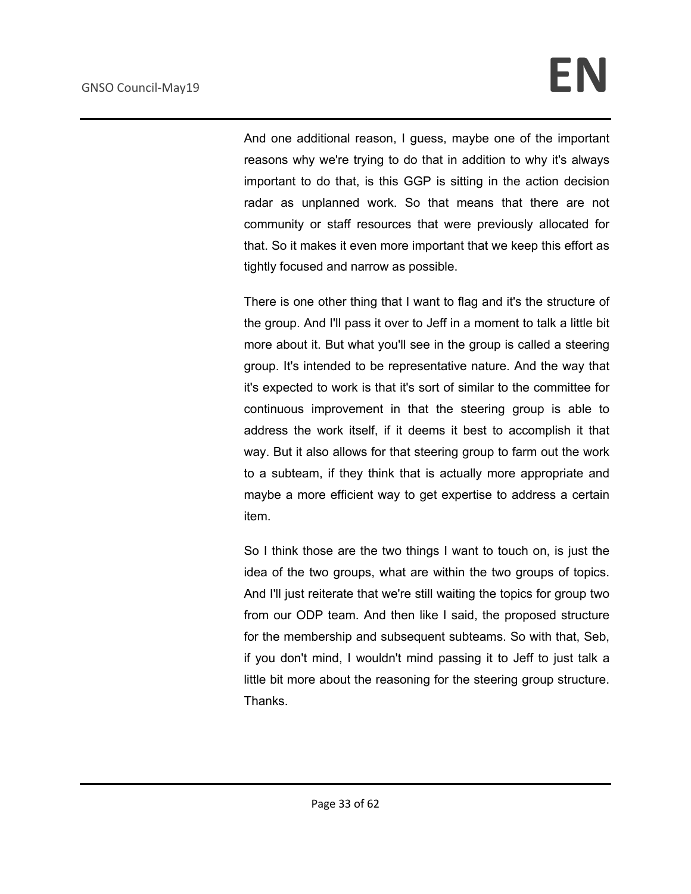And one additional reason, I guess, maybe one of the important reasons why we're trying to do that in addition to why it's always important to do that, is this GGP is sitting in the action decision radar as unplanned work. So that means that there are not community or staff resources that were previously allocated for that. So it makes it even more important that we keep this effort as tightly focused and narrow as possible.

There is one other thing that I want to flag and it's the structure of the group. And I'll pass it over to Jeff in a moment to talk a little bit more about it. But what you'll see in the group is called a steering group. It's intended to be representative nature. And the way that it's expected to work is that it's sort of similar to the committee for continuous improvement in that the steering group is able to address the work itself, if it deems it best to accomplish it that way. But it also allows for that steering group to farm out the work to a subteam, if they think that is actually more appropriate and maybe a more efficient way to get expertise to address a certain item.

So I think those are the two things I want to touch on, is just the idea of the two groups, what are within the two groups of topics. And I'll just reiterate that we're still waiting the topics for group two from our ODP team. And then like I said, the proposed structure for the membership and subsequent subteams. So with that, Seb, if you don't mind, I wouldn't mind passing it to Jeff to just talk a little bit more about the reasoning for the steering group structure. Thanks.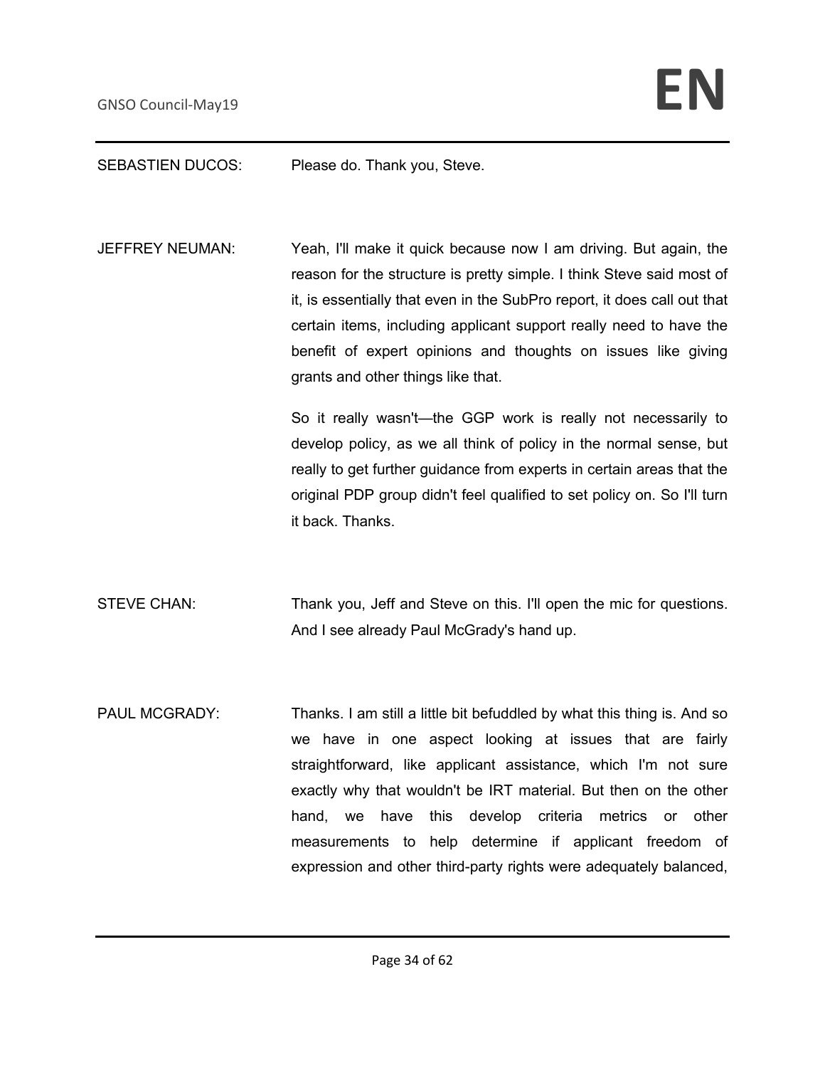SEBASTIEN DUCOS: Please do. Thank you, Steve.

JEFFREY NEUMAN: Yeah, I'll make it quick because now I am driving. But again, the reason for the structure is pretty simple. I think Steve said most of it, is essentially that even in the SubPro report, it does call out that certain items, including applicant support really need to have the benefit of expert opinions and thoughts on issues like giving grants and other things like that.

So it really wasn't—the GGP work is really not necessarily to develop policy, as we all think of policy in the normal sense, but really to get further guidance from experts in certain areas that the original PDP group didn't feel qualified to set policy on. So I'll turn it back. Thanks.

STEVE CHAN: Thank you, Jeff and Steve on this. I'll open the mic for questions. And I see already Paul McGrady's hand up.

PAUL MCGRADY: Thanks. I am still a little bit befuddled by what this thing is. And so we have in one aspect looking at issues that are fairly straightforward, like applicant assistance, which I'm not sure exactly why that wouldn't be IRT material. But then on the other hand, we have this develop criteria metrics or other measurements to help determine if applicant freedom of expression and other third-party rights were adequately balanced,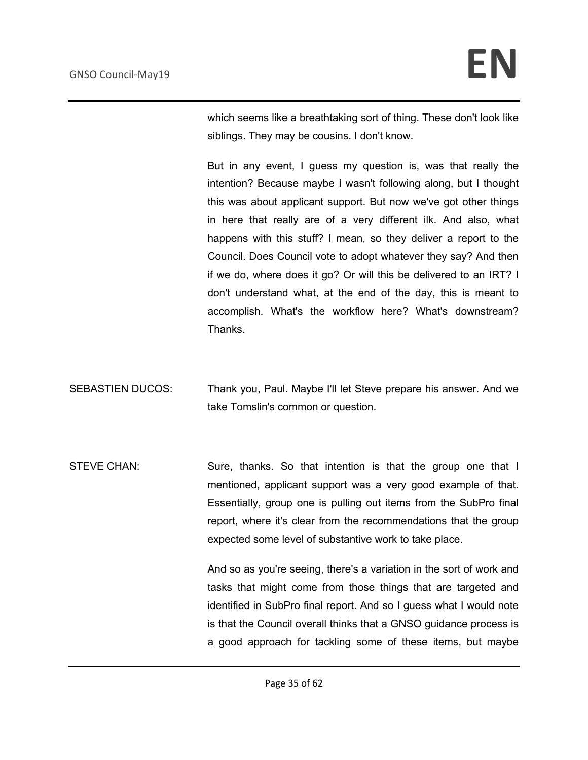which seems like a breathtaking sort of thing. These don't look like siblings. They may be cousins. I don't know.

But in any event, I guess my question is, was that really the intention? Because maybe I wasn't following along, but I thought this was about applicant support. But now we've got other things in here that really are of a very different ilk. And also, what happens with this stuff? I mean, so they deliver a report to the Council. Does Council vote to adopt whatever they say? And then if we do, where does it go? Or will this be delivered to an IRT? I don't understand what, at the end of the day, this is meant to accomplish. What's the workflow here? What's downstream? Thanks.

SEBASTIEN DUCOS: Thank you, Paul. Maybe I'll let Steve prepare his answer. And we take Tomslin's common or question.

STEVE CHAN: Sure, thanks. So that intention is that the group one that I mentioned, applicant support was a very good example of that. Essentially, group one is pulling out items from the SubPro final report, where it's clear from the recommendations that the group expected some level of substantive work to take place.

And so as you're seeing, there's a variation in the sort of work and tasks that might come from those things that are targeted and identified in SubPro final report. And so I guess what I would note is that the Council overall thinks that a GNSO guidance process is a good approach for tackling some of these items, but maybe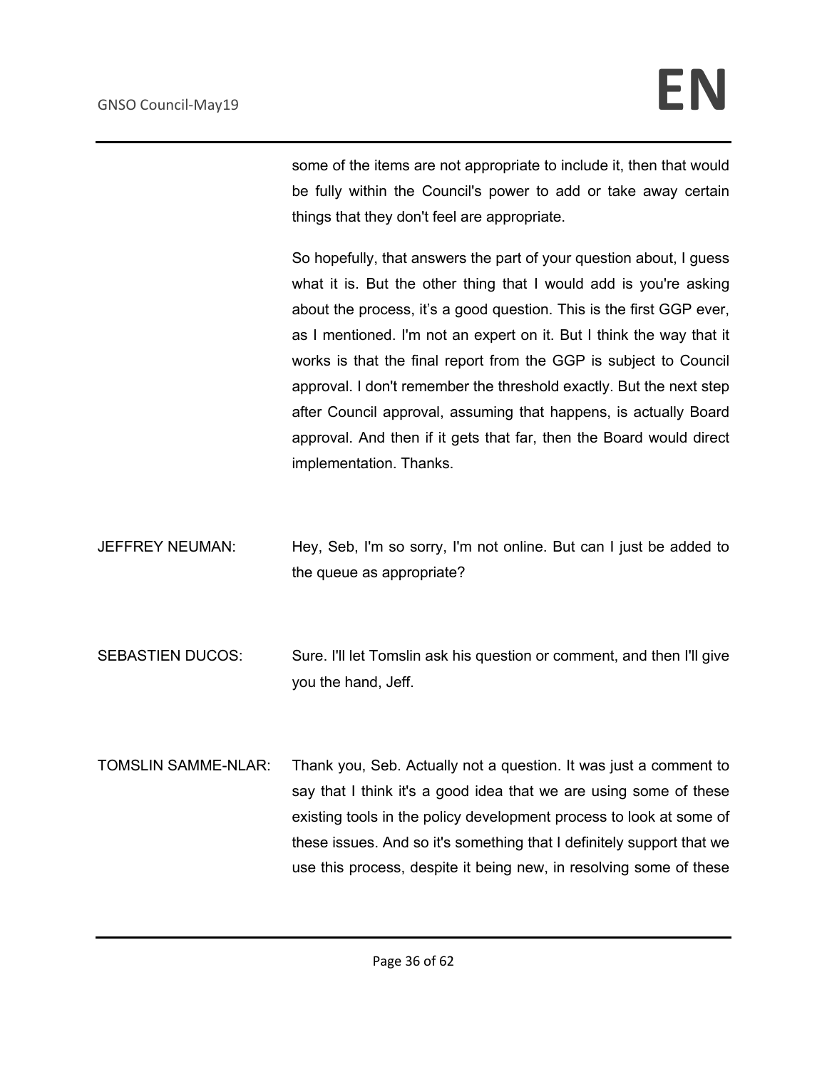some of the items are not appropriate to include it, then that would be fully within the Council's power to add or take away certain things that they don't feel are appropriate.

So hopefully, that answers the part of your question about, I guess what it is. But the other thing that I would add is you're asking about the process, it's a good question. This is the first GGP ever, as I mentioned. I'm not an expert on it. But I think the way that it works is that the final report from the GGP is subject to Council approval. I don't remember the threshold exactly. But the next step after Council approval, assuming that happens, is actually Board approval. And then if it gets that far, then the Board would direct implementation. Thanks.

JEFFREY NEUMAN: Hey, Seb, I'm so sorry, I'm not online. But can I just be added to the queue as appropriate?

SEBASTIEN DUCOS: Sure. I'll let Tomslin ask his question or comment, and then I'll give you the hand, Jeff.

TOMSLIN SAMME-NLAR: Thank you, Seb. Actually not a question. It was just a comment to say that I think it's a good idea that we are using some of these existing tools in the policy development process to look at some of these issues. And so it's something that I definitely support that we use this process, despite it being new, in resolving some of these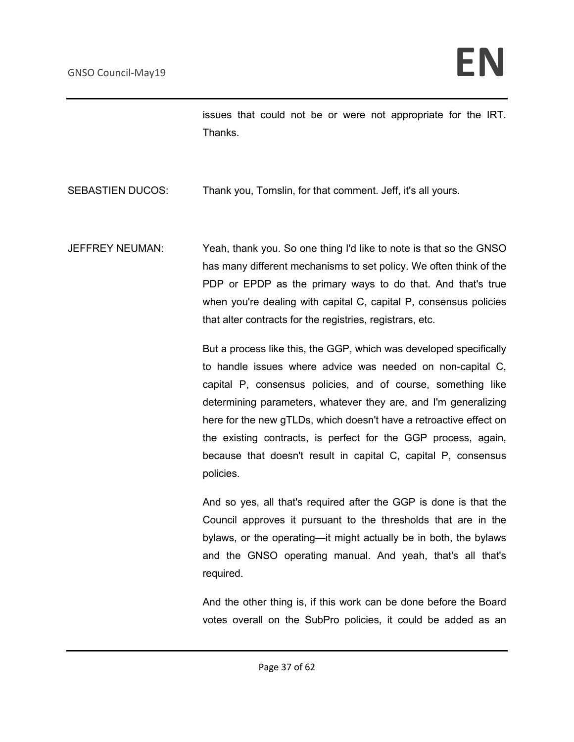issues that could not be or were not appropriate for the IRT. Thanks.

SEBASTIEN DUCOS: Thank you, Tomslin, for that comment. Jeff, it's all yours.

JEFFREY NEUMAN: Yeah, thank you. So one thing I'd like to note is that so the GNSO has many different mechanisms to set policy. We often think of the PDP or EPDP as the primary ways to do that. And that's true when you're dealing with capital C, capital P, consensus policies that alter contracts for the registries, registrars, etc.

But a process like this, the GGP, which was developed specifically to handle issues where advice was needed on non-capital C, capital P, consensus policies, and of course, something like determining parameters, whatever they are, and I'm generalizing here for the new gTLDs, which doesn't have a retroactive effect on the existing contracts, is perfect for the GGP process, again, because that doesn't result in capital C, capital P, consensus policies.

And so yes, all that's required after the GGP is done is that the Council approves it pursuant to the thresholds that are in the bylaws, or the operating—it might actually be in both, the bylaws and the GNSO operating manual. And yeah, that's all that's required.

And the other thing is, if this work can be done before the Board votes overall on the SubPro policies, it could be added as an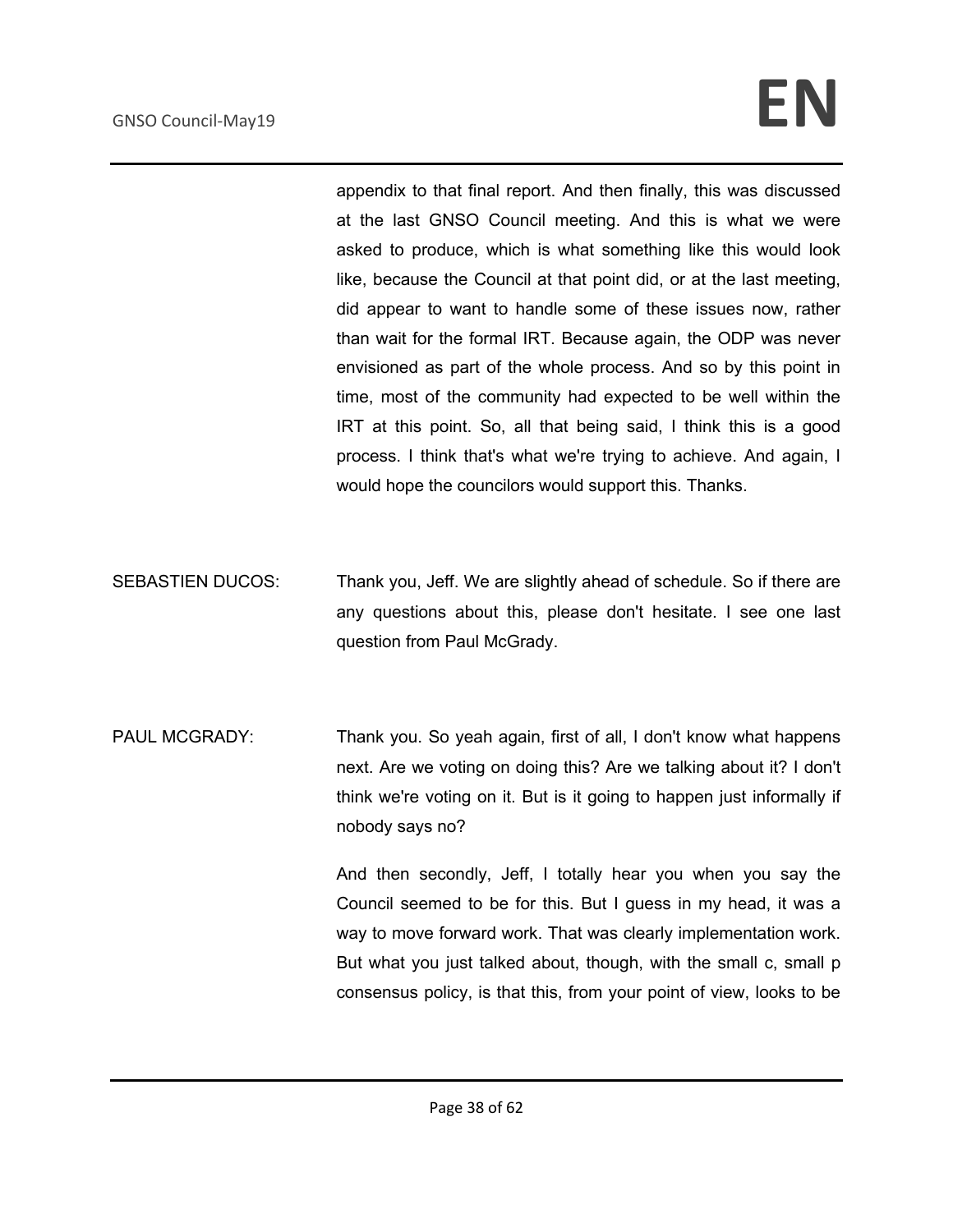appendix to that final report. And then finally, this was discussed at the last GNSO Council meeting. And this is what we were asked to produce, which is what something like this would look like, because the Council at that point did, or at the last meeting, did appear to want to handle some of these issues now, rather than wait for the formal IRT. Because again, the ODP was never envisioned as part of the whole process. And so by this point in time, most of the community had expected to be well within the IRT at this point. So, all that being said, I think this is a good process. I think that's what we're trying to achieve. And again, I would hope the councilors would support this. Thanks.

SEBASTIEN DUCOS: Thank you, Jeff. We are slightly ahead of schedule. So if there are any questions about this, please don't hesitate. I see one last question from Paul McGrady.

PAUL MCGRADY: Thank you. So yeah again, first of all, I don't know what happens next. Are we voting on doing this? Are we talking about it? I don't think we're voting on it. But is it going to happen just informally if nobody says no?

And then secondly, Jeff, I totally hear you when you say the Council seemed to be for this. But I guess in my head, it was a way to move forward work. That was clearly implementation work. But what you just talked about, though, with the small c, small p consensus policy, is that this, from your point of view, looks to be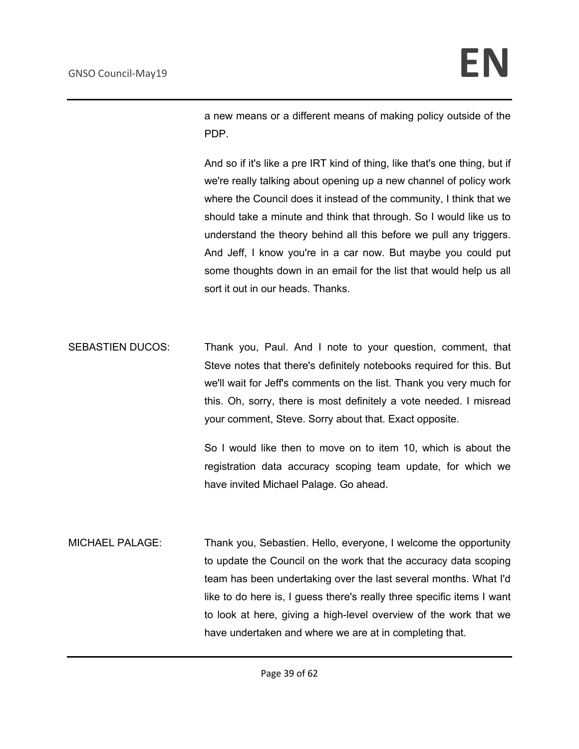a new means or a different means of making policy outside of the PDP.

And so if it's like a pre IRT kind of thing, like that's one thing, but if we're really talking about opening up a new channel of policy work where the Council does it instead of the community, I think that we should take a minute and think that through. So I would like us to understand the theory behind all this before we pull any triggers. And Jeff, I know you're in a car now. But maybe you could put some thoughts down in an email for the list that would help us all sort it out in our heads. Thanks.

SEBASTIEN DUCOS: Thank you, Paul. And I note to your question, comment, that Steve notes that there's definitely notebooks required for this. But we'll wait for Jeff's comments on the list. Thank you very much for this. Oh, sorry, there is most definitely a vote needed. I misread your comment, Steve. Sorry about that. Exact opposite.

So I would like then to move on to item 10, which is about the registration data accuracy scoping team update, for which we have invited Michael Palage. Go ahead.

MICHAEL PALAGE: Thank you, Sebastien. Hello, everyone, I welcome the opportunity to update the Council on the work that the accuracy data scoping team has been undertaking over the last several months. What I'd like to do here is, I guess there's really three specific items I want to look at here, giving a high-level overview of the work that we have undertaken and where we are at in completing that.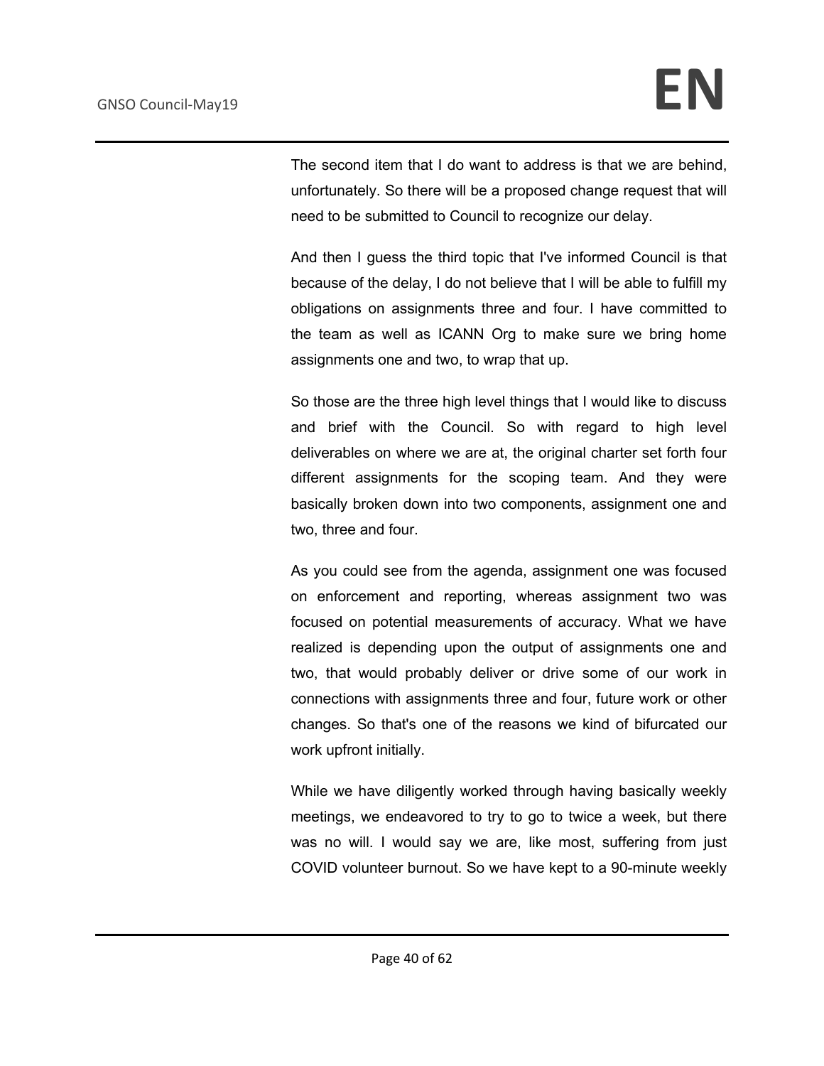The second item that I do want to address is that we are behind, unfortunately. So there will be a proposed change request that will need to be submitted to Council to recognize our delay.

And then I guess the third topic that I've informed Council is that because of the delay, I do not believe that I will be able to fulfill my obligations on assignments three and four. I have committed to the team as well as ICANN Org to make sure we bring home assignments one and two, to wrap that up.

So those are the three high level things that I would like to discuss and brief with the Council. So with regard to high level deliverables on where we are at, the original charter set forth four different assignments for the scoping team. And they were basically broken down into two components, assignment one and two, three and four.

As you could see from the agenda, assignment one was focused on enforcement and reporting, whereas assignment two was focused on potential measurements of accuracy. What we have realized is depending upon the output of assignments one and two, that would probably deliver or drive some of our work in connections with assignments three and four, future work or other changes. So that's one of the reasons we kind of bifurcated our work upfront initially.

While we have diligently worked through having basically weekly meetings, we endeavored to try to go to twice a week, but there was no will. I would say we are, like most, suffering from just COVID volunteer burnout. So we have kept to a 90-minute weekly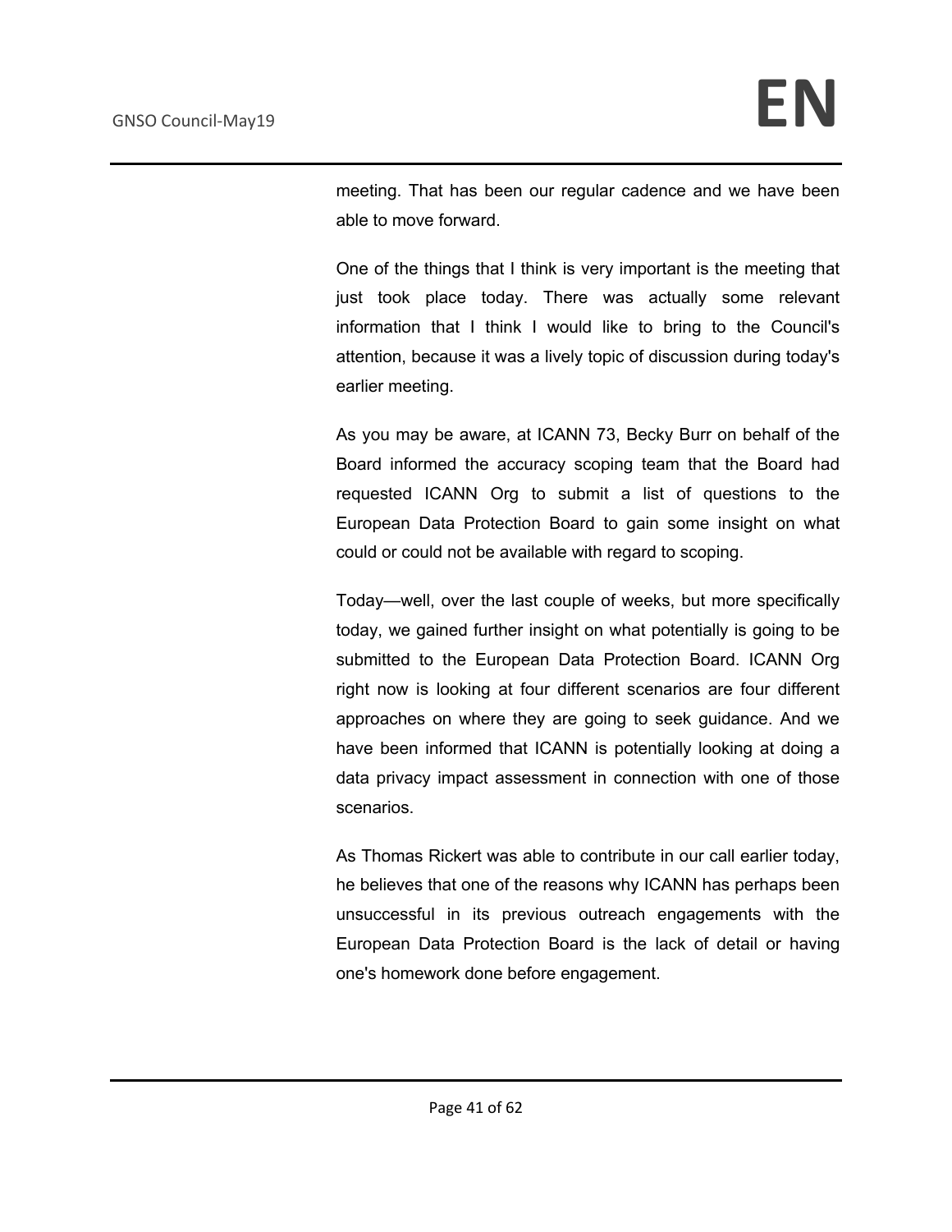meeting. That has been our regular cadence and we have been able to move forward.

One of the things that I think is very important is the meeting that just took place today. There was actually some relevant information that I think I would like to bring to the Council's attention, because it was a lively topic of discussion during today's earlier meeting.

As you may be aware, at ICANN 73, Becky Burr on behalf of the Board informed the accuracy scoping team that the Board had requested ICANN Org to submit a list of questions to the European Data Protection Board to gain some insight on what could or could not be available with regard to scoping.

Today—well, over the last couple of weeks, but more specifically today, we gained further insight on what potentially is going to be submitted to the European Data Protection Board. ICANN Org right now is looking at four different scenarios are four different approaches on where they are going to seek guidance. And we have been informed that ICANN is potentially looking at doing a data privacy impact assessment in connection with one of those scenarios.

As Thomas Rickert was able to contribute in our call earlier today, he believes that one of the reasons why ICANN has perhaps been unsuccessful in its previous outreach engagements with the European Data Protection Board is the lack of detail or having one's homework done before engagement.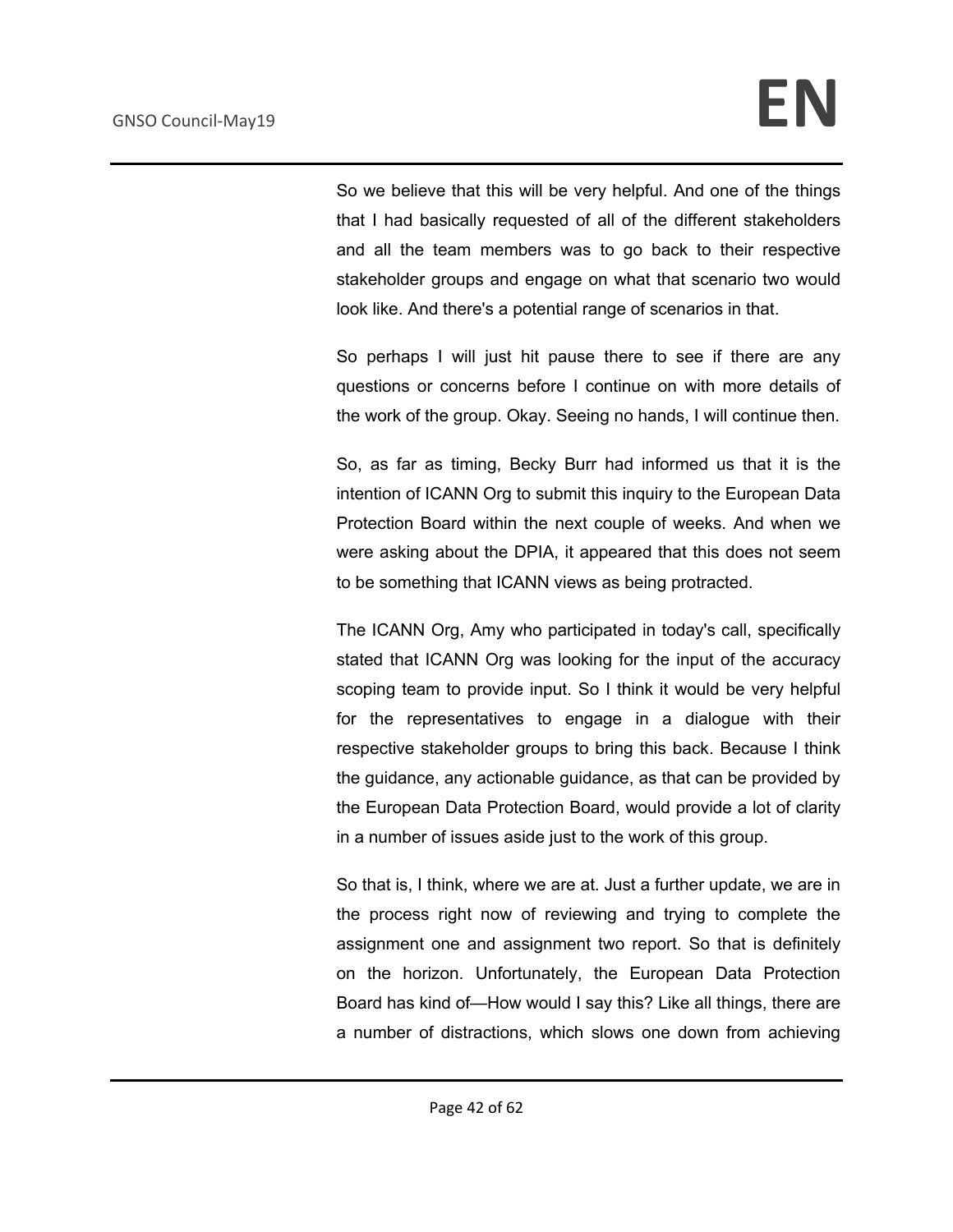So we believe that this will be very helpful. And one of the things that I had basically requested of all of the different stakeholders and all the team members was to go back to their respective stakeholder groups and engage on what that scenario two would look like. And there's a potential range of scenarios in that.

So perhaps I will just hit pause there to see if there are any questions or concerns before I continue on with more details of the work of the group. Okay. Seeing no hands, I will continue then.

So, as far as timing, Becky Burr had informed us that it is the intention of ICANN Org to submit this inquiry to the European Data Protection Board within the next couple of weeks. And when we were asking about the DPIA, it appeared that this does not seem to be something that ICANN views as being protracted.

The ICANN Org, Amy who participated in today's call, specifically stated that ICANN Org was looking for the input of the accuracy scoping team to provide input. So I think it would be very helpful for the representatives to engage in a dialogue with their respective stakeholder groups to bring this back. Because I think the guidance, any actionable guidance, as that can be provided by the European Data Protection Board, would provide a lot of clarity in a number of issues aside just to the work of this group.

So that is, I think, where we are at. Just a further update, we are in the process right now of reviewing and trying to complete the assignment one and assignment two report. So that is definitely on the horizon. Unfortunately, the European Data Protection Board has kind of—How would I say this? Like all things, there are a number of distractions, which slows one down from achieving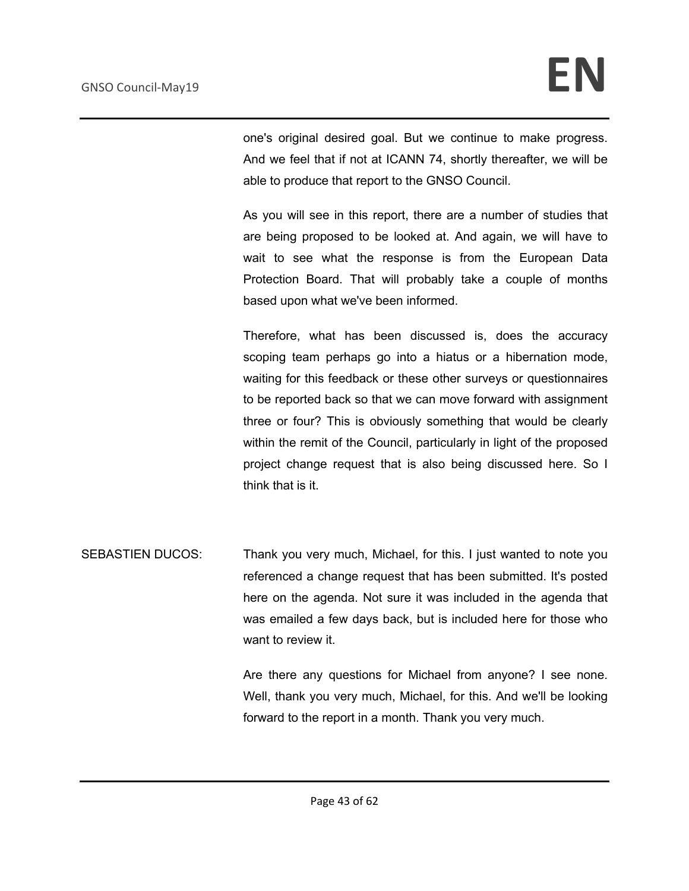one's original desired goal. But we continue to make progress. And we feel that if not at ICANN 74, shortly thereafter, we will be able to produce that report to the GNSO Council.

As you will see in this report, there are a number of studies that are being proposed to be looked at. And again, we will have to wait to see what the response is from the European Data Protection Board. That will probably take a couple of months based upon what we've been informed.

Therefore, what has been discussed is, does the accuracy scoping team perhaps go into a hiatus or a hibernation mode, waiting for this feedback or these other surveys or questionnaires to be reported back so that we can move forward with assignment three or four? This is obviously something that would be clearly within the remit of the Council, particularly in light of the proposed project change request that is also being discussed here. So I think that is it.

SEBASTIEN DUCOS: Thank you very much, Michael, for this. I just wanted to note you referenced a change request that has been submitted. It's posted here on the agenda. Not sure it was included in the agenda that was emailed a few days back, but is included here for those who want to review it.

Are there any questions for Michael from anyone? I see none. Well, thank you very much, Michael, for this. And we'll be looking forward to the report in a month. Thank you very much.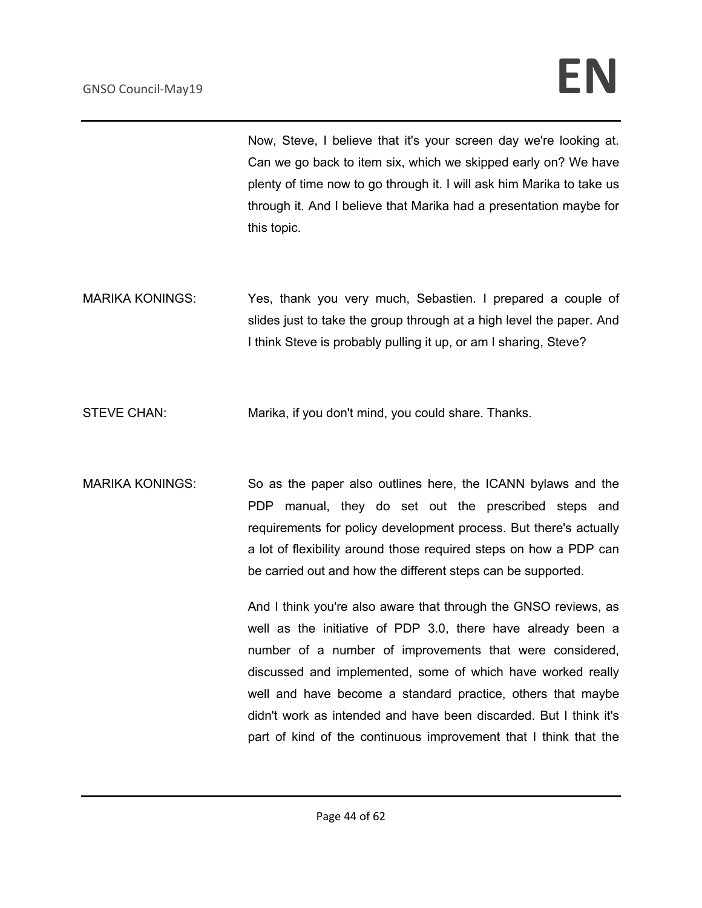Now, Steve, I believe that it's your screen day we're looking at. Can we go back to item six, which we skipped early on? We have plenty of time now to go through it. I will ask him Marika to take us through it. And I believe that Marika had a presentation maybe for this topic.

MARIKA KONINGS: Yes, thank you very much, Sebastien. I prepared a couple of slides just to take the group through at a high level the paper. And I think Steve is probably pulling it up, or am I sharing, Steve?

STEVE CHAN: Marika, if you don't mind, you could share. Thanks.

MARIKA KONINGS: So as the paper also outlines here, the ICANN bylaws and the PDP manual, they do set out the prescribed steps and requirements for policy development process. But there's actually a lot of flexibility around those required steps on how a PDP can be carried out and how the different steps can be supported.

And I think you're also aware that through the GNSO reviews, as well as the initiative of PDP 3.0, there have already been a number of a number of improvements that were considered, discussed and implemented, some of which have worked really well and have become a standard practice, others that maybe didn't work as intended and have been discarded. But I think it's part of kind of the continuous improvement that I think that the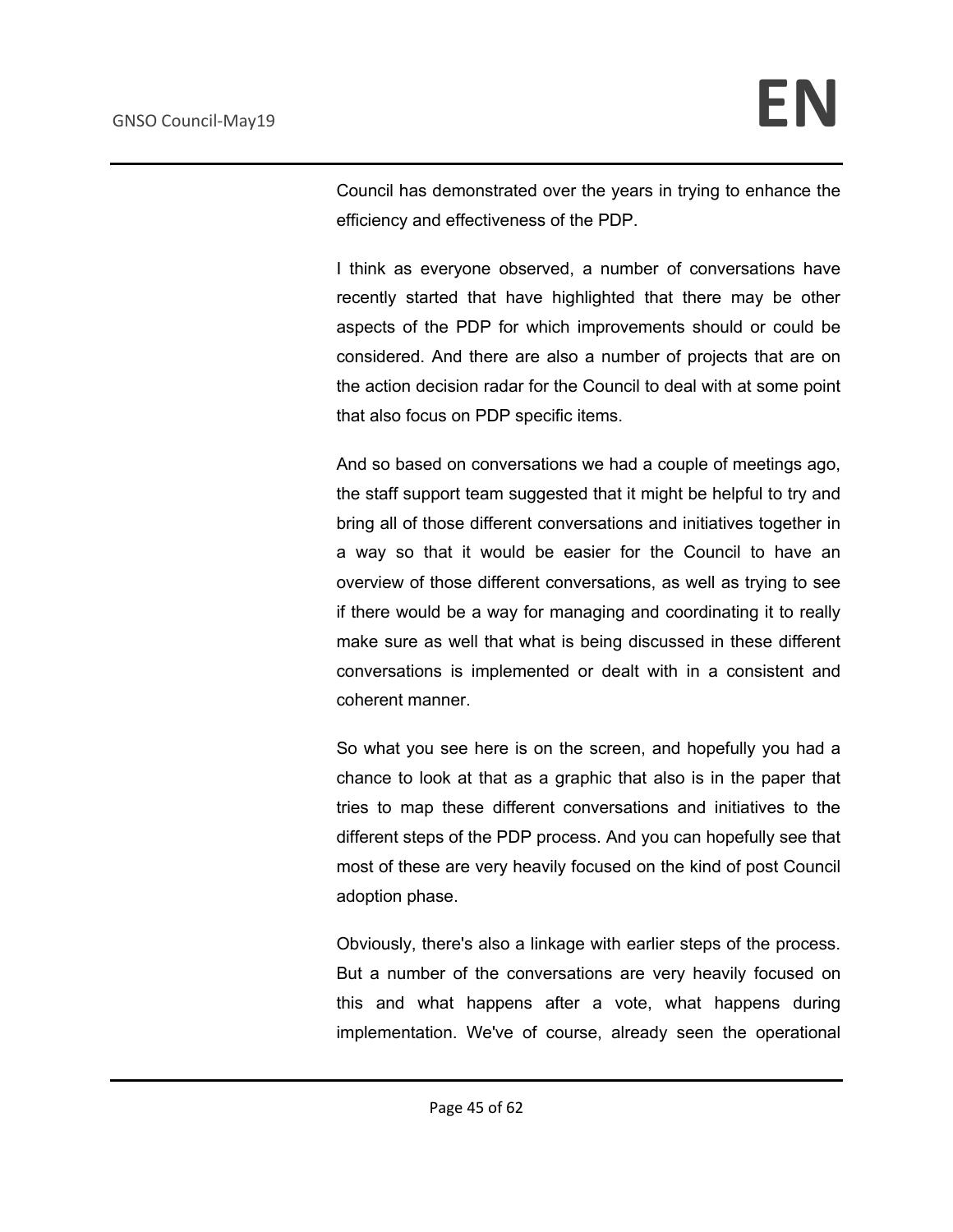Council has demonstrated over the years in trying to enhance the efficiency and effectiveness of the PDP.

I think as everyone observed, a number of conversations have recently started that have highlighted that there may be other aspects of the PDP for which improvements should or could be considered. And there are also a number of projects that are on the action decision radar for the Council to deal with at some point that also focus on PDP specific items.

And so based on conversations we had a couple of meetings ago, the staff support team suggested that it might be helpful to try and bring all of those different conversations and initiatives together in a way so that it would be easier for the Council to have an overview of those different conversations, as well as trying to see if there would be a way for managing and coordinating it to really make sure as well that what is being discussed in these different conversations is implemented or dealt with in a consistent and coherent manner.

So what you see here is on the screen, and hopefully you had a chance to look at that as a graphic that also is in the paper that tries to map these different conversations and initiatives to the different steps of the PDP process. And you can hopefully see that most of these are very heavily focused on the kind of post Council adoption phase.

Obviously, there's also a linkage with earlier steps of the process. But a number of the conversations are very heavily focused on this and what happens after a vote, what happens during implementation. We've of course, already seen the operational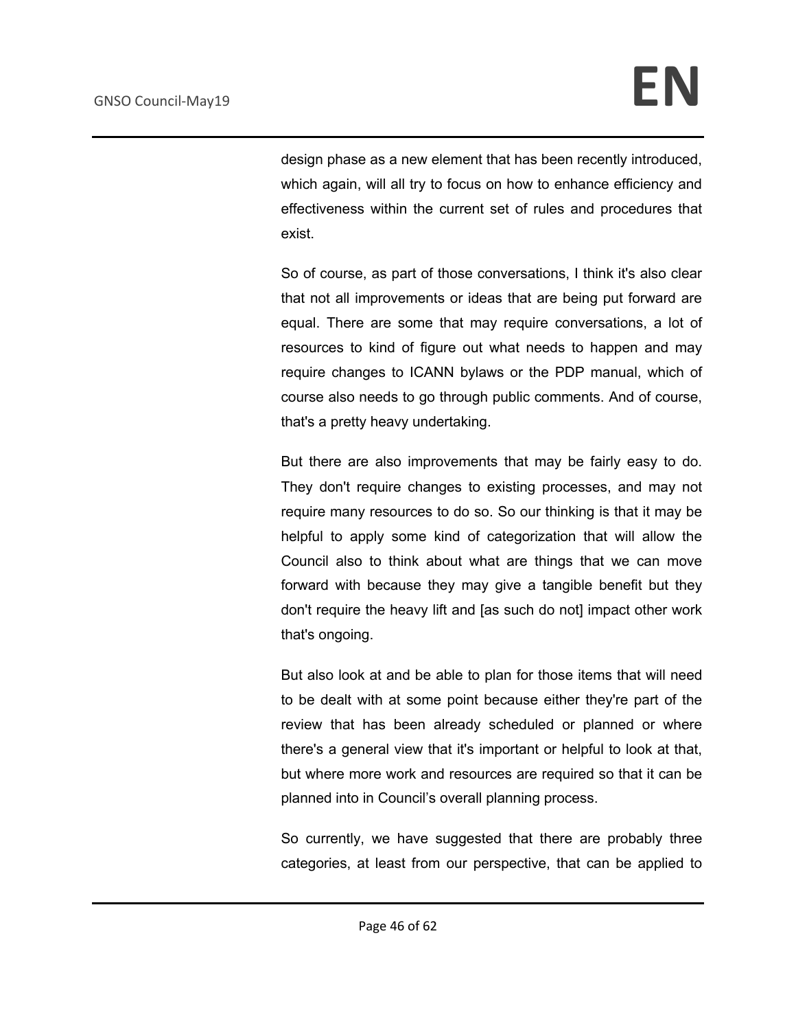design phase as a new element that has been recently introduced, which again, will all try to focus on how to enhance efficiency and effectiveness within the current set of rules and procedures that exist.

So of course, as part of those conversations, I think it's also clear that not all improvements or ideas that are being put forward are equal. There are some that may require conversations, a lot of resources to kind of figure out what needs to happen and may require changes to ICANN bylaws or the PDP manual, which of course also needs to go through public comments. And of course, that's a pretty heavy undertaking.

But there are also improvements that may be fairly easy to do. They don't require changes to existing processes, and may not require many resources to do so. So our thinking is that it may be helpful to apply some kind of categorization that will allow the Council also to think about what are things that we can move forward with because they may give a tangible benefit but they don't require the heavy lift and [as such do not] impact other work that's ongoing.

But also look at and be able to plan for those items that will need to be dealt with at some point because either they're part of the review that has been already scheduled or planned or where there's a general view that it's important or helpful to look at that, but where more work and resources are required so that it can be planned into in Council's overall planning process.

So currently, we have suggested that there are probably three categories, at least from our perspective, that can be applied to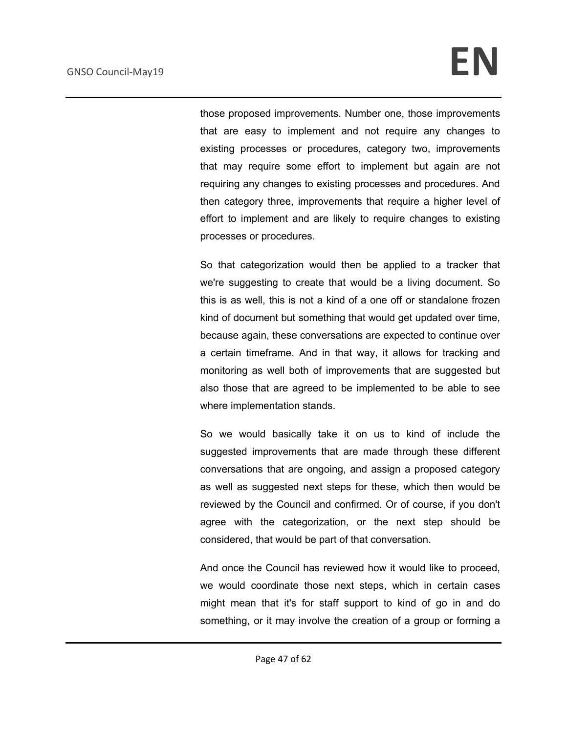those proposed improvements. Number one, those improvements that are easy to implement and not require any changes to existing processes or procedures, category two, improvements that may require some effort to implement but again are not requiring any changes to existing processes and procedures. And then category three, improvements that require a higher level of effort to implement and are likely to require changes to existing processes or procedures.

So that categorization would then be applied to a tracker that we're suggesting to create that would be a living document. So this is as well, this is not a kind of a one off or standalone frozen kind of document but something that would get updated over time, because again, these conversations are expected to continue over a certain timeframe. And in that way, it allows for tracking and monitoring as well both of improvements that are suggested but also those that are agreed to be implemented to be able to see where implementation stands.

So we would basically take it on us to kind of include the suggested improvements that are made through these different conversations that are ongoing, and assign a proposed category as well as suggested next steps for these, which then would be reviewed by the Council and confirmed. Or of course, if you don't agree with the categorization, or the next step should be considered, that would be part of that conversation.

And once the Council has reviewed how it would like to proceed, we would coordinate those next steps, which in certain cases might mean that it's for staff support to kind of go in and do something, or it may involve the creation of a group or forming a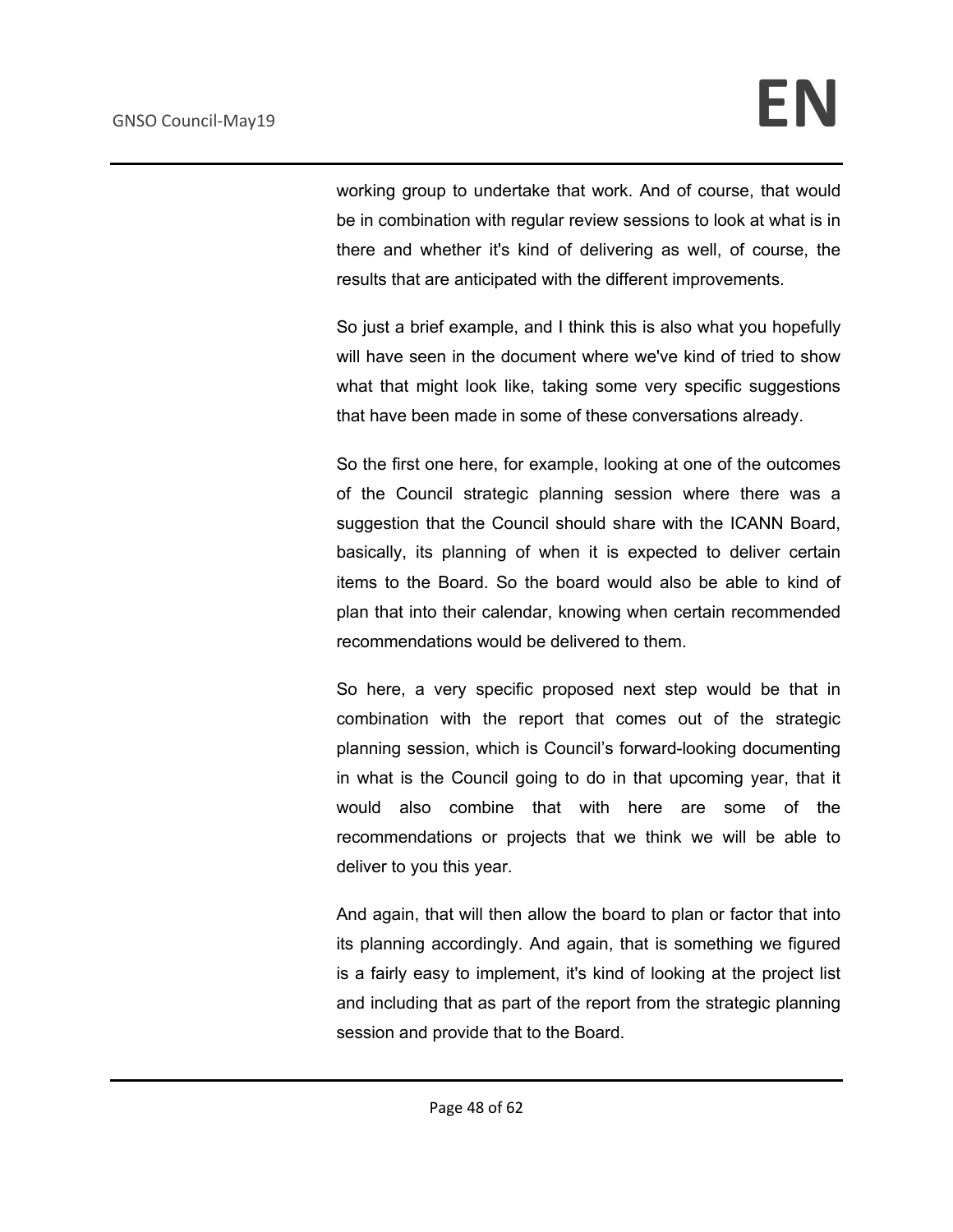working group to undertake that work. And of course, that would be in combination with regular review sessions to look at what is in there and whether it's kind of delivering as well, of course, the results that are anticipated with the different improvements.

So just a brief example, and I think this is also what you hopefully will have seen in the document where we've kind of tried to show what that might look like, taking some very specific suggestions that have been made in some of these conversations already.

So the first one here, for example, looking at one of the outcomes of the Council strategic planning session where there was a suggestion that the Council should share with the ICANN Board, basically, its planning of when it is expected to deliver certain items to the Board. So the board would also be able to kind of plan that into their calendar, knowing when certain recommended recommendations would be delivered to them.

So here, a very specific proposed next step would be that in combination with the report that comes out of the strategic planning session, which is Council's forward-looking documenting in what is the Council going to do in that upcoming year, that it would also combine that with here are some of the recommendations or projects that we think we will be able to deliver to you this year.

And again, that will then allow the board to plan or factor that into its planning accordingly. And again, that is something we figured is a fairly easy to implement, it's kind of looking at the project list and including that as part of the report from the strategic planning session and provide that to the Board.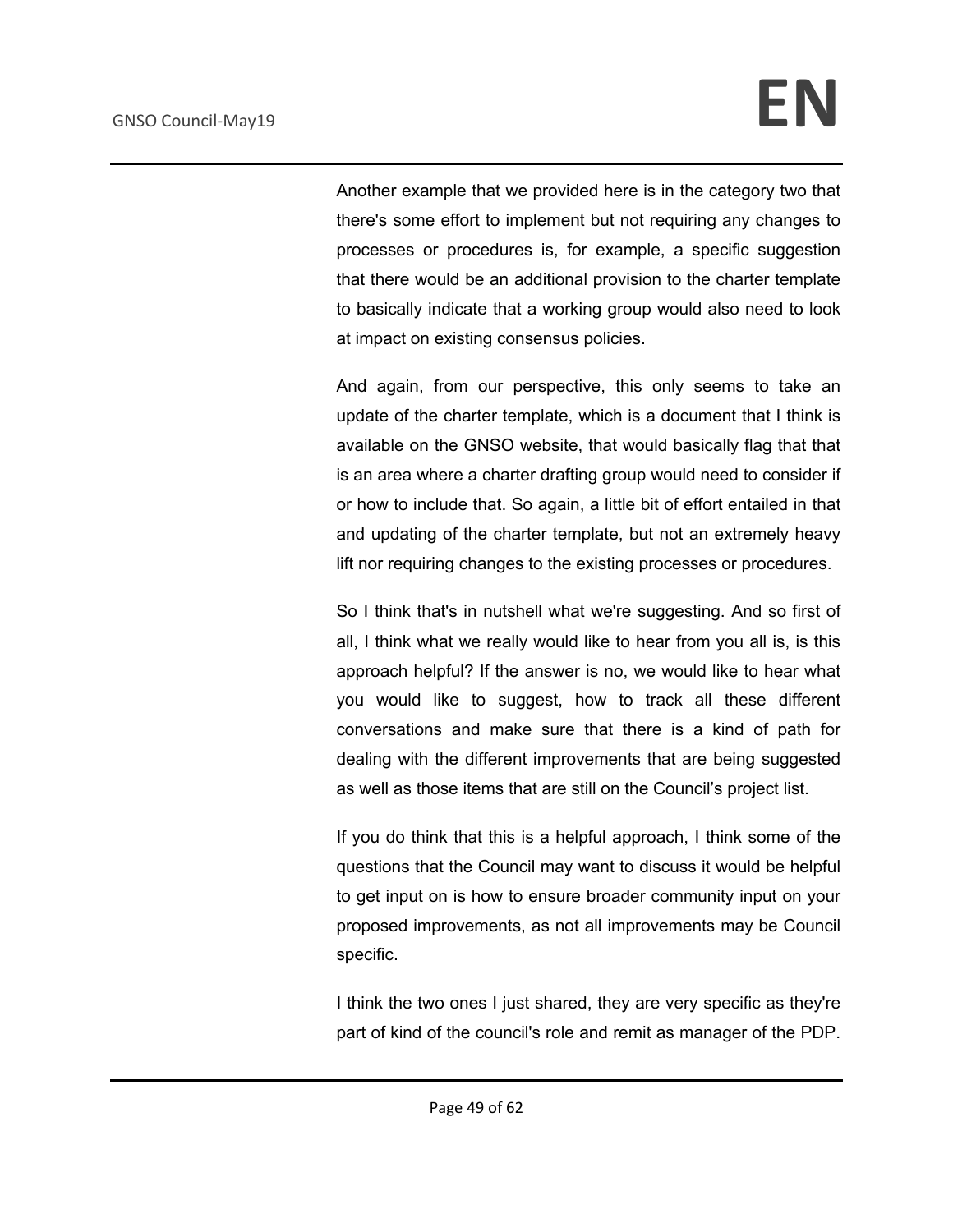Another example that we provided here is in the category two that there's some effort to implement but not requiring any changes to processes or procedures is, for example, a specific suggestion that there would be an additional provision to the charter template to basically indicate that a working group would also need to look at impact on existing consensus policies.

And again, from our perspective, this only seems to take an update of the charter template, which is a document that I think is available on the GNSO website, that would basically flag that that is an area where a charter drafting group would need to consider if or how to include that. So again, a little bit of effort entailed in that and updating of the charter template, but not an extremely heavy lift nor requiring changes to the existing processes or procedures.

So I think that's in nutshell what we're suggesting. And so first of all, I think what we really would like to hear from you all is, is this approach helpful? If the answer is no, we would like to hear what you would like to suggest, how to track all these different conversations and make sure that there is a kind of path for dealing with the different improvements that are being suggested as well as those items that are still on the Council's project list.

If you do think that this is a helpful approach, I think some of the questions that the Council may want to discuss it would be helpful to get input on is how to ensure broader community input on your proposed improvements, as not all improvements may be Council specific.

I think the two ones I just shared, they are very specific as they're part of kind of the council's role and remit as manager of the PDP.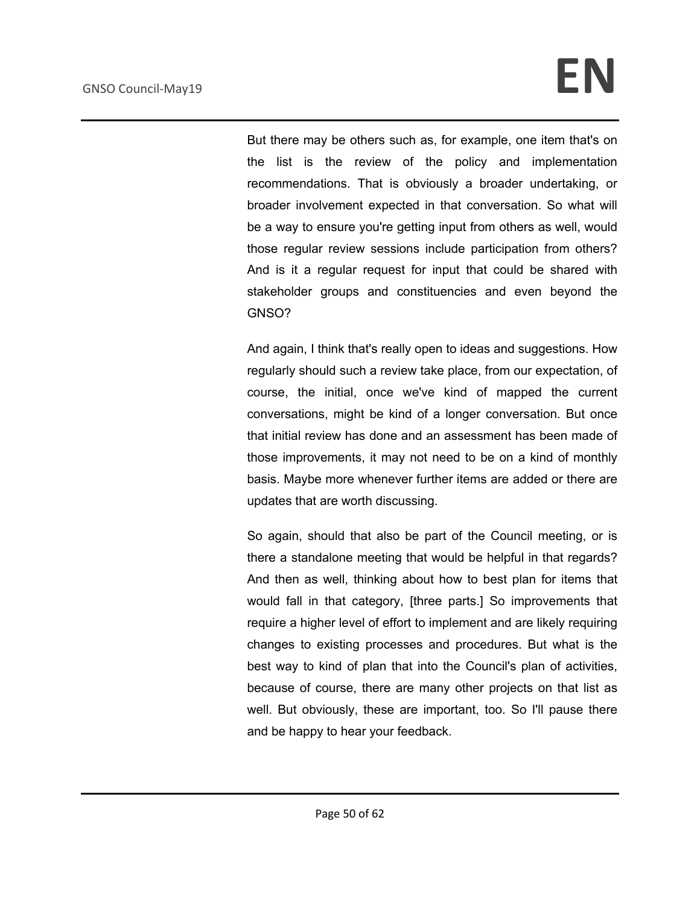But there may be others such as, for example, one item that's on the list is the review of the policy and implementation recommendations. That is obviously a broader undertaking, or broader involvement expected in that conversation. So what will be a way to ensure you're getting input from others as well, would those regular review sessions include participation from others? And is it a regular request for input that could be shared with stakeholder groups and constituencies and even beyond the GNSO?

And again, I think that's really open to ideas and suggestions. How regularly should such a review take place, from our expectation, of course, the initial, once we've kind of mapped the current conversations, might be kind of a longer conversation. But once that initial review has done and an assessment has been made of those improvements, it may not need to be on a kind of monthly basis. Maybe more whenever further items are added or there are updates that are worth discussing.

So again, should that also be part of the Council meeting, or is there a standalone meeting that would be helpful in that regards? And then as well, thinking about how to best plan for items that would fall in that category, [three parts.] So improvements that require a higher level of effort to implement and are likely requiring changes to existing processes and procedures. But what is the best way to kind of plan that into the Council's plan of activities, because of course, there are many other projects on that list as well. But obviously, these are important, too. So I'll pause there and be happy to hear your feedback.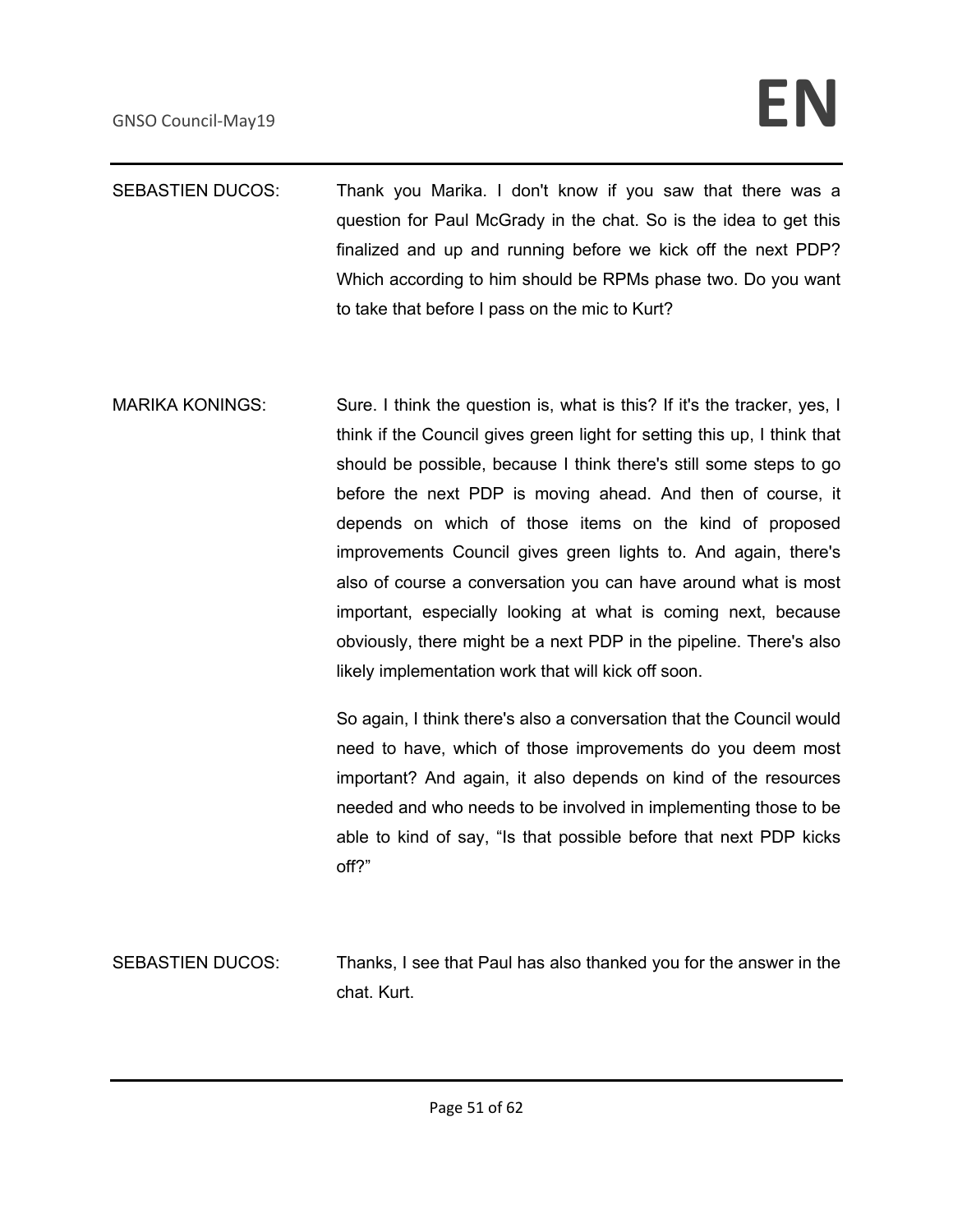SEBASTIEN DUCOS: Thank you Marika. I don't know if you saw that there was a question for Paul McGrady in the chat. So is the idea to get this finalized and up and running before we kick off the next PDP? Which according to him should be RPMs phase two. Do you want to take that before I pass on the mic to Kurt?

MARIKA KONINGS: Sure. I think the question is, what is this? If it's the tracker, yes, I think if the Council gives green light for setting this up, I think that should be possible, because I think there's still some steps to go before the next PDP is moving ahead. And then of course, it depends on which of those items on the kind of proposed improvements Council gives green lights to. And again, there's also of course a conversation you can have around what is most important, especially looking at what is coming next, because obviously, there might be a next PDP in the pipeline. There's also likely implementation work that will kick off soon.

So again, I think there's also a conversation that the Council would need to have, which of those improvements do you deem most important? And again, it also depends on kind of the resources needed and who needs to be involved in implementing those to be able to kind of say, "Is that possible before that next PDP kicks off?"

SEBASTIEN DUCOS: Thanks, I see that Paul has also thanked you for the answer in the chat. Kurt.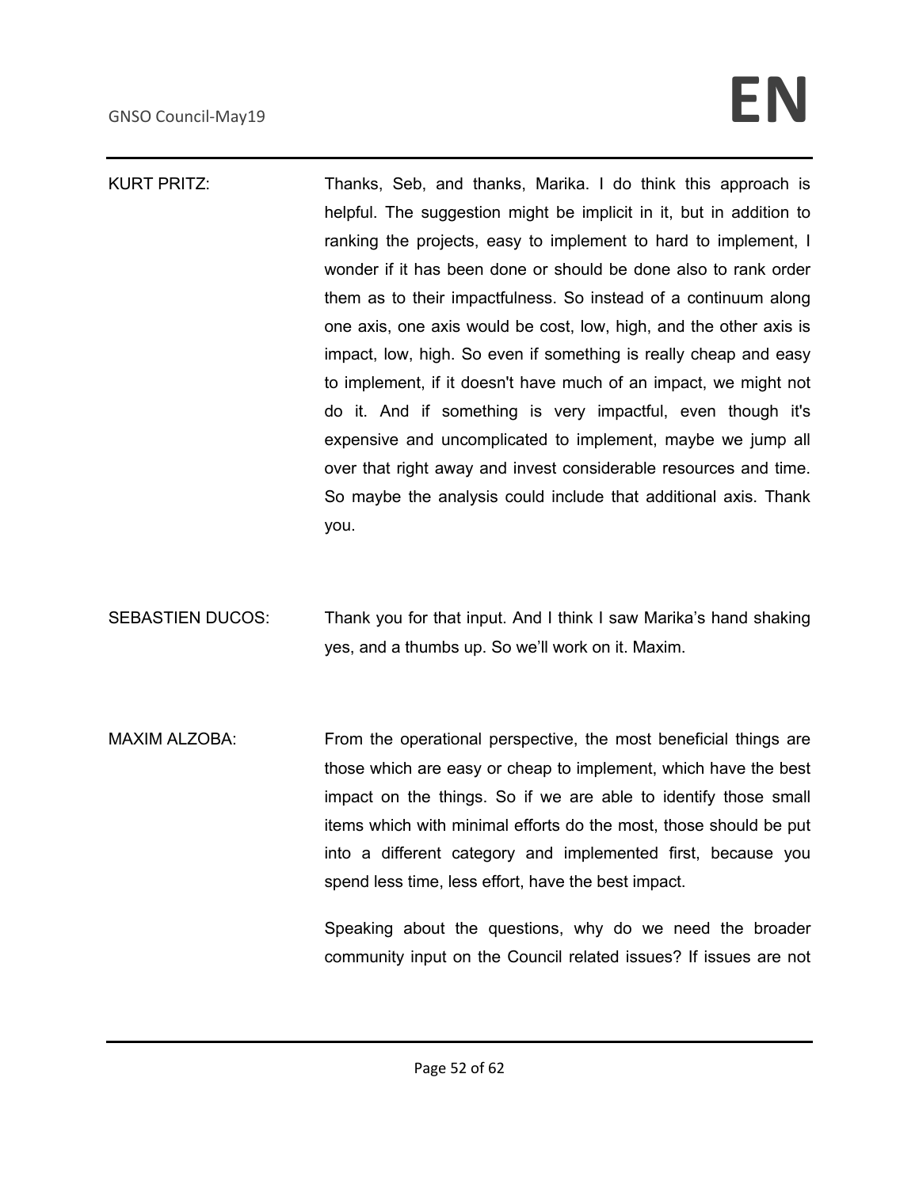KURT PRITZ: Thanks, Seb, and thanks, Marika. I do think this approach is helpful. The suggestion might be implicit in it, but in addition to ranking the projects, easy to implement to hard to implement, I wonder if it has been done or should be done also to rank order them as to their impactfulness. So instead of a continuum along one axis, one axis would be cost, low, high, and the other axis is impact, low, high. So even if something is really cheap and easy to implement, if it doesn't have much of an impact, we might not do it. And if something is very impactful, even though it's expensive and uncomplicated to implement, maybe we jump all over that right away and invest considerable resources and time. So maybe the analysis could include that additional axis. Thank you.

SEBASTIEN DUCOS: Thank you for that input. And I think I saw Marika's hand shaking yes, and a thumbs up. So we'll work on it. Maxim.

MAXIM ALZOBA: From the operational perspective, the most beneficial things are those which are easy or cheap to implement, which have the best impact on the things. So if we are able to identify those small items which with minimal efforts do the most, those should be put into a different category and implemented first, because you spend less time, less effort, have the best impact.

Speaking about the questions, why do we need the broader community input on the Council related issues? If issues are not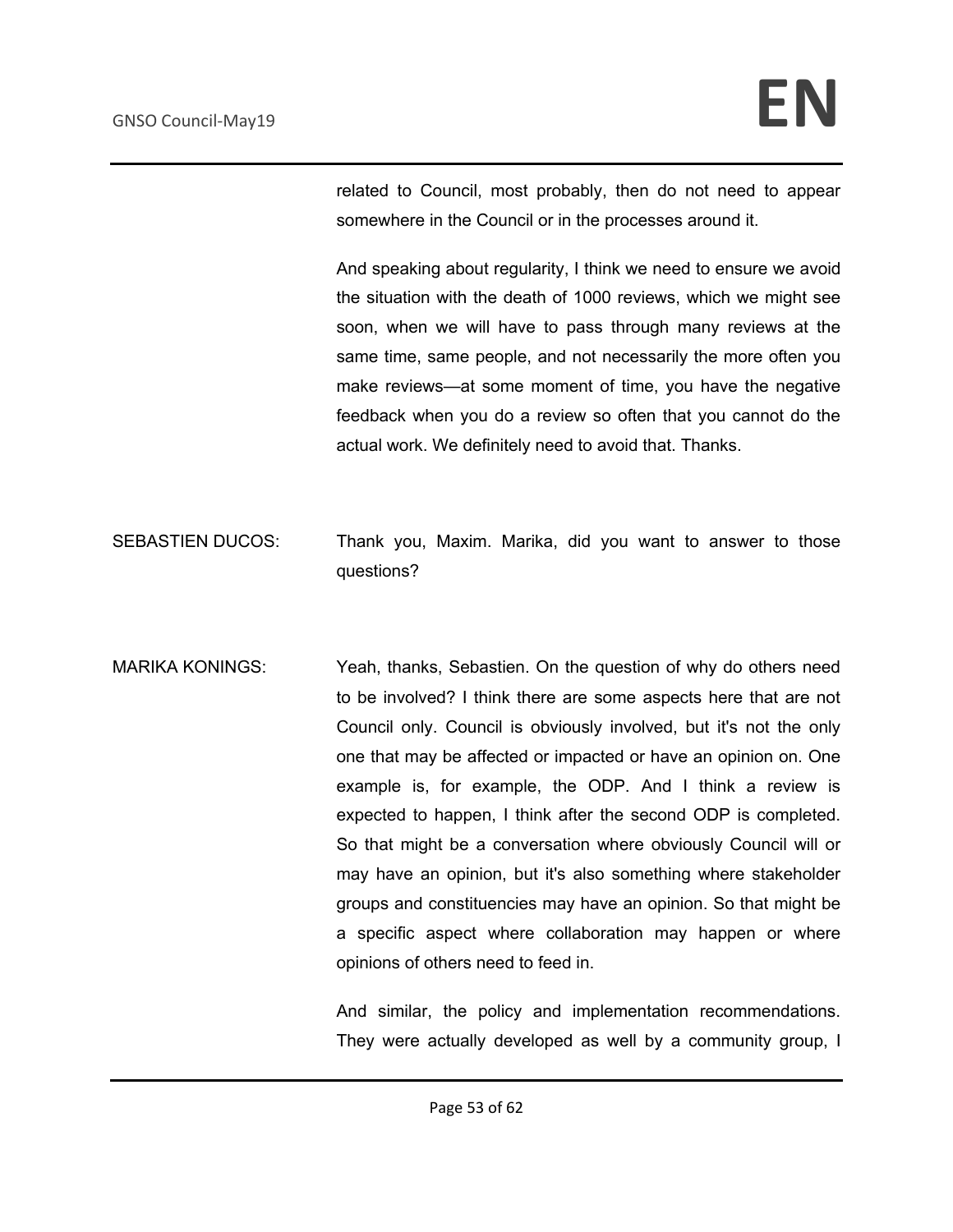related to Council, most probably, then do not need to appear somewhere in the Council or in the processes around it.

And speaking about regularity, I think we need to ensure we avoid the situation with the death of 1000 reviews, which we might see soon, when we will have to pass through many reviews at the same time, same people, and not necessarily the more often you make reviews—at some moment of time, you have the negative feedback when you do a review so often that you cannot do the actual work. We definitely need to avoid that. Thanks.

SEBASTIEN DUCOS: Thank you, Maxim. Marika, did you want to answer to those questions?

MARIKA KONINGS: Yeah, thanks, Sebastien. On the question of why do others need to be involved? I think there are some aspects here that are not Council only. Council is obviously involved, but it's not the only one that may be affected or impacted or have an opinion on. One example is, for example, the ODP. And I think a review is expected to happen, I think after the second ODP is completed. So that might be a conversation where obviously Council will or may have an opinion, but it's also something where stakeholder groups and constituencies may have an opinion. So that might be a specific aspect where collaboration may happen or where opinions of others need to feed in.

And similar, the policy and implementation recommendations. They were actually developed as well by a community group, I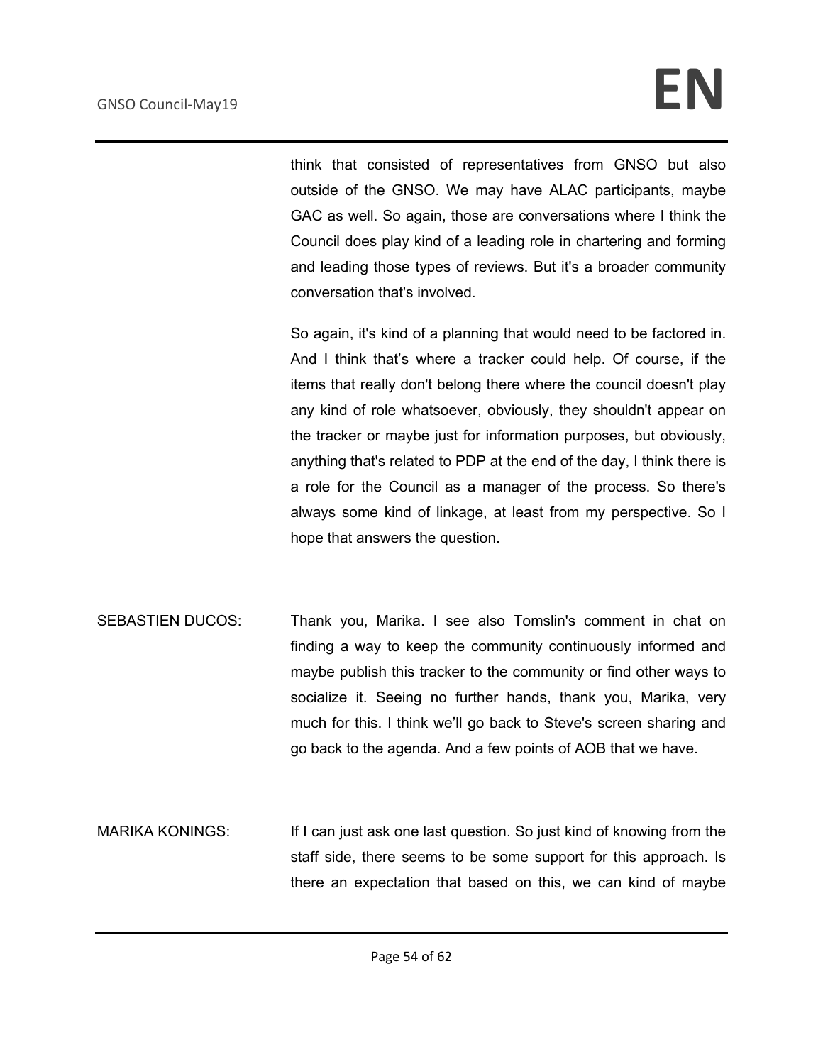think that consisted of representatives from GNSO but also outside of the GNSO. We may have ALAC participants, maybe GAC as well. So again, those are conversations where I think the Council does play kind of a leading role in chartering and forming and leading those types of reviews. But it's a broader community conversation that's involved.

So again, it's kind of a planning that would need to be factored in. And I think that's where a tracker could help. Of course, if the items that really don't belong there where the council doesn't play any kind of role whatsoever, obviously, they shouldn't appear on the tracker or maybe just for information purposes, but obviously, anything that's related to PDP at the end of the day, I think there is a role for the Council as a manager of the process. So there's always some kind of linkage, at least from my perspective. So I hope that answers the question.

SEBASTIEN DUCOS: Thank you, Marika. I see also Tomslin's comment in chat on finding a way to keep the community continuously informed and maybe publish this tracker to the community or find other ways to socialize it. Seeing no further hands, thank you, Marika, very much for this. I think we'll go back to Steve's screen sharing and go back to the agenda. And a few points of AOB that we have.

MARIKA KONINGS: If I can just ask one last question. So just kind of knowing from the staff side, there seems to be some support for this approach. Is there an expectation that based on this, we can kind of maybe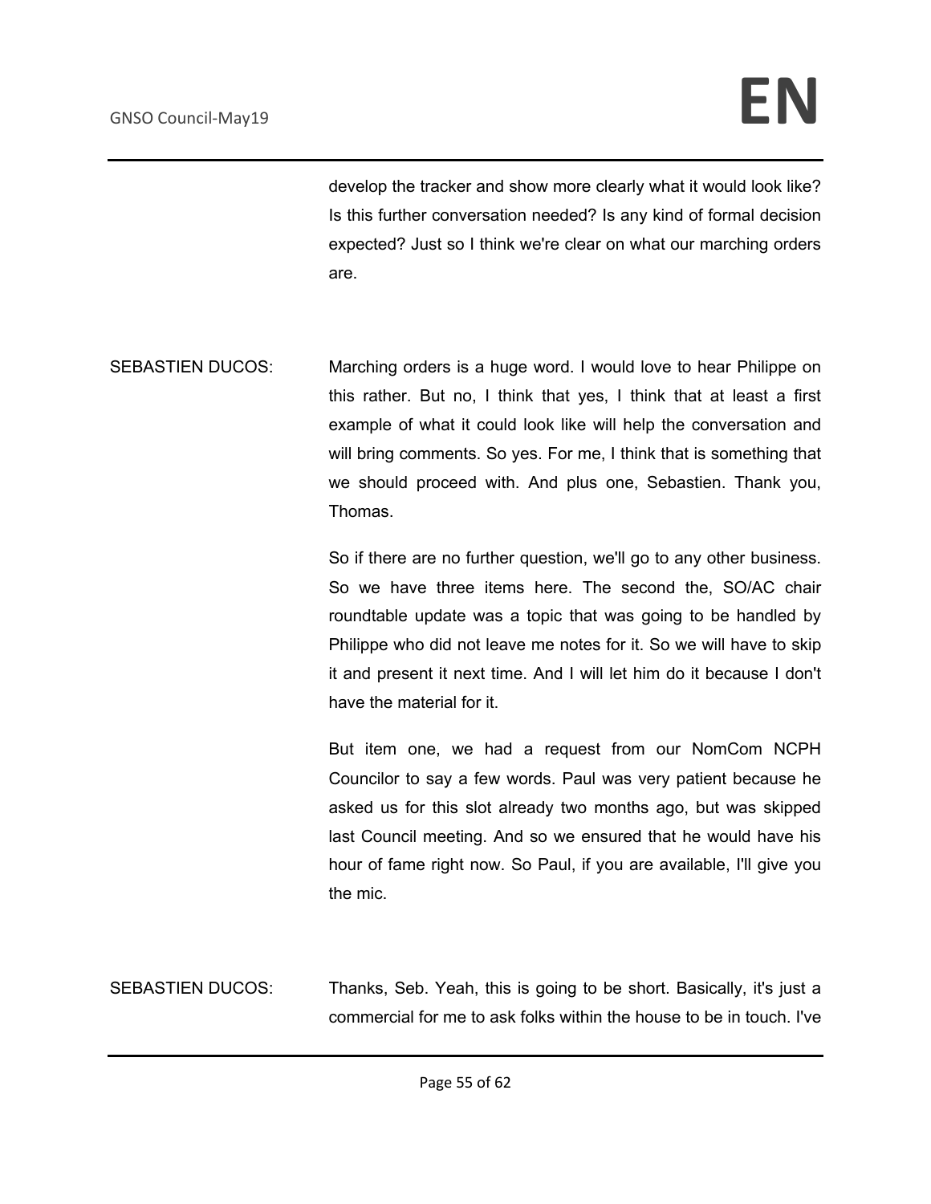develop the tracker and show more clearly what it would look like? Is this further conversation needed? Is any kind of formal decision expected? Just so I think we're clear on what our marching orders are.

SEBASTIEN DUCOS: Marching orders is a huge word. I would love to hear Philippe on this rather. But no, I think that yes, I think that at least a first example of what it could look like will help the conversation and will bring comments. So yes. For me, I think that is something that we should proceed with. And plus one, Sebastien. Thank you, Thomas.

So if there are no further question, we'll go to any other business. So we have three items here. The second the, SO/AC chair roundtable update was a topic that was going to be handled by Philippe who did not leave me notes for it. So we will have to skip it and present it next time. And I will let him do it because I don't have the material for it.

But item one, we had a request from our NomCom NCPH Councilor to say a few words. Paul was very patient because he asked us for this slot already two months ago, but was skipped last Council meeting. And so we ensured that he would have his hour of fame right now. So Paul, if you are available, I'll give you the mic.

SEBASTIEN DUCOS: Thanks, Seb. Yeah, this is going to be short. Basically, it's just a commercial for me to ask folks within the house to be in touch. I've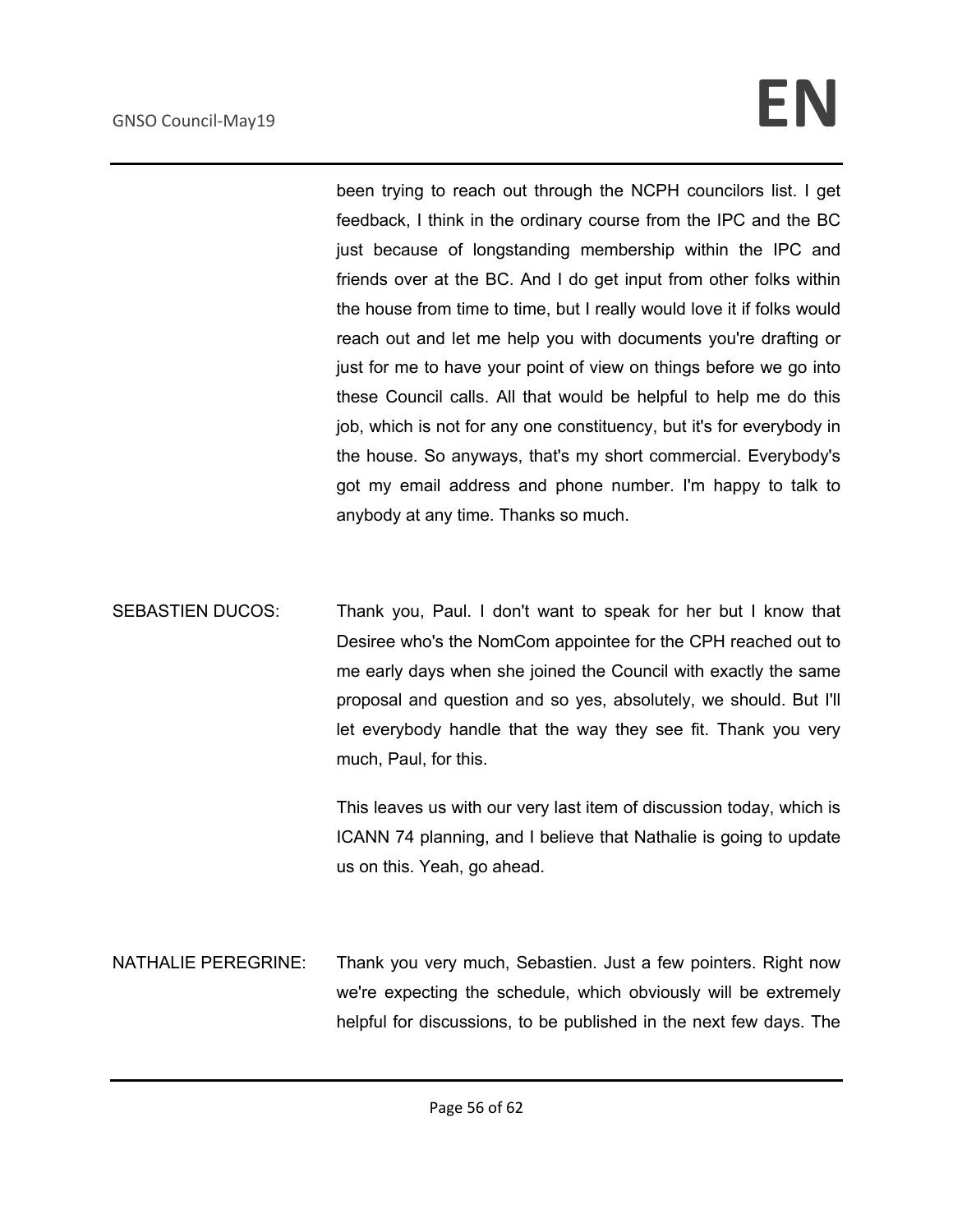been trying to reach out through the NCPH councilors list. I get feedback, I think in the ordinary course from the IPC and the BC just because of longstanding membership within the IPC and friends over at the BC. And I do get input from other folks within the house from time to time, but I really would love it if folks would reach out and let me help you with documents you're drafting or just for me to have your point of view on things before we go into these Council calls. All that would be helpful to help me do this job, which is not for any one constituency, but it's for everybody in the house. So anyways, that's my short commercial. Everybody's got my email address and phone number. I'm happy to talk to anybody at any time. Thanks so much.

SEBASTIEN DUCOS: Thank you, Paul. I don't want to speak for her but I know that Desiree who's the NomCom appointee for the CPH reached out to me early days when she joined the Council with exactly the same proposal and question and so yes, absolutely, we should. But I'll let everybody handle that the way they see fit. Thank you very much, Paul, for this.

This leaves us with our very last item of discussion today, which is ICANN 74 planning, and I believe that Nathalie is going to update us on this. Yeah, go ahead.

NATHALIE PEREGRINE: Thank you very much, Sebastien. Just a few pointers. Right now we're expecting the schedule, which obviously will be extremely helpful for discussions, to be published in the next few days. The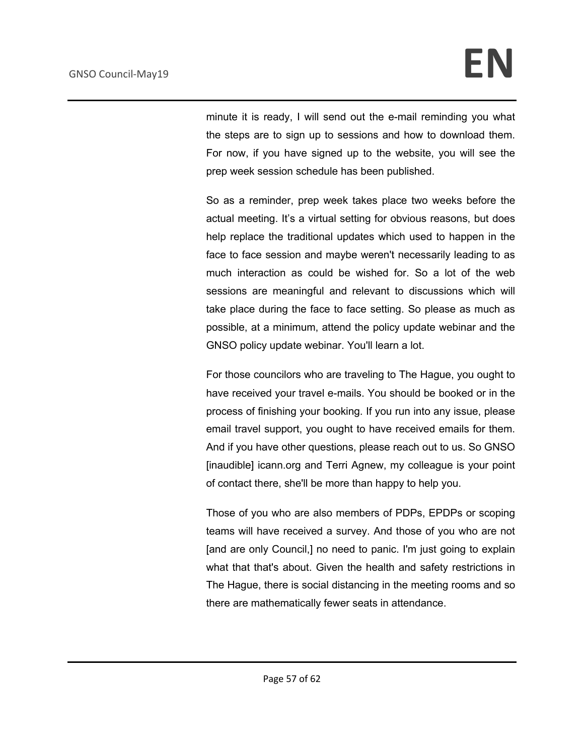minute it is ready, I will send out the e-mail reminding you what the steps are to sign up to sessions and how to download them. For now, if you have signed up to the website, you will see the prep week session schedule has been published.

So as a reminder, prep week takes place two weeks before the actual meeting. It's a virtual setting for obvious reasons, but does help replace the traditional updates which used to happen in the face to face session and maybe weren't necessarily leading to as much interaction as could be wished for. So a lot of the web sessions are meaningful and relevant to discussions which will take place during the face to face setting. So please as much as possible, at a minimum, attend the policy update webinar and the GNSO policy update webinar. You'll learn a lot.

For those councilors who are traveling to The Hague, you ought to have received your travel e-mails. You should be booked or in the process of finishing your booking. If you run into any issue, please email travel support, you ought to have received emails for them. And if you have other questions, please reach out to us. So GNSO [inaudible] icann.org and Terri Agnew, my colleague is your point of contact there, she'll be more than happy to help you.

Those of you who are also members of PDPs, EPDPs or scoping teams will have received a survey. And those of you who are not [and are only Council,] no need to panic. I'm just going to explain what that that's about. Given the health and safety restrictions in The Hague, there is social distancing in the meeting rooms and so there are mathematically fewer seats in attendance.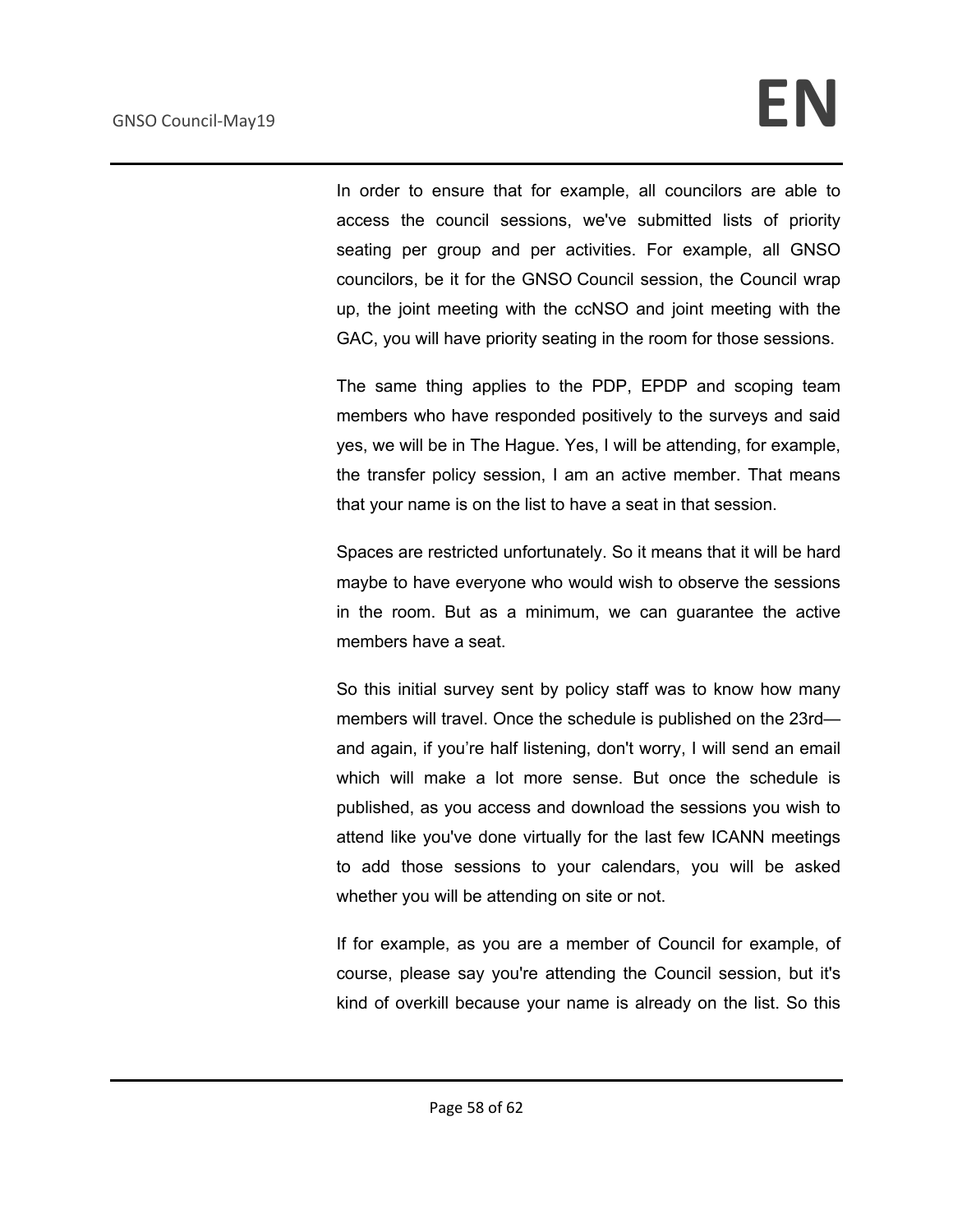In order to ensure that for example, all councilors are able to access the council sessions, we've submitted lists of priority seating per group and per activities. For example, all GNSO councilors, be it for the GNSO Council session, the Council wrap up, the joint meeting with the ccNSO and joint meeting with the GAC, you will have priority seating in the room for those sessions.

The same thing applies to the PDP, EPDP and scoping team members who have responded positively to the surveys and said yes, we will be in The Hague. Yes, I will be attending, for example, the transfer policy session, I am an active member. That means that your name is on the list to have a seat in that session.

Spaces are restricted unfortunately. So it means that it will be hard maybe to have everyone who would wish to observe the sessions in the room. But as a minimum, we can guarantee the active members have a seat.

So this initial survey sent by policy staff was to know how many members will travel. Once the schedule is published on the 23rd—and again, if you're half listening, don't worry, I will send an email which will make a lot more sense. But once the schedule is published, as you access and download the sessions you wish to attend like you've done virtually for the last few ICANN meetings to add those sessions to your calendars, you will be asked whether you will be attending on site or not.

If for example, as you are a member of Council for example, of course, please say you're attending the Council session, but it's kind of overkill because your name is already on the list. So this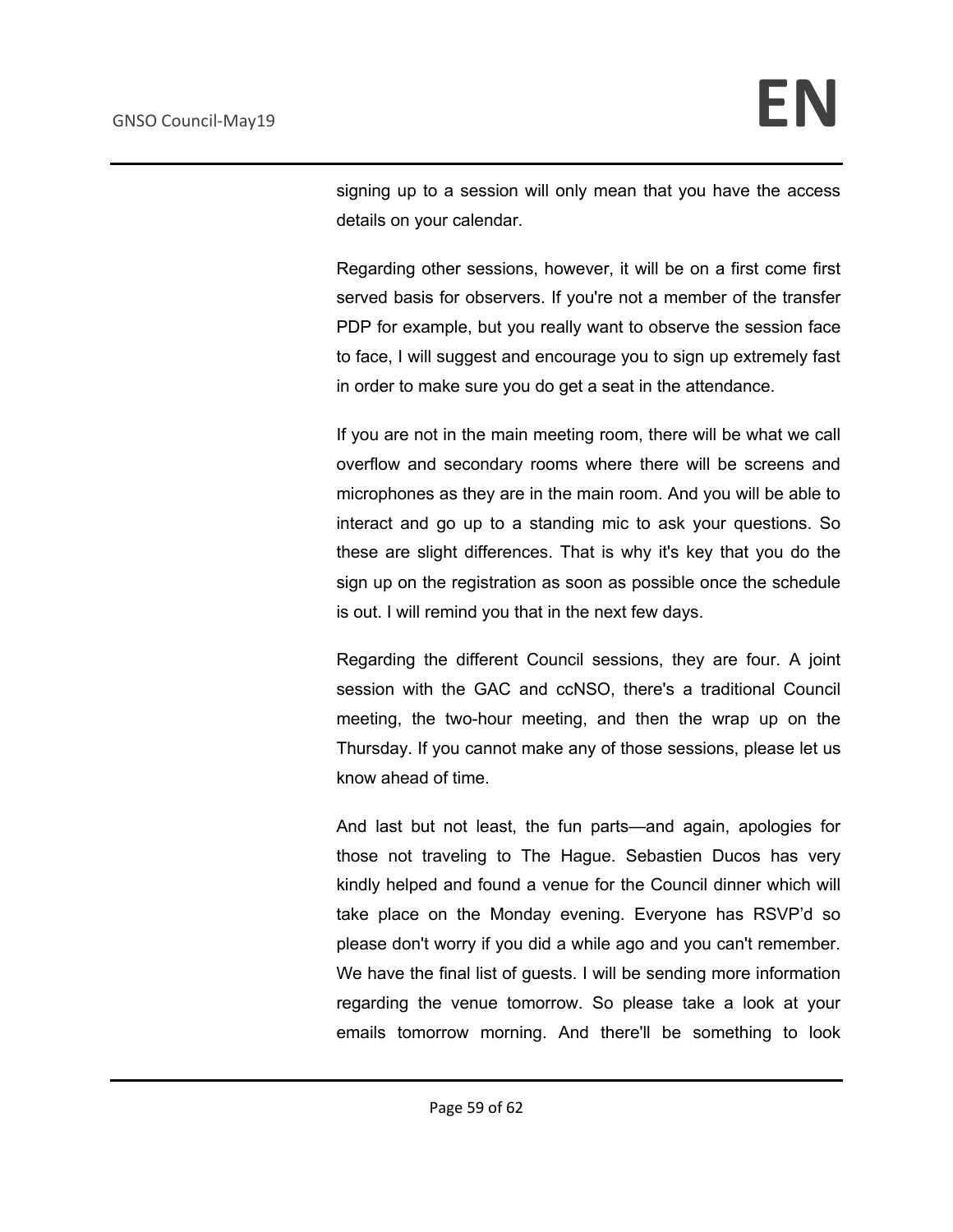signing up to a session will only mean that you have the access details on your calendar.

Regarding other sessions, however, it will be on a first come first served basis for observers. If you're not a member of the transfer PDP for example, but you really want to observe the session face to face, I will suggest and encourage you to sign up extremely fast in order to make sure you do get a seat in the attendance.

If you are not in the main meeting room, there will be what we call overflow and secondary rooms where there will be screens and microphones as they are in the main room. And you will be able to interact and go up to a standing mic to ask your questions. So these are slight differences. That is why it's key that you do the sign up on the registration as soon as possible once the schedule is out. I will remind you that in the next few days.

Regarding the different Council sessions, they are four. A joint session with the GAC and ccNSO, there's a traditional Council meeting, the two-hour meeting, and then the wrap up on the Thursday. If you cannot make any of those sessions, please let us know ahead of time.

And last but not least, the fun parts—and again, apologies for those not traveling to The Hague. Sebastien Ducos has very kindly helped and found a venue for the Council dinner which will take place on the Monday evening. Everyone has RSVP'd so please don't worry if you did a while ago and you can't remember. We have the final list of guests. I will be sending more information regarding the venue tomorrow. So please take a look at your emails tomorrow morning. And there'll be something to look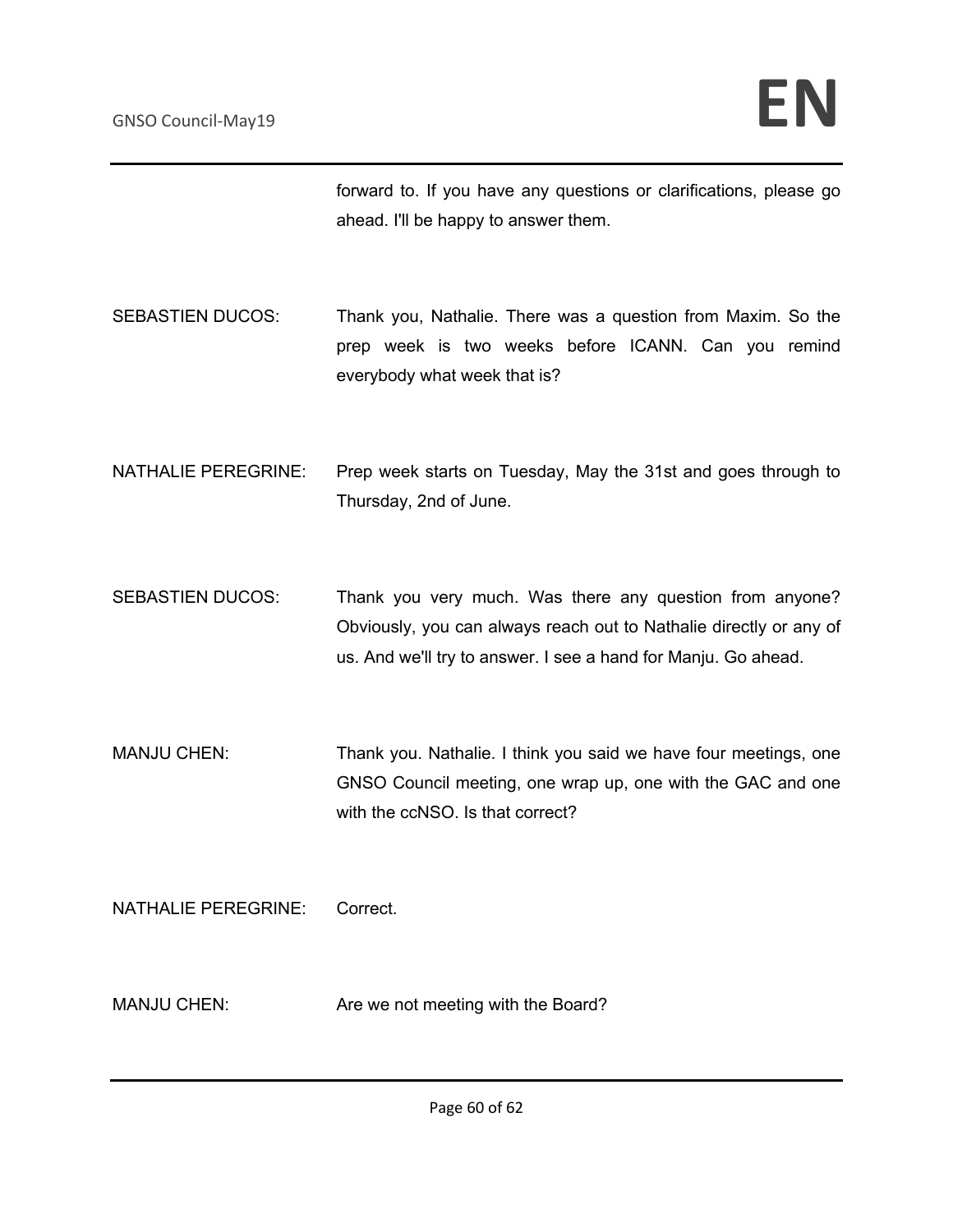forward to. If you have any questions or clarifications, please go ahead. I'll be happy to answer them.

SEBASTIEN DUCOS: Thank you, Nathalie. There was a question from Maxim. So the prep week is two weeks before ICANN. Can you remind everybody what week that is?

NATHALIE PEREGRINE: Prep week starts on Tuesday, May the 31st and goes through to Thursday, 2nd of June.

SEBASTIEN DUCOS: Thank you very much. Was there any question from anyone? Obviously, you can always reach out to Nathalie directly or any of us. And we'll try to answer. I see a hand for Manju. Go ahead.

MANJU CHEN: Thank you. Nathalie. I think you said we have four meetings, one GNSO Council meeting, one wrap up, one with the GAC and one with the ccNSO. Is that correct?

NATHALIE PEREGRINE: Correct.

MANJU CHEN: Are we not meeting with the Board?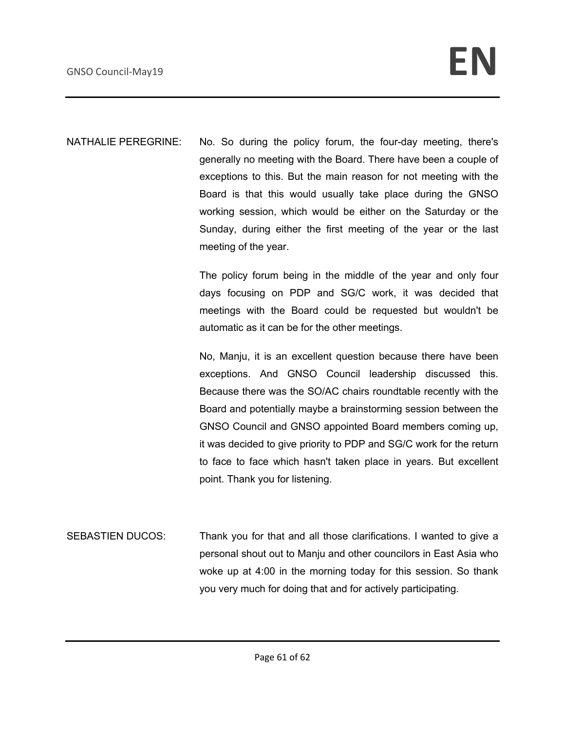NATHALIE PEREGRINE: No. So during the policy forum, the four-day meeting, there's generally no meeting with the Board. There have been a couple of exceptions to this. But the main reason for not meeting with the Board is that this would usually take place during the GNSO working session, which would be either on the Saturday or the Sunday, during either the first meeting of the year or the last meeting of the year.

The policy forum being in the middle of the year and only four days focusing on PDP and SG/C work, it was decided that meetings with the Board could be requested but wouldn't be automatic as it can be for the other meetings.

No, Manju, it is an excellent question because there have been exceptions. And GNSO Council leadership discussed this. Because there was the SO/AC chairs roundtable recently with the Board and potentially maybe a brainstorming session between the GNSO Council and GNSO appointed Board members coming up, it was decided to give priority to PDP and SG/C work for the return to face to face which hasn't taken place in years. But excellent point. Thank you for listening.

SEBASTIEN DUCOS: Thank you for that and all those clarifications. I wanted to give a personal shout out to Manju and other councilors in East Asia who woke up at 4:00 in the morning today for this session. So thank you very much for doing that and for actively participating.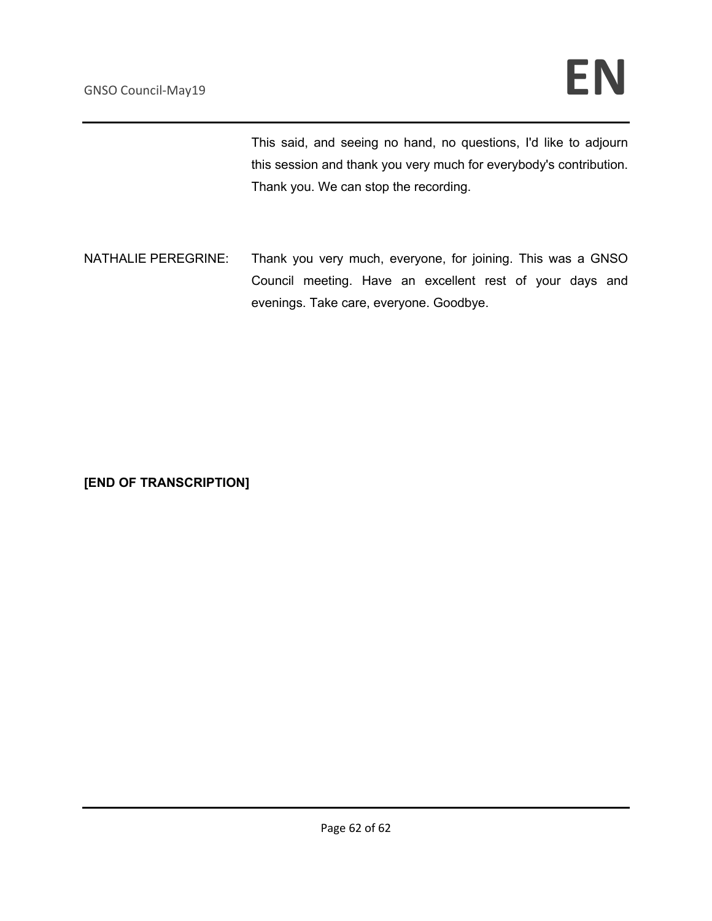This said, and seeing no hand, no questions, I'd like to adjourn this session and thank you very much for everybody's contribution. Thank you. We can stop the recording.

NATHALIE PEREGRINE: Thank you very much, everyone, for joining. This was a GNSO Council meeting. Have an excellent rest of your days and evenings. Take care, everyone. Goodbye.

**[END OF TRANSCRIPTION]**